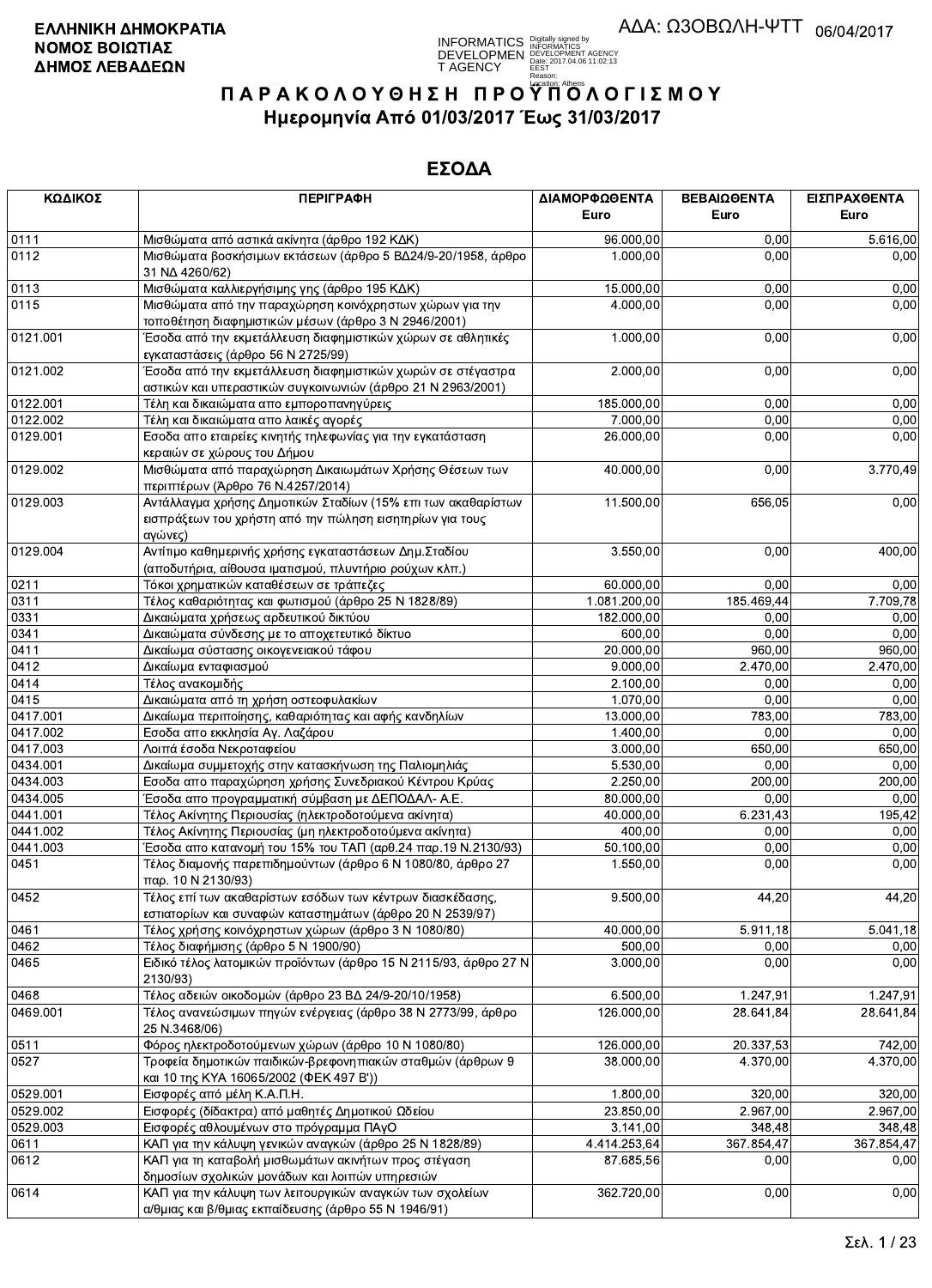**ΕΛΛΗΝΙΚΗ ΔΗΜΟΚΡΑΤΙΑ**
**ΝΟΜΟΣ ΒΟΙΩΤΙΑΣ**
**ΔΗΜΟΣ ΛΕΒΑΔΕΩΝ**

ΑΔΑ: ΩΣΟΒΩΛΗ-ΨΤΤ 06/04/2017

# Π Α Ρ Α Κ Ο Λ Ο Υ Θ Η Σ Η   Π Ρ Ο Υ Π Ο Λ Ο Γ Ι Σ Μ Ο Υ

## Ημερομηνία Από 01/03/2017 Έως 31/03/2017

## ΕΣΟΔΑ

| ΚΩΔΙΚΟΣ | ΠΕΡΙΓΡΑΦΗ | ΔΙΑΜΟΡΦΩΘΕΝΤΑ Euro | ΒΕΒΑΙΩΘΕΝΤΑ Euro | ΕΙΣΠΡΑΧΘΕΝΤΑ Euro |
|---|---|---|---|---|
| 0111 | Μισθώματα από αστικά ακίνητα (άρθρο 192 ΚΔΚ) | 96.000,00 | 0,00 | 5.616,00 |
| 0112 | Μισθώματα βοσκήσιμων εκτάσεων (άρθρο 5 ΒΔ24/9-20/1958, άρθρο 31 ΝΔ 4260/62) | 1.000,00 | 0,00 | 0,00 |
| 0113 | Μισθώματα καλλιεργήσιμης γης (άρθρο 195 ΚΔΚ) | 15.000,00 | 0,00 | 0,00 |
| 0115 | Μισθώματα από την παραχώρηση κοινόχρηστων χώρων για την τοποθέτηση διαφημιστικών μέσων (άρθρο 3 Ν 2946/2001) | 4.000,00 | 0,00 | 0,00 |
| 0121.001 | Έσοδα από την εκμετάλλευση διαφημιστικών χώρων σε αθλητικές εγκαταστάσεις (άρθρο 56 Ν 2725/99) | 1.000,00 | 0,00 | 0,00 |
| 0121.002 | Έσοδα από την εκμετάλλευση διαφημιστικών χωρών σε στέγαστρα αστικών και υπεραστικών συγκοινωνιών (άρθρο 21 Ν 2963/2001) | 2.000,00 | 0,00 | 0,00 |
| 0122.001 | Τέλη και δικαιώματα απο εμποροπανηγύρεις | 185.000,00 | 0,00 | 0,00 |
| 0122.002 | Τέλη και δικαιώματα απο λαικές αγορές | 7.000,00 | 0,00 | 0,00 |
| 0129.001 | Εσοδα απο εταιρείες κινητής τηλεφωνίας για την εγκατάσταση κεραιών σε χώρους του Δήμου | 26.000,00 | 0,00 | 0,00 |
| 0129.002 | Μισθώματα από παραχώρηση Δικαιωμάτων Χρήσης Θέσεων των περιπτέρων (Άρθρο 76 Ν.4257/2014) | 40.000,00 | 0,00 | 3.770,49 |
| 0129.003 | Αντάλλαγμα χρήσης Δημοτικών Σταδίων (15% επι των ακαθαρίστων εισπράξεων του χρήστη από την πώληση εισιτηρίων για τους αγώνες) | 11.500,00 | 656,05 | 0,00 |
| 0129.004 | Αντίτιμο καθημερινής χρήσης εγκαταστάσεων Δημ.Σταδίου (αποδυτήρια, αίθουσα ιματισμού, πλυντήριο ρούχων κλπ.) | 3.550,00 | 0,00 | 400,00 |
| 0211 | Τόκοι χρηματικών καταθέσεων σε τράπεζες | 60.000,00 | 0,00 | 0,00 |
| 0311 | Τέλος καθαριότητας και φωτισμού (άρθρο 25 Ν 1828/89) | 1.081.200,00 | 185.469,44 | 7.709,78 |
| 0331 | Δικαιώματα χρήσεως αρδευτικού δικτύου | 182.000,00 | 0,00 | 0,00 |
| 0341 | Δικαιώματα σύνδεσης με το αποχετευτικό δίκτυο | 600,00 | 0,00 | 0,00 |
| 0411 | Δικαίωμα σύστασης οικογενειακού τάφου | 20.000,00 | 960,00 | 960,00 |
| 0412 | Δικαίωμα ενταφιασμού | 9.000,00 | 2.470,00 | 2.470,00 |
| 0414 | Τέλος ανακομιδής | 2.100,00 | 0,00 | 0,00 |
| 0415 | Δικαιώματα από τη χρήση οστεοφυλακίων | 1.070,00 | 0,00 | 0,00 |
| 0417.001 | Δικαίωμα περιποίησης, καθαριότητας και αφής κανδηλίων | 13.000,00 | 783,00 | 783,00 |
| 0417.002 | Εσοδα απο εκκλησία Αγ. Λαζάρου | 1.400,00 | 0,00 | 0,00 |
| 0417.003 | Λοιπά έσοδα Νεκροταφείου | 3.000,00 | 650,00 | 650,00 |
| 0434.001 | Δικαίωμα συμμετοχής στην κατασκήνωση της Παλιομηλιάς | 5.530,00 | 0,00 | 0,00 |
| 0434.003 | Εσοδα απο παραχώρηση χρήσης Συνεδριακού Κέντρου Κρύας | 2.250,00 | 200,00 | 200,00 |
| 0434.005 | Έσοδα απο προγραμματική σύμβαση με ΔΕΠΟΔΑΛ- Α.Ε. | 80.000,00 | 0,00 | 0,00 |
| 0441.001 | Τέλος Ακίνητης Περιουσίας (ηλεκτροδοτούμενα ακίνητα) | 40.000,00 | 6.231,43 | 195,42 |
| 0441.002 | Τέλος Ακίνητης Περιουσίας (μη ηλεκτροδοτούμενα ακίνητα) | 400,00 | 0,00 | 0,00 |
| 0441.003 | Έσοδα απο κατανομή του 15% του ΤΑΠ (αρθ.24 παρ.19 Ν.2130/93) | 50.100,00 | 0,00 | 0,00 |
| 0451 | Τέλος διαμονής παρεπιδημούντων (άρθρο 6 Ν 1080/80, άρθρο 27 παρ. 10 Ν 2130/93) | 1.550,00 | 0,00 | 0,00 |
| 0452 | Τέλος επί των ακαθαρίστων εσόδων των κέντρων διασκέδασης, εστιατορίων και συναφών καταστημάτων (άρθρο 20 Ν 2539/97) | 9.500,00 | 44,20 | 44,20 |
| 0461 | Τέλος χρήσης κοινόχρηστων χώρων (άρθρο 3 Ν 1080/80) | 40.000,00 | 5.911,18 | 5.041,18 |
| 0462 | Τέλος διαφήμισης (άρθρο 5 Ν 1900/90) | 500,00 | 0,00 | 0,00 |
| 0465 | Ειδικό τέλος λατομικών προϊόντων (άρθρο 15 Ν 2115/93, άρθρο 27 Ν 2130/93) | 3.000,00 | 0,00 | 0,00 |
| 0468 | Τέλος αδειών οικοδομών (άρθρο 23 ΒΔ 24/9-20/10/1958) | 6.500,00 | 1.247,91 | 1.247,91 |
| 0469.001 | Τέλος ανανεώσιμων πηγών ενέργειας (άρθρο 38 Ν 2773/99, άρθρο 25 Ν.3468/06) | 126.000,00 | 28.641,84 | 28.641,84 |
| 0511 | Φόρος ηλεκτροδοτούμενων χώρων (άρθρο 10 Ν 1080/80) | 126.000,00 | 20.337,53 | 742,00 |
| 0527 | Τροφεία δημοτικών παιδικών-βρεφονηπιακών σταθμών (άρθρων 9 και 10 της ΚΥΑ 16065/2002 (ΦΕΚ 497 Β')) | 38.000,00 | 4.370,00 | 4.370,00 |
| 0529.001 | Εισφορές από μέλη Κ.Α.Π.Η. | 1.800,00 | 320,00 | 320,00 |
| 0529.002 | Εισφορές (δίδακτρα) από μαθητές Δημοτικού Ωδείου | 23.850,00 | 2.967,00 | 2.967,00 |
| 0529.003 | Εισφορές αθλουμένων στο πρόγραμμα ΠΑγΟ | 3.141,00 | 348,48 | 348,48 |
| 0611 | ΚΑΠ για την κάλυψη γενικών αναγκών (άρθρο 25 Ν 1828/89) | 4.414.253,64 | 367.854,47 | 367.854,47 |
| 0612 | ΚΑΠ για τη καταβολή μισθωμάτων ακινήτων προς στέγαση δημοσίων σχολικών μονάδων και λοιπών υπηρεσιών | 87.685,56 | 0,00 | 0,00 |
| 0614 | ΚΑΠ για την κάλυψη των λειτουργικών αναγκών των σχολείων α/θμιας και β/θμιας εκπαίδευσης (άρθρο 55 Ν 1946/91) | 362.720,00 | 0,00 | 0,00 |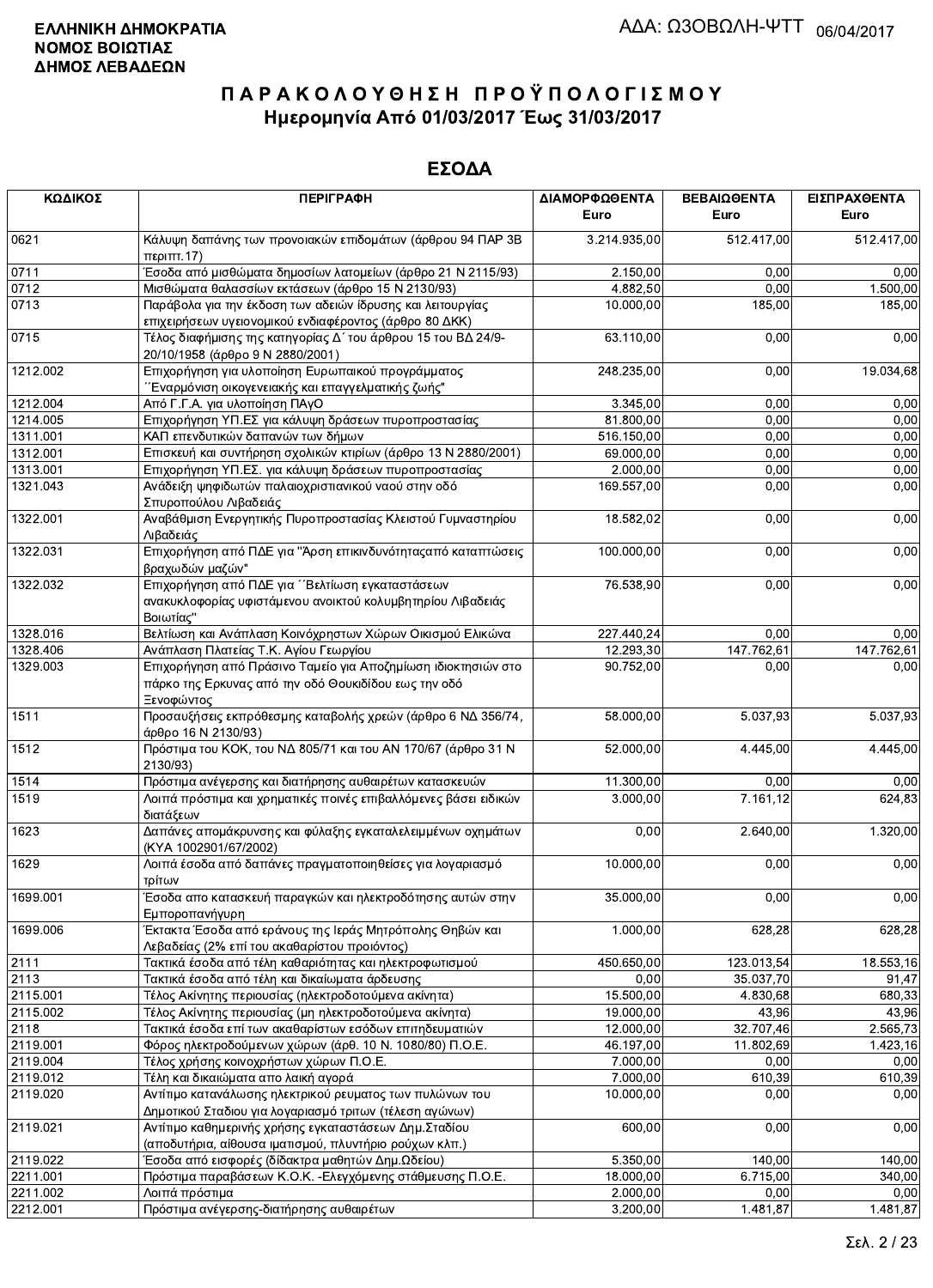**ΕΛΛΗΝΙΚΗ ΔΗΜΟΚΡΑΤΙΑ**
**ΝΟΜΟΣ ΒΟΙΩΤΙΑΣ**
**ΔΗΜΟΣ ΛΕΒΑΔΕΩΝ**

ΑΔΑ: ΩΖΟΒΩΛΗ-ΨΤΤ 06/04/2017

# Π Α Ρ Α Κ Ο Λ Ο Υ Θ Η Σ Η   Π Ρ Ο Ϋ Π Ο Λ Ο Γ Ι Σ Μ Ο Υ
## Ημερομηνία Από 01/03/2017 Έως 31/03/2017

## ΕΣΟΔΑ

| ΚΩΔΙΚΟΣ | ΠΕΡΙΓΡΑΦΗ | ΔΙΑΜΟΡΦΩΘΕΝΤΑ Euro | ΒΕΒΑΙΩΘΕΝΤΑ Euro | ΕΙΣΠΡΑΧΘΕΝΤΑ Euro |
|---|---|---|---|---|
| 0621 | Κάλυψη δαπάνης των προνοιακών επιδομάτων (άρθρου 94 ΠΑΡ 3Β περιπτ.17) | 3.214.935,00 | 512.417,00 | 512.417,00 |
| 0711 | Έσοδα από μισθώματα δημοσίων λατομείων (άρθρο 21 Ν 2115/93) | 2.150,00 | 0,00 | 0,00 |
| 0712 | Μισθώματα θαλασσίων εκτάσεων (άρθρο 15 Ν 2130/93) | 4.882,50 | 0,00 | 1.500,00 |
| 0713 | Παράβολα για την έκδοση των αδειών ίδρυσης και λειτουργίας επιχειρήσεων υγειονομικού ενδιαφέροντος (άρθρο 80 ΔΚΚ) | 10.000,00 | 185,00 | 185,00 |
| 0715 | Τέλος διαφήμισης της κατηγορίας Δ΄ του άρθρου 15 του ΒΔ 24/9-20/10/1958 (άρθρο 9 Ν 2880/2001) | 63.110,00 | 0,00 | 0,00 |
| 1212.002 | Επιχορήγηση για υλοποίηση Ευρωπαικού προγράμματος ΄΄Εναρμόνιση οικογενειακής και επαγγελματικής ζωής" | 248.235,00 | 0,00 | 19.034,68 |
| 1212.004 | Από Γ.Γ.Α. για υλοποίηση ΠΑγΟ | 3.345,00 | 0,00 | 0,00 |
| 1214.005 | Επιχορήγηση ΥΠ.ΕΣ για κάλυψη δράσεων πυροπροστασίας | 81.800,00 | 0,00 | 0,00 |
| 1311.001 | ΚΑΠ επενδυτικών δαπανών των δήμων | 516.150,00 | 0,00 | 0,00 |
| 1312.001 | Επισκευή και συντήρηση σχολικών κτιρίων (άρθρο 13 Ν 2880/2001) | 69.000,00 | 0,00 | 0,00 |
| 1313.001 | Επιχορήγηση ΥΠ.ΕΣ. για κάλυψη δράσεων πυροπροστασίας | 2.000,00 | 0,00 | 0,00 |
| 1321.043 | Ανάδειξη ψηφιδωτών παλαιοχριστιανικού ναού στην οδό Σπυροπούλου Λιβαδειάς | 169.557,00 | 0,00 | 0,00 |
| 1322.001 | Αναβάθμιση Ενεργητικής Πυροπροστασίας Κλειστού Γυμναστηρίου Λιβαδειάς | 18.582,02 | 0,00 | 0,00 |
| 1322.031 | Επιχορήγηση από ΠΔΕ για "Άρση επικινδυνότηταςαπό καταπτώσεις βραχωδών μαζών" | 100.000,00 | 0,00 | 0,00 |
| 1322.032 | Επιχορήγηση από ΠΔΕ για ΄΄Βελτίωση εγκαταστάσεων ανακυκλοφορίας υφιστάμενου ανοικτού κολυμβητηρίου Λιβαδειάς Βοιωτίας" | 76.538,90 | 0,00 | 0,00 |
| 1328.016 | Βελτίωση και Ανάπλαση Κοινόχρηστων Χώρων Οικισμού Ελικώνα | 227.440,24 | 0,00 | 0,00 |
| 1328.406 | Ανάπλαση Πλατείας Τ.Κ. Αγίου Γεωργίου | 12.293,30 | 147.762,61 | 147.762,61 |
| 1329.003 | Επιχορήγηση από Πράσινο Ταμείο για Αποζημίωση ιδιοκτησιών στο πάρκο της Ερκυνας από την οδό Θουκιδίδου εως την οδό Ξενοφώντος | 90.752,00 | 0,00 | 0,00 |
| 1511 | Προσαυξήσεις εκπρόθεσμης καταβολής χρεών (άρθρο 6 ΝΔ 356/74, άρθρο 16 Ν 2130/93) | 58.000,00 | 5.037,93 | 5.037,93 |
| 1512 | Πρόστιμα του ΚΟΚ, του ΝΔ 805/71 και του ΑΝ 170/67 (άρθρο 31 Ν 2130/93) | 52.000,00 | 4.445,00 | 4.445,00 |
| 1514 | Πρόστιμα ανέγερσης και διατήρησης αυθαιρέτων κατασκευών | 11.300,00 | 0,00 | 0,00 |
| 1519 | Λοιπά πρόστιμα και χρηματικές ποινές επιβαλλόμενες βάσει ειδικών διατάξεων | 3.000,00 | 7.161,12 | 624,83 |
| 1623 | Δαπάνες απομάκρυνσης και φύλαξης εγκαταλελειμμένων οχημάτων (ΚΥΑ 1002901/67/2002) | 0,00 | 2.640,00 | 1.320,00 |
| 1629 | Λοιπά έσοδα από δαπάνες πραγματοποιηθείσες για λογαριασμό τρίτων | 10.000,00 | 0,00 | 0,00 |
| 1699.001 | Έσοδα απο κατασκευή παραγκών και ηλεκτροδότησης αυτών στην Εμποροπανήγυρη | 35.000,00 | 0,00 | 0,00 |
| 1699.006 | Έκτακτα Έσοδα από εράνους της Ιεράς Μητρόπολης Θηβών και Λεβαδείας (2% επί του ακαθαρίστου προιόντος) | 1.000,00 | 628,28 | 628,28 |
| 2111 | Τακτικά έσοδα από τέλη καθαριότητας και ηλεκτροφωτισμού | 450.650,00 | 123.013,54 | 18.553,16 |
| 2113 | Τακτικά έσοδα από τέλη και δικαίωματα άρδευσης | 0,00 | 35.037,70 | 91,47 |
| 2115.001 | Τέλος Ακίνητης περιουσίας (ηλεκτροδοτούμενα ακίνητα) | 15.500,00 | 4.830,68 | 680,33 |
| 2115.002 | Τέλος Ακίνητης περιουσίας (μη ηλεκτροδοτούμενα ακίνητα) | 19.000,00 | 43,96 | 43,96 |
| 2118 | Τακτικά έσοδα επί των ακαθαρίστων εσόδων επιτηδευματιών | 12.000,00 | 32.707,46 | 2.565,73 |
| 2119.001 | Φόρος ηλεκτροδοτούμενων χώρων (άρθ. 10 Ν. 1080/80) Π.Ο.Ε. | 46.197,00 | 11.802,69 | 1.423,16 |
| 2119.004 | Τέλος χρήσης κοινοχρήστων χώρων Π.Ο.Ε. | 7.000,00 | 0,00 | 0,00 |
| 2119.012 | Τέλη και δικαιώματα απο λαική αγορά | 7.000,00 | 610,39 | 610,39 |
| 2119.020 | Αντίτιμο κατανάλωσης ηλεκτρικού ρευματος των πυλώνων του Δημοτικού Σταδιου για λογαριασμό τριτων (τέλεση αγώνων) | 10.000,00 | 0,00 | 0,00 |
| 2119.021 | Αντίτιμο καθημερινής χρήσης εγκαταστάσεων Δημ.Σταδίου (αποδυτήρια, αίθουσα ιματισμού, πλυντήριο ρούχων κλπ.) | 600,00 | 0,00 | 0,00 |
| 2119.022 | Έσοδα από εισφορές (δίδακτρα μαθητών Δημ.Ωδείου) | 5.350,00 | 140,00 | 140,00 |
| 2211.001 | Πρόστιμα παραβάσεων Κ.Ο.Κ. -Ελεγχόμενης στάθμευσης Π.Ο.Ε. | 18.000,00 | 6.715,00 | 340,00 |
| 2211.002 | Λοιπά πρόστιμα | 2.000,00 | 0,00 | 0,00 |
| 2212.001 | Πρόστιμα ανέγερσης-διατήρησης αυθαιρέτων | 3.200,00 | 1.481,87 | 1.481,87 |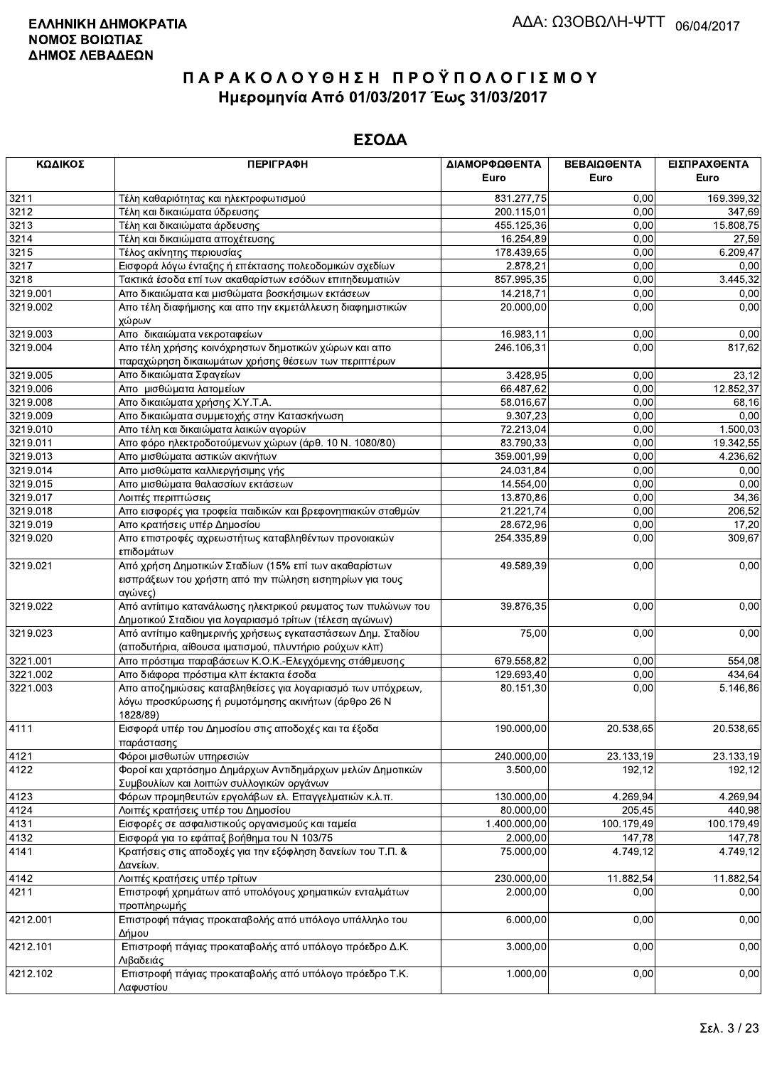**ΕΛΛΗΝΙΚΗ ΔΗΜΟΚΡΑΤΙΑ**
**ΝΟΜΟΣ ΒΟΙΩΤΙΑΣ**
**ΔΗΜΟΣ ΛΕΒΑΔΕΩΝ**

ΑΔΑ: ΩΞΟΒΩΛΗ-ΨΤΤ 06/04/2017

# Π Α Ρ Α Κ Ο Λ Ο Υ Θ Η Σ Η   Π Ρ Ο Ϋ Π Ο Λ Ο Γ Ι Σ Μ Ο Υ
## Ημερομηνία Από 01/03/2017 Έως 31/03/2017

## ΕΣΟΔΑ

| ΚΩΔΙΚΟΣ | ΠΕΡΙΓΡΑΦΗ | ΔΙΑΜΟΡΦΩΘΕΝΤΑ Euro | ΒΕΒΑΙΩΘΕΝΤΑ Euro | ΕΙΣΠΡΑΧΘΕΝΤΑ Euro |
|---|---|---|---|---|
| 3211 | Τέλη καθαριότητας και ηλεκτροφωτισμού | 831.277,75 | 0,00 | 169.399,32 |
| 3212 | Τέλη και δικαιώματα ύδρευσης | 200.115,01 | 0,00 | 347,69 |
| 3213 | Τέλη και δικαιώματα άρδευσης | 455.125,36 | 0,00 | 15.808,75 |
| 3214 | Τέλη και δικαιώματα αποχέτευσης | 16.254,89 | 0,00 | 27,59 |
| 3215 | Τέλος ακίνητης περιουσίας | 178.439,65 | 0,00 | 6.209,47 |
| 3217 | Εισφορά λόγω ένταξης ή επέκτασης πολεοδομικών σχεδίων | 2.878,21 | 0,00 | 0,00 |
| 3218 | Τακτικά έσοδα επί των ακαθαρίστων εσόδων επιτηδευματιών | 857.995,35 | 0,00 | 3.445,32 |
| 3219.001 | Απο δικαιώματα και μισθώματα βοσκήσιμων εκτάσεων | 14.218,71 | 0,00 | 0,00 |
| 3219.002 | Απο τέλη διαφήμισης και απο την εκμετάλλευση διαφημιστικών χώρων | 20.000,00 | 0,00 | 0,00 |
| 3219.003 | Απο δικαιώματα νεκροταφείων | 16.983,11 | 0,00 | 0,00 |
| 3219.004 | Απο τέλη χρήσης κοινόχρηστων δημοτικών χώρων και απο παραχώρηση δικαιωμάτων χρήσης θέσεων των περιπτέρων | 246.106,31 | 0,00 | 817,62 |
| 3219.005 | Απο δικαιώματα Σφαγείων | 3.428,95 | 0,00 | 23,12 |
| 3219.006 | Απο μισθώματα λατομείων | 66.487,62 | 0,00 | 12.852,37 |
| 3219.008 | Απο δικαιώματα χρήσης Χ.Υ.Τ.Α. | 58.016,67 | 0,00 | 68,16 |
| 3219.009 | Απο δικαιώματα συμμετοχής στην Κατασκήνωση | 9.307,23 | 0,00 | 0,00 |
| 3219.010 | Απο τέλη και δικαιώματα λαικών αγορών | 72.213,04 | 0,00 | 1.500,03 |
| 3219.011 | Απο φόρο ηλεκτροδοτούμενων χώρων (άρθ. 10 Ν. 1080/80) | 83.790,33 | 0,00 | 19.342,55 |
| 3219.013 | Απο μισθώματα αστικών ακινήτων | 359.001,99 | 0,00 | 4.236,62 |
| 3219.014 | Απο μισθώματα καλλιεργήσιμης γής | 24.031,84 | 0,00 | 0,00 |
| 3219.015 | Απο μισθώματα θαλασσίων εκτάσεων | 14.554,00 | 0,00 | 0,00 |
| 3219.017 | Λοιπές περιπτώσεις | 13.870,86 | 0,00 | 34,36 |
| 3219.018 | Απο εισφορές για τροφεία παιδικών και βρεφονηπιακών σταθμών | 21.221,74 | 0,00 | 206,52 |
| 3219.019 | Απο κρατήσεις υπέρ Δημοσίου | 28.672,96 | 0,00 | 17,20 |
| 3219.020 | Απο επιστροφές αχρεωστήτως καταβληθέντων προνοιακών επιδομάτων | 254.335,89 | 0,00 | 309,67 |
| 3219.021 | Από χρήση Δημοτικών Σταδίων (15% επί των ακαθαρίστων εισπράξεων του χρήστη από την πώληση εισητηρίων για τους αγώνες) | 49.589,39 | 0,00 | 0,00 |
| 3219.022 | Από αντίιτιμο κατανάλωσης ηλεκτρικού ρευματος των πυλώνων του Δημοτικού Σταδιου για λογαριασμό τρίτων (τέλεση αγώνων) | 39.876,35 | 0,00 | 0,00 |
| 3219.023 | Από αντίιτιμο καθημερινής χρήσεως εγκαταστάσεων Δημ. Σταδίου (αποδυτήρια, αίθουσα ιματισμού, πλυντήριο ρούχων κλπ) | 75,00 | 0,00 | 0,00 |
| 3221.001 | Απο πρόστιμα παραβάσεων Κ.Ο.Κ.-Ελεγχόμενης στάθμευσης | 679.558,82 | 0,00 | 554,08 |
| 3221.002 | Απο διάφορα πρόστιμα κλπ έκτακτα έσοδα | 129.693,40 | 0,00 | 434,64 |
| 3221.003 | Απο αποζημιώσεις καταβληθείσες για λογαριασμό των υπόχρεων, λόγω προσκύρωσης ή ρυμοτόμησης ακινήτων (άρθρο 26 Ν 1828/89) | 80.151,30 | 0,00 | 5.146,86 |
| 4111 | Εισφορά υπέρ του Δημοσίου στις αποδοχές και τα έξοδα παράστασης | 190.000,00 | 20.538,65 | 20.538,65 |
| 4121 | Φόροι μισθωτών υπηρεσιών | 240.000,00 | 23.133,19 | 23.133,19 |
| 4122 | Φοροί και χαρτόσημο Δημάρχων Αντιδημάρχων μελών Δημοτικών Συμβουλίων και λοιπών συλλογικών οργάνων | 3.500,00 | 192,12 | 192,12 |
| 4123 | Φόρων προμηθευτών εργολάβων ελ. Επαγγελματιών κ.λ.π. | 130.000,00 | 4.269,94 | 4.269,94 |
| 4124 | Λοιπές κρατήσεις υπέρ του Δημοσίου | 80.000,00 | 205,45 | 440,98 |
| 4131 | Εισφορές σε ασφαλιστικούς οργανισμούς και ταμεία | 1.400.000,00 | 100.179,49 | 100.179,49 |
| 4132 | Εισφορά για το εφάπαξ βοήθημα του Ν 103/75 | 2.000,00 | 147,78 | 147,78 |
| 4141 | Κρατήσεις στις αποδοχές για την εξόφληση δανείων του Τ.Π. & Δανείων. | 75.000,00 | 4.749,12 | 4.749,12 |
| 4142 | Λοιπές κρατήσεις υπέρ τρίτων | 230.000,00 | 11.882,54 | 11.882,54 |
| 4211 | Επιστροφή χρημάτων από υπολόγους χρηματικών ενταλμάτων προπληρωμής | 2.000,00 | 0,00 | 0,00 |
| 4212.001 | Επιστροφή πάγιας προκαταβολής από υπόλογο υπάλληλο του Δήμου | 6.000,00 | 0,00 | 0,00 |
| 4212.101 | Επιστροφή πάγιας προκαταβολής από υπόλογο πρόεδρο Δ.Κ. Λιβαδειάς | 3.000,00 | 0,00 | 0,00 |
| 4212.102 | Επιστροφή πάγιας προκαταβολής από υπόλογο πρόεδρο Τ.Κ. Λαφυστίου | 1.000,00 | 0,00 | 0,00 |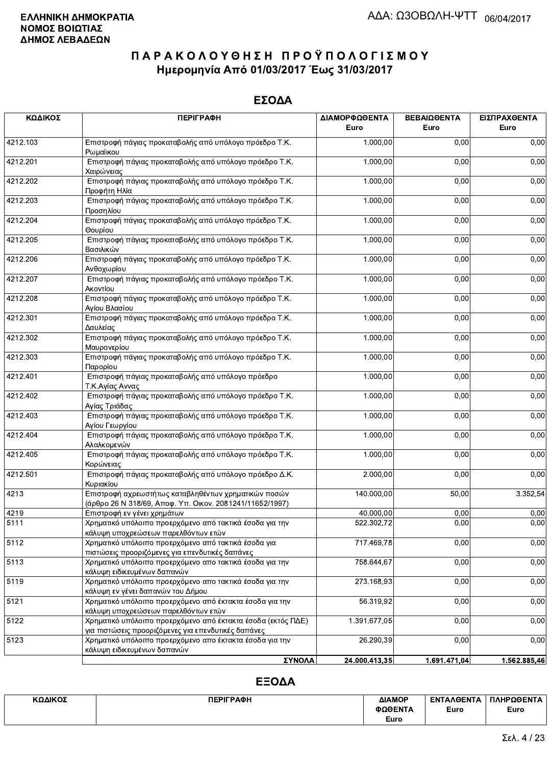**ΕΛΛΗΝΙΚΗ ΔΗΜΟΚΡΑΤΙΑ**
**ΝΟΜΟΣ ΒΟΙΩΤΙΑΣ**
**ΔΗΜΟΣ ΛΕΒΑΔΕΩΝ**

ΑΔΑ: Ω3ΟΒΩΛΗ-ΨΤΤ 06/04/2017

# ΠΑΡΑΚΟΛΟΥΘΗΣΗ ΠΡΟΫΠΟΛΟΓΙΣΜΟΥ
## Ημερομηνία Από 01/03/2017 Έως 31/03/2017

## ΕΣΟΔΑ

| ΚΩΔΙΚΟΣ | ΠΕΡΙΓΡΑΦΗ | ΔΙΑΜΟΡΦΩΘΕΝΤΑ Euro | ΒΕΒΑΙΩΘΕΝΤΑ Euro | ΕΙΣΠΡΑΧΘΕΝΤΑ Euro |
|---|---|---|---|---|
| 4212.103 | Επιστροφή πάγιας προκαταβολής από υπόλογο πρόεδρο Τ.Κ. Ρωμαίικου | 1.000,00 | 0,00 | 0,00 |
| 4212.201 | Επιστροφή πάγιας προκαταβολής από υπόλογο πρόεδρο Τ.Κ. Χαιρώνειας | 1.000,00 | 0,00 | 0,00 |
| 4212.202 | Επιστροφή πάγιας προκαταβολής από υπόλογο πρόεδρο Τ.Κ. Προφήτη Ηλία | 1.000,00 | 0,00 | 0,00 |
| 4212.203 | Επιστροφή πάγιας προκαταβολής από υπόλογο πρόεδρο Τ.Κ. Προσηλίου | 1.000,00 | 0,00 | 0,00 |
| 4212.204 | Επιστροφή πάγιας προκαταβολής από υπόλογο πρόεδρο Τ.Κ. Θουρίου | 1.000,00 | 0,00 | 0,00 |
| 4212.205 | Επιστροφή πάγιας προκαταβολής από υπόλογο πρόεδρο Τ.Κ. Βασιλικών | 1.000,00 | 0,00 | 0,00 |
| 4212.206 | Επιστροφή πάγιας προκαταβολής από υπόλογο πρόεδρο Τ.Κ. Ανθοχωρίου | 1.000,00 | 0,00 | 0,00 |
| 4212.207 | Επιστροφή πάγιας προκαταβολής από υπόλογο πρόεδρο Τ.Κ. Ακοντίου | 1.000,00 | 0,00 | 0,00 |
| 4212.208 | Επιστροφή πάγιας προκαταβολής από υπόλογο πρόεδρο Τ.Κ. Αγίου Βλασίου | 1.000,00 | 0,00 | 0,00 |
| 4212.301 | Επιστροφή πάγιας προκαταβολής από υπόλογο πρόεδρο Τ.Κ. Δαυλείας | 1.000,00 | 0,00 | 0,00 |
| 4212.302 | Επιστροφή πάγιας προκαταβολής από υπόλογο πρόεδρο Τ.Κ. Μαυρονερίου | 1.000,00 | 0,00 | 0,00 |
| 4212.303 | Επιστροφή πάγιας προκαταβολής από υπόλογο πρόεδρο Τ.Κ. Παρορίου | 1.000,00 | 0,00 | 0,00 |
| 4212.401 | Επιστροφή πάγιας προκαταβολής από υπόλογο πρόεδρο Τ.Κ.Αγίας Αννας | 1.000,00 | 0,00 | 0,00 |
| 4212.402 | Επιστροφή πάγιας προκαταβολής από υπόλογο πρόεδρο Τ.Κ. Αγίας Τριάδας | 1.000,00 | 0,00 | 0,00 |
| 4212.403 | Επιστροφή πάγιας προκαταβολής από υπόλογο πρόεδρο Τ.Κ. Αγίου Γεωργίου | 1.000,00 | 0,00 | 0,00 |
| 4212.404 | Επιστροφή πάγιας προκαταβολής από υπόλογο πρόεδρο Τ.Κ. Αλαλκομενών | 1.000,00 | 0,00 | 0,00 |
| 4212.405 | Επιστροφή πάγιας προκαταβολής από υπόλογο πρόεδρο Τ.Κ. Κορώνειας | 1.000,00 | 0,00 | 0,00 |
| 4212.501 | Επιστροφή πάγιας προκαταβολής από υπόλογο πρόεδρο Δ.Κ. Κυριακίου | 2.000,00 | 0,00 | 0,00 |
| 4213 | Επιστροφή αχρεωστήτως καταβληθέντων χρηματικών ποσών (άρθρο 26 Ν 318/69, Αποφ. Υπ. Οικον. 2081241/11652/1997) | 140.000,00 | 50,00 | 3.352,54 |
| 4219 | Επιστροφή εν γένει χρημάτων | 40.000,00 | 0,00 | 0,00 |
| 5111 | Χρηματικό υπόλοιπο προερχόμενο από τακτικά έσοδα για την κάλυψη υποχρεώσεων παρελθόντων ετών | 522.302,72 | 0,00 | 0,00 |
| 5112 | Χρηματικό υπόλοιπο προερχόμενο από τακτικά έσοδα για πιστώσεις προοριζόμενες για επενδυτικές δαπάνες | 717.469,78 | 0,00 | 0,00 |
| 5113 | Χρηματικό υπόλοιπο προερχόμενο απο τακτικά έσοδα για την κάλυψη ειδικευμένων δαπανών | 758.644,67 | 0,00 | 0,00 |
| 5119 | Χρηματικό υπόλοιπο προερχόμενο απο τακτικά έσοδα για την κάλυψη εν γένει δαπανών του Δήμου | 273.168,93 | 0,00 | 0,00 |
| 5121 | Χρηματικό υπόλοιπο προερχόμενο από έκτακτα έσοδα για την κάλυψη υποχρεώσεων παρελθόντων ετών | 56.319,92 | 0,00 | 0,00 |
| 5122 | Χρηματικό υπόλοιπο προερχόμενο από έκτακτα έσοδα (εκτός ΠΔΕ) για πιστώσεις προοριζόμενες για επενδυτικές δαπάνες | 1.391.677,05 | 0,00 | 0,00 |
| 5123 | Χρηματικό υπόλοιπο προερχόμενο απο έκτακτα έσοδα για την κάλυψη ειδικευμένων δαπανών | 26.290,39 | 0,00 | 0,00 |
| | **ΣΥΝΟΛΑ** | **24.000.413,35** | **1.691.471,04** | **1.562.885,46** |

## ΕΞΟΔΑ

| ΚΩΔΙΚΟΣ | ΠΕΡΙΓΡΑΦΗ | ΔΙΑΜΟΡΦΩΘΕΝΤΑ Euro | ΕΝΤΑΛΘΕΝΤΑ Euro | ΠΛΗΡΩΘΕΝΤΑ Euro |
|---|---|---|---|---|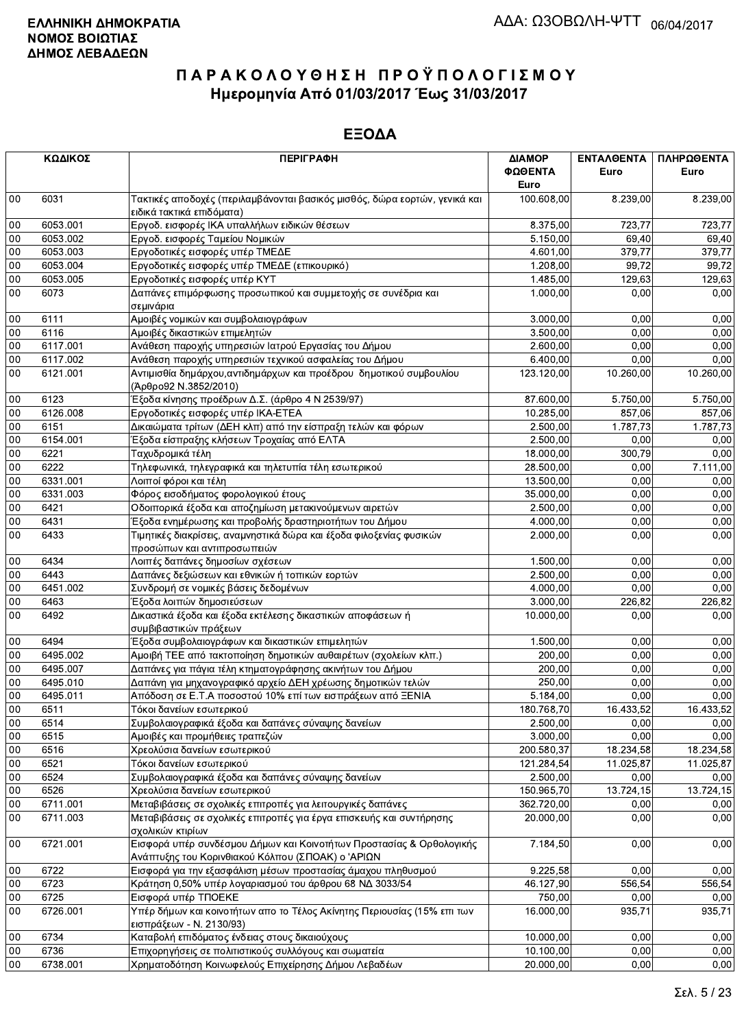**ΕΛΛΗΝΙΚΗ ΔΗΜΟΚΡΑΤΙΑ**
**ΝΟΜΟΣ ΒΟΙΩΤΙΑΣ**
**ΔΗΜΟΣ ΛΕΒΑΔΕΩΝ**

ΑΔΑ: ΩΖΟΒΩΛΗ-ΨΤΤ 06/04/2017

# Π Α Ρ Α Κ Ο Λ Ο Υ Θ Η Σ Η  Π Ρ Ο Ϋ Π Ο Λ Ο Γ Ι Σ Μ Ο Υ
## Ημερομηνία Από 01/03/2017 Έως 31/03/2017

## ΕΞΟΔΑ

| ΚΩΔΙΚΟΣ | | ΠΕΡΙΓΡΑΦΗ | ΔΙΑΜΟΡΦΩΘΕΝΤΑ Euro | ΕΝΤΑΛΘΕΝΤΑ Euro | ΠΛΗΡΩΘΕΝΤΑ Euro |
|---|---|---|---|---|---|
| 00 | 6031 | Τακτικές αποδοχές (περιλαμβάνονται βασικός μισθός, δώρα εορτών, γενικά και ειδικά τακτικά επιδόματα) | 100.608,00 | 8.239,00 | 8.239,00 |
| 00 | 6053.001 | Εργοδ. εισφορές ΙΚΑ υπαλλήλων ειδικών θέσεων | 8.375,00 | 723,77 | 723,77 |
| 00 | 6053.002 | Εργοδ. εισφορές Ταμείου Νομικών | 5.150,00 | 69,40 | 69,40 |
| 00 | 6053.003 | Εργοδοτικές εισφορές υπέρ ΤΜΕΔΕ | 4.601,00 | 379,77 | 379,77 |
| 00 | 6053.004 | Εργοδοτικές εισφορές υπέρ ΤΜΕΔΕ (επικουρικό) | 1.208,00 | 99,72 | 99,72 |
| 00 | 6053.005 | Εργοδοτικές εισφορές υπέρ ΚΥΤ | 1.485,00 | 129,63 | 129,63 |
| 00 | 6073 | Δαπάνες επιμόρφωσης προσωπικού και συμμετοχής σε συνέδρια και σεμινάρια | 1.000,00 | 0,00 | 0,00 |
| 00 | 6111 | Αμοιβές νομικών και συμβολαιογράφων | 3.000,00 | 0,00 | 0,00 |
| 00 | 6116 | Αμοιβές δικαστικών επιμελητών | 3.500,00 | 0,00 | 0,00 |
| 00 | 6117.001 | Ανάθεση παροχής υπηρεσιών Ιατρού Εργασίας του Δήμου | 2.600,00 | 0,00 | 0,00 |
| 00 | 6117.002 | Ανάθεση παροχής υπηρεσιών τεχνικού ασφαλείας του Δήμου | 6.400,00 | 0,00 | 0,00 |
| 00 | 6121.001 | Αντιμισθία δημάρχου,αντιδημάρχων και προέδρου δημοτικού συμβουλίου (Άρθρο92 Ν.3852/2010) | 123.120,00 | 10.260,00 | 10.260,00 |
| 00 | 6123 | Έξοδα κίνησης προέδρων Δ.Σ. (άρθρο 4 Ν 2539/97) | 87.600,00 | 5.750,00 | 5.750,00 |
| 00 | 6126.008 | Εργοδοτικές εισφορές υπέρ ΙΚΑ-ΕΤΕΑ | 10.285,00 | 857,06 | 857,06 |
| 00 | 6151 | Δικαιώματα τρίτων (ΔΕΗ κλπ) από την είσπραξη τελών και φόρων | 2.500,00 | 1.787,73 | 1.787,73 |
| 00 | 6154.001 | Έξοδα είσπραξης κλήσεων Τροχαίας από ΕΛΤΑ | 2.500,00 | 0,00 | 0,00 |
| 00 | 6221 | Ταχυδρομικά τέλη | 18.000,00 | 300,79 | 0,00 |
| 00 | 6222 | Τηλεφωνικά, τηλεγραφικά και τηλετυπία τέλη εσωτερικού | 28.500,00 | 0,00 | 7.111,00 |
| 00 | 6331.001 | Λοιποί φόροι και τέλη | 13.500,00 | 0,00 | 0,00 |
| 00 | 6331.003 | Φόρος εισοδήματος φορολογικού έτους | 35.000,00 | 0,00 | 0,00 |
| 00 | 6421 | Οδοιπορικά έξοδα και αποζημίωση μετακινούμενων αιρετών | 2.500,00 | 0,00 | 0,00 |
| 00 | 6431 | Έξοδα ενημέρωσης και προβολής δραστηριοτήτων του Δήμου | 4.000,00 | 0,00 | 0,00 |
| 00 | 6433 | Τιμητικές διακρίσεις, αναμνηστικά δώρα και έξοδα φιλοξενίας φυσικών προσώπων και αντιπροσωπειών | 2.000,00 | 0,00 | 0,00 |
| 00 | 6434 | Λοιπές δαπάνες δημοσίων σχέσεων | 1.500,00 | 0,00 | 0,00 |
| 00 | 6443 | Δαπάνες δεξιώσεων και εθνικών ή τοπικών εορτών | 2.500,00 | 0,00 | 0,00 |
| 00 | 6451.002 | Συνδρομή σε νομικές βάσεις δεδομένων | 4.000,00 | 0,00 | 0,00 |
| 00 | 6463 | Έξοδα λοιπών δημοσιεύσεων | 3.000,00 | 226,82 | 226,82 |
| 00 | 6492 | Δικαστικά έξοδα και έξοδα εκτέλεσης δικαστικών αποφάσεων ή συμβιβαστικών πράξεων | 10.000,00 | 0,00 | 0,00 |
| 00 | 6494 | Έξοδα συμβολαιογράφων και δικαστικών επιμελητών | 1.500,00 | 0,00 | 0,00 |
| 00 | 6495.002 | Αμοιβή ΤΕΕ από τακτοποίηση δημοτικών αυθαιρέτων (σχολείων κλπ.) | 200,00 | 0,00 | 0,00 |
| 00 | 6495.007 | Δαπάνες για πάγια τέλη κτηματογράφησης ακινήτων του Δήμου | 200,00 | 0,00 | 0,00 |
| 00 | 6495.010 | Δαπάνη για μηχανογραφικό αρχείο ΔΕΗ χρέωσης δημοτικών τελών | 250,00 | 0,00 | 0,00 |
| 00 | 6495.011 | Απόδοση σε Ε.Τ.Α ποσοστού 10% επί των εισπράξεων από ΞΕΝΙΑ | 5.184,00 | 0,00 | 0,00 |
| 00 | 6511 | Τόκοι δανείων εσωτερικού | 180.768,70 | 16.433,52 | 16.433,52 |
| 00 | 6514 | Συμβολαιογραφικά έξοδα και δαπάνες σύναψης δανείων | 2.500,00 | 0,00 | 0,00 |
| 00 | 6515 | Αμοιβές και προμήθειες τραπεζών | 3.000,00 | 0,00 | 0,00 |
| 00 | 6516 | Χρεολύσια δανείων εσωτερικού | 200.580,37 | 18.234,58 | 18.234,58 |
| 00 | 6521 | Τόκοι δανείων εσωτερικού | 121.284,54 | 11.025,87 | 11.025,87 |
| 00 | 6524 | Συμβολαιογραφικά έξοδα και δαπάνες σύναψης δανείων | 2.500,00 | 0,00 | 0,00 |
| 00 | 6526 | Χρεολύσια δανείων εσωτερικού | 150.965,70 | 13.724,15 | 13.724,15 |
| 00 | 6711.001 | Μεταβιβάσεις σε σχολικές επιτροπές για λειτουργικές δαπάνες | 362.720,00 | 0,00 | 0,00 |
| 00 | 6711.003 | Μεταβιβάσεις σε σχολικές επιτροπές για έργα επισκευής και συντήρησης σχολικών κτιρίων | 20.000,00 | 0,00 | 0,00 |
| 00 | 6721.001 | Εισφορά υπέρ συνδέσμου Δήμων και Κοινοτήτων Προστασίας & Ορθολογικής Ανάπτυξης του Κορινθιακού Κόλπου (ΣΠΟΑΚ) ο 'ΑΡΙΩΝ | 7.184,50 | 0,00 | 0,00 |
| 00 | 6722 | Εισφορά για την εξασφάλιση μέσων προστασίας άμαχου πληθυσμού | 9.225,58 | 0,00 | 0,00 |
| 00 | 6723 | Κράτηση 0,50% υπέρ λογαριασμού του άρθρου 68 ΝΔ 3033/54 | 46.127,90 | 556,54 | 556,54 |
| 00 | 6725 | Εισφορά υπέρ ΤΠΟΕΚΕ | 750,00 | 0,00 | 0,00 |
| 00 | 6726.001 | Υπέρ δήμων και κοινοτήτων απο το Τέλος Ακίνητης Περιουσίας (15% επι των εισπράξεων - Ν. 2130/93) | 16.000,00 | 935,71 | 935,71 |
| 00 | 6734 | Καταβολή επιδόματος ένδειας στους δικαιούχους | 10.000,00 | 0,00 | 0,00 |
| 00 | 6736 | Επιχορηγήσεις σε πολιτιστικούς συλλόγους και σωματεία | 10.100,00 | 0,00 | 0,00 |
| 00 | 6738.001 | Χρηματοδότηση Κοινωφελούς Επιχείρησης Δήμου Λεβαδέων | 20.000,00 | 0,00 | 0,00 |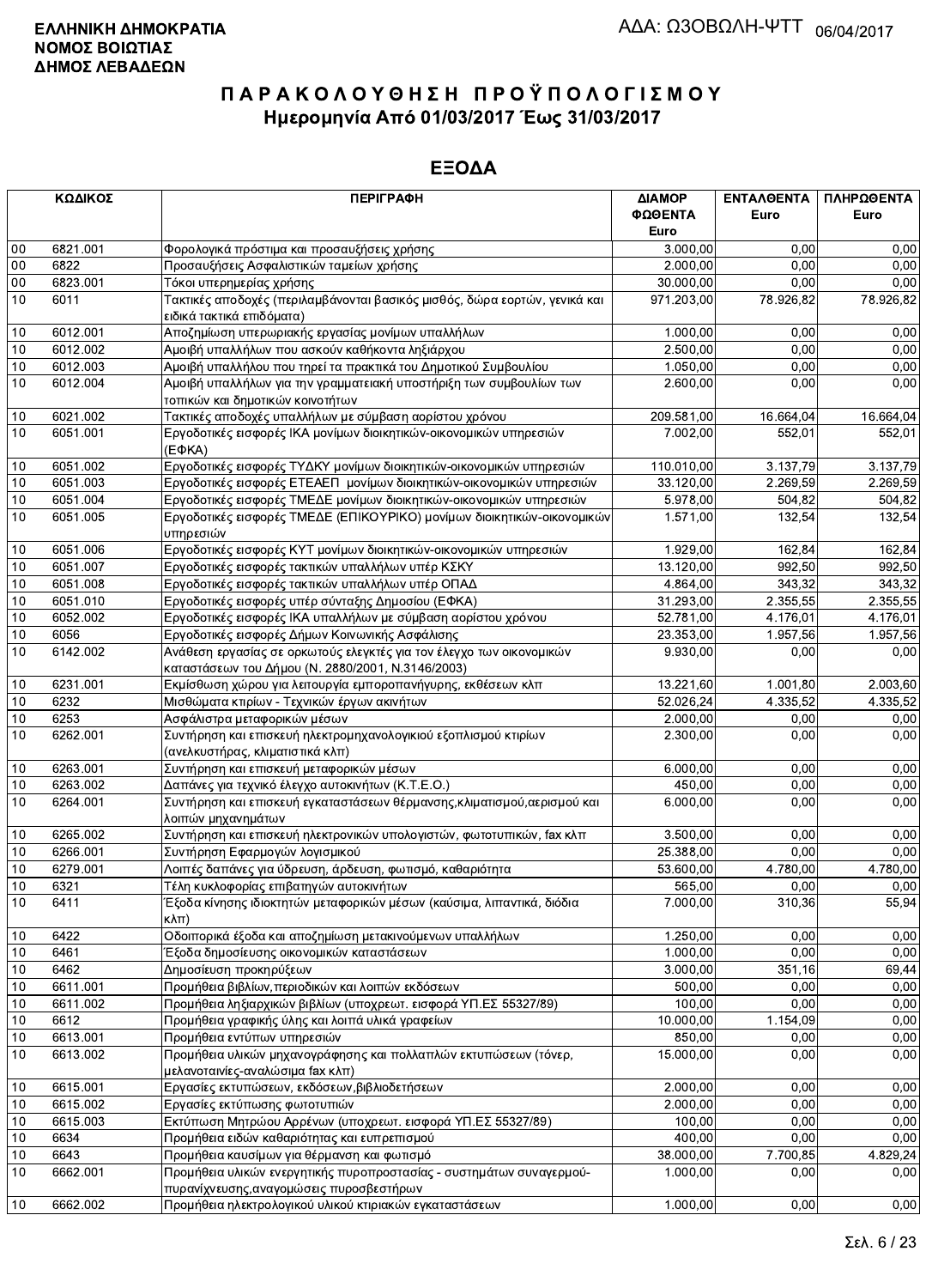**ΕΛΛΗΝΙΚΗ ΔΗΜΟΚΡΑΤΙΑ**
**ΝΟΜΟΣ ΒΟΙΩΤΙΑΣ**
**ΔΗΜΟΣ ΛΕΒΑΔΕΩΝ**

ΑΔΑ: ΩΣΟΒΩΛΗ-ΨΤΤ 06/04/2017

# ΠΑΡΑΚΟΛΟΥΘΗΣΗ ΠΡΟΫΠΟΛΟΓΙΣΜΟΥ
## Ημερομηνία Από 01/03/2017 Έως 31/03/2017

## ΕΞΟΔΑ

| ΚΩΔΙΚΟΣ | | ΠΕΡΙΓΡΑΦΗ | ΔΙΑΜΟΡΦΩΘΕΝΤΑ Euro | ΕΝΤΑΛΘΕΝΤΑ Euro | ΠΛΗΡΩΘΕΝΤΑ Euro |
|---|---|---|---|---|---|
| 00 | 6821.001 | Φορολογικά πρόστιμα και προσαυξήσεις χρήσης | 3.000,00 | 0,00 | 0,00 |
| 00 | 6822 | Προσαυξήσεις Ασφαλιστικών ταμείων χρήσης | 2.000,00 | 0,00 | 0,00 |
| 00 | 6823.001 | Τόκοι υπερημερίας χρήσης | 30.000,00 | 0,00 | 0,00 |
| 10 | 6011 | Τακτικές αποδοχές (περιλαμβάνονται βασικός μισθός, δώρα εορτών, γενικά και ειδικά τακτικά επιδόματα) | 971.203,00 | 78.926,82 | 78.926,82 |
| 10 | 6012.001 | Αποζημίωση υπερωριακής εργασίας μονίμων υπαλλήλων | 1.000,00 | 0,00 | 0,00 |
| 10 | 6012.002 | Αμοιβή υπαλλήλων που ασκούν καθήκοντα ληξιάρχου | 2.500,00 | 0,00 | 0,00 |
| 10 | 6012.003 | Αμοιβή υπαλλήλου που τηρεί τα πρακτικά του Δημοτικού Συμβουλίου | 1.050,00 | 0,00 | 0,00 |
| 10 | 6012.004 | Αμοιβή υπαλλήλων για την γραμματειακή υποστήριξη των συμβουλίων των τοπικών και δημοτικών κοινοτήτων | 2.600,00 | 0,00 | 0,00 |
| 10 | 6021.002 | Τακτικές αποδοχές υπαλλήλων με σύμβαση αορίστου χρόνου | 209.581,00 | 16.664,04 | 16.664,04 |
| 10 | 6051.001 | Εργοδοτικές εισφορές ΙΚΑ μονίμων διοικητικών-οικονομικών υπηρεσιών (ΕΦΚΑ) | 7.002,00 | 552,01 | 552,01 |
| 10 | 6051.002 | Εργοδοτικές εισφορές ΤΥΔΚΥ μονίμων διοικητικών-οικονομικών υπηρεσιών | 110.010,00 | 3.137,79 | 3.137,79 |
| 10 | 6051.003 | Εργοδοτικές εισφορές ΕΤΕΑΕΠ μονίμων διοικητικών-οικονομικών υπηρεσιών | 33.120,00 | 2.269,59 | 2.269,59 |
| 10 | 6051.004 | Εργοδοτικές εισφορές ΤΜΕΔΕ μονίμων διοικητικών-οικονομικών υπηρεσιών | 5.978,00 | 504,82 | 504,82 |
| 10 | 6051.005 | Εργοδοτικές εισφορές ΤΜΕΔΕ (ΕΠΙΚΟΥΡΙΚΟ) μονίμων διοικητικών-οικονομικών υπηρεσιών | 1.571,00 | 132,54 | 132,54 |
| 10 | 6051.006 | Εργοδοτικές εισφορές ΚΥΤ μονίμων διοικητικών-οικονομικών υπηρεσιών | 1.929,00 | 162,84 | 162,84 |
| 10 | 6051.007 | Εργοδοτικές εισφορές τακτικών υπαλλήλων υπέρ ΚΣΚΥ | 13.120,00 | 992,50 | 992,50 |
| 10 | 6051.008 | Εργοδοτικές εισφορές τακτικών υπαλλήλων υπέρ ΟΠΑΔ | 4.864,00 | 343,32 | 343,32 |
| 10 | 6051.010 | Εργοδοτικές εισφορές υπέρ σύνταξης Δημοσίου (ΕΦΚΑ) | 31.293,00 | 2.355,55 | 2.355,55 |
| 10 | 6052.002 | Εργοδοτικές εισφορές ΙΚΑ υπαλλήλων με σύμβαση αορίστου χρόνου | 52.781,00 | 4.176,01 | 4.176,01 |
| 10 | 6056 | Εργοδοτικές εισφορές Δήμων Κοινωνικής Ασφάλισης | 23.353,00 | 1.957,56 | 1.957,56 |
| 10 | 6142.002 | Ανάθεση εργασίας σε ορκωτούς ελεγκτές για τον έλεγχο των οικονομικών καταστάσεων του Δήμου (Ν. 2880/2001, Ν.3146/2003) | 9.930,00 | 0,00 | 0,00 |
| 10 | 6231.001 | Εκμίσθωση χώρου για λειτουργία εμποροπανήγυρης, εκθέσεων κλπ | 13.221,60 | 1.001,80 | 2.003,60 |
| 10 | 6232 | Μισθώματα κτιρίων - Τεχνικών έργων ακινήτων | 52.026,24 | 4.335,52 | 4.335,52 |
| 10 | 6253 | Ασφάλιστρα μεταφορικών μέσων | 2.000,00 | 0,00 | 0,00 |
| 10 | 6262.001 | Συντήρηση και επισκευή ηλεκτρομηχανολογικιού εξοπλισμού κτιρίων (ανελκυστήρας, κλιματιστικά κλπ) | 2.300,00 | 0,00 | 0,00 |
| 10 | 6263.001 | Συντήρηση και επισκευή μεταφορικών μέσων | 6.000,00 | 0,00 | 0,00 |
| 10 | 6263.002 | Δαπάνες για τεχνικό έλεγχο αυτοκινήτων (Κ.Τ.Ε.Ο.) | 450,00 | 0,00 | 0,00 |
| 10 | 6264.001 | Συντήρηση και επισκευή εγκαταστάσεων θέρμανσης,κλιματισμού,αερισμού και λοιπών μηχανημάτων | 6.000,00 | 0,00 | 0,00 |
| 10 | 6265.002 | Συντήρηση και επισκευή ηλεκτρονικών υπολογιστών, φωτοτυπικών, fax κλπ | 3.500,00 | 0,00 | 0,00 |
| 10 | 6266.001 | Συντήρηση Εφαρμογών λογισμικού | 25.388,00 | 0,00 | 0,00 |
| 10 | 6279.001 | Λοιπές δαπάνες για ύδρευση, άρδευση, φωτισμό, καθαριότητα | 53.600,00 | 4.780,00 | 4.780,00 |
| 10 | 6321 | Τέλη κυκλοφορίας επιβατηγών αυτοκινήτων | 565,00 | 0,00 | 0,00 |
| 10 | 6411 | Έξοδα κίνησης ιδιοκτητών μεταφορικών μέσων (καύσιμα, λιπαντικά, διόδια κλπ) | 7.000,00 | 310,36 | 55,94 |
| 10 | 6422 | Οδοιπορικά έξοδα και αποζημίωση μετακινούμενων υπαλλήλων | 1.250,00 | 0,00 | 0,00 |
| 10 | 6461 | Έξοδα δημοσίευσης οικονομικών καταστάσεων | 1.000,00 | 0,00 | 0,00 |
| 10 | 6462 | Δημοσίευση προκηρύξεων | 3.000,00 | 351,16 | 69,44 |
| 10 | 6611.001 | Προμήθεια βιβλίων,περιοδικών και λοιπών εκδόσεων | 500,00 | 0,00 | 0,00 |
| 10 | 6611.002 | Προμήθεια ληξιαρχικών βιβλίων (υποχρεωτ. εισφορά ΥΠ.ΕΣ 55327/89) | 100,00 | 0,00 | 0,00 |
| 10 | 6612 | Προμήθεια γραφικής ύλης και λοιπά υλικά γραφείων | 10.000,00 | 1.154,09 | 0,00 |
| 10 | 6613.001 | Προμήθεια εντύπων υπηρεσιών | 850,00 | 0,00 | 0,00 |
| 10 | 6613.002 | Προμήθεια υλικών μηχανογράφησης και πολλαπλών εκτυπώσεων (τόνερ, μελανοταινίες-αναλώσιμα fax κλπ) | 15.000,00 | 0,00 | 0,00 |
| 10 | 6615.001 | Εργασίες εκτυπώσεων, εκδόσεων,βιβλιοδετήσεων | 2.000,00 | 0,00 | 0,00 |
| 10 | 6615.002 | Εργασίες εκτύπωσης φωτοτυπιών | 2.000,00 | 0,00 | 0,00 |
| 10 | 6615.003 | Εκτύπωση Μητρώου Αρρένων (υποχρεωτ. εισφορά ΥΠ.ΕΣ 55327/89) | 100,00 | 0,00 | 0,00 |
| 10 | 6634 | Προμήθεια ειδών καθαριότητας και ευπρεπισμού | 400,00 | 0,00 | 0,00 |
| 10 | 6643 | Προμήθεια καυσίμων για θέρμανση και φωτισμό | 38.000,00 | 7.700,85 | 4.829,24 |
| 10 | 6662.001 | Προμήθεια υλικών ενεργητικής πυροπροστασίας - συστημάτων συναγερμού-πυρανίχνευσης,αναγομώσεις πυροσβεστήρων | 1.000,00 | 0,00 | 0,00 |
| 10 | 6662.002 | Προμήθεια ηλεκτρολογικού υλικού κτιριακών εγκαταστάσεων | 1.000,00 | 0,00 | 0,00 |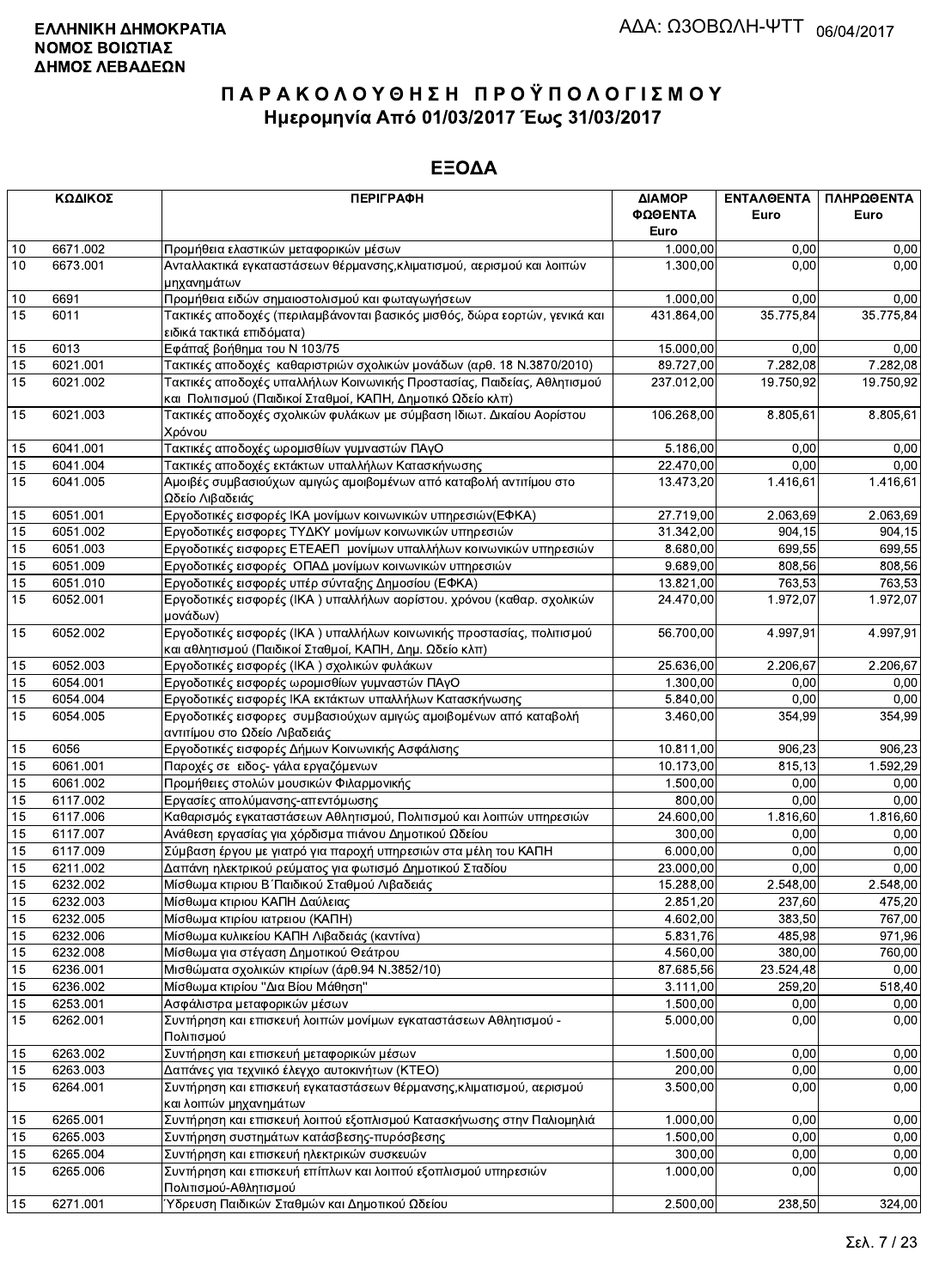**ΕΛΛΗΝΙΚΗ ΔΗΜΟΚΡΑΤΙΑ**
**ΝΟΜΟΣ ΒΟΙΩΤΙΑΣ**
**ΔΗΜΟΣ ΛΕΒΑΔΕΩΝ**

ΑΔΑ: Ω3ΟΒΩΛΗ-ΨΤΤ 06/04/2017

# ΠΑΡΑΚΟΛΟΥΘΗΣΗ ΠΡΟΫΠΟΛΟΓΙΣΜΟΥ
## Ημερομηνία Από 01/03/2017 Έως 31/03/2017

## ΕΞΟΔΑ

| ΚΩΔΙΚΟΣ | | ΠΕΡΙΓΡΑΦΗ | ΔΙΑΜΟΡ ΦΩΘΕΝΤΑ Euro | ΕΝΤΑΛΘΕΝΤΑ Euro | ΠΛΗΡΩΘΕΝΤΑ Euro |
|---|---|---|---|---|---|
| 10 | 6671.002 | Προμήθεια ελαστικών μεταφορικών μέσων | 1.000,00 | 0,00 | 0,00 |
| 10 | 6673.001 | Ανταλλακτικά εγκαταστάσεων θέρμανσης,κλιματισμού, αερισμού και λοιπών μηχανημάτων | 1.300,00 | 0,00 | 0,00 |
| 10 | 6691 | Προμήθεια ειδών σημαιοστολισμού και φωταγωγήσεων | 1.000,00 | 0,00 | 0,00 |
| 15 | 6011 | Τακτικές αποδοχές (περιλαμβάνονται βασικός μισθός, δώρα εορτών, γενικά και ειδικά τακτικά επιδόματα) | 431.864,00 | 35.775,84 | 35.775,84 |
| 15 | 6013 | Εφάπαξ βοήθημα του Ν 103/75 | 15.000,00 | 0,00 | 0,00 |
| 15 | 6021.001 | Τακτικές αποδοχές καθαριστριών σχολικών μονάδων (αρθ. 18 Ν.3870/2010) | 89.727,00 | 7.282,08 | 7.282,08 |
| 15 | 6021.002 | Τακτικές αποδοχές υπαλλήλων Κοινωνικής Προστασίας, Παιδείας, Αθλητισμού και Πολιτισμού (Παιδικοί Σταθμοί, ΚΑΠΗ, Δημοτικό Ωδείο κλπ) | 237.012,00 | 19.750,92 | 19.750,92 |
| 15 | 6021.003 | Τακτικές αποδοχές σχολικών φυλάκων με σύμβαση Ιδιωτ. Δικαίου Αορίστου Χρόνου | 106.268,00 | 8.805,61 | 8.805,61 |
| 15 | 6041.001 | Τακτικές αποδοχές ωρομισθίων γυμναστών ΠΑγΟ | 5.186,00 | 0,00 | 0,00 |
| 15 | 6041.004 | Τακτικές αποδοχές εκτάκτων υπαλλήλων Κατασκήνωσης | 22.470,00 | 0,00 | 0,00 |
| 15 | 6041.005 | Αμοιβές συμβασιούχων αμιγώς αμοιβομένων από καταβολή αντιτίμου στο Ωδείο Λιβαδειάς | 13.473,20 | 1.416,61 | 1.416,61 |
| 15 | 6051.001 | Εργοδοτικές εισφορές ΙΚΑ μονίμων κοινωνικών υπηρεσιών(ΕΦΚΑ) | 27.719,00 | 2.063,69 | 2.063,69 |
| 15 | 6051.002 | Εργοδοτικές εισφορες ΤΥΔΚΥ μονίμων κοινωνικών υπηρεσιών | 31.342,00 | 904,15 | 904,15 |
| 15 | 6051.003 | Εργοδοτικές εισφορές ΕΤΕΑΕΠ μονίμων υπαλλήλων κοινωνικών υπηρεσιών | 8.680,00 | 699,55 | 699,55 |
| 15 | 6051.009 | Εργοδοτικές εισφορές ΟΠΑΔ μονίμων κοινωνικών υπηρεσιών | 9.689,00 | 808,56 | 808,56 |
| 15 | 6051.010 | Εργοδοτικές εισφορές υπέρ σύνταξης Δημοσίου (ΕΦΚΑ) | 13.821,00 | 763,53 | 763,53 |
| 15 | 6052.001 | Εργοδοτικές εισφορές (ΙΚΑ ) υπαλλήλων αορίστου. χρόνου (καθαρ. σχολικών μονάδων) | 24.470,00 | 1.972,07 | 1.972,07 |
| 15 | 6052.002 | Εργοδοτικές εισφορές (ΙΚΑ ) υπαλλήλων κοινωνικής προστασίας, πολιτισμού και αθλητισμού (Παιδικοί Σταθμοί, ΚΑΠΗ, Δημ. Ωδείο κλπ) | 56.700,00 | 4.997,91 | 4.997,91 |
| 15 | 6052.003 | Εργοδοτικές εισφορές (ΙΚΑ ) σχολικών φυλάκων | 25.636,00 | 2.206,67 | 2.206,67 |
| 15 | 6054.001 | Εργοδοτικές εισφορές ωρομισθίων γυμναστών ΠΑγΟ | 1.300,00 | 0,00 | 0,00 |
| 15 | 6054.004 | Εργοδοτικές εισφορές ΙΚΑ εκτάκτων υπαλλήλων Κατασκήνωσης | 5.840,00 | 0,00 | 0,00 |
| 15 | 6054.005 | Εργοδοτικές εισφορες συμβασιούχων αμιγώς αμοιβομένων από καταβολή αντιτίμου στο Ωδείο Λιβαδειάς | 3.460,00 | 354,99 | 354,99 |
| 15 | 6056 | Εργοδοτικές εισφορές Δήμων Κοινωνικής Ασφάλισης | 10.811,00 | 906,23 | 906,23 |
| 15 | 6061.001 | Παροχές σε ειδος- γάλα εργαζόμενων | 10.173,00 | 815,13 | 1.592,29 |
| 15 | 6061.002 | Προμήθειες στολών μουσικών Φιλαρμονικής | 1.500,00 | 0,00 | 0,00 |
| 15 | 6117.002 | Εργασίες απολύμανσης-απεντόμωσης | 800,00 | 0,00 | 0,00 |
| 15 | 6117.006 | Καθαρισμός εγκαταστάσεων Αθλητισμού, Πολιτισμού και λοιπών υπηρεσιών | 24.600,00 | 1.816,60 | 1.816,60 |
| 15 | 6117.007 | Ανάθεση εργασίας για χόρδισμα πιάνου Δημοτικού Ωδείου | 300,00 | 0,00 | 0,00 |
| 15 | 6117.009 | Σύμβαση έργου με γιατρό για παροχή υπηρεσιών στα μέλη του ΚΑΠΗ | 6.000,00 | 0,00 | 0,00 |
| 15 | 6211.002 | Δαπάνη ηλεκτρικού ρεύματος για φωτισμό Δημοτικού Σταδίου | 23.000,00 | 0,00 | 0,00 |
| 15 | 6232.002 | Μίσθωμα κτιριου Β΄Παιδικού Σταθμού Λιβαδειάς | 15.288,00 | 2.548,00 | 2.548,00 |
| 15 | 6232.003 | Μίσθωμα κτιριου ΚΑΠΗ Δαύλειας | 2.851,20 | 237,60 | 475,20 |
| 15 | 6232.005 | Μίσθωμα κτιρίου ιατρειου (ΚΑΠΗ) | 4.602,00 | 383,50 | 767,00 |
| 15 | 6232.006 | Μίσθωμα κυλικείου ΚΑΠΗ Λιβαδειάς (καντίνα) | 5.831,76 | 485,98 | 971,96 |
| 15 | 6232.008 | Μίσθωμα για στέγαση Δημοτικού Θεάτρου | 4.560,00 | 380,00 | 760,00 |
| 15 | 6236.001 | Μισθώματα σχολικών κτιρίων (άρθ.94 Ν.3852/10) | 87.685,56 | 23.524,48 | 0,00 |
| 15 | 6236.002 | Μίσθωμα κτιρίου "Δια Βίου Μάθηση" | 3.111,00 | 259,20 | 518,40 |
| 15 | 6253.001 | Ασφάλιστρα μεταφορικών μέσων | 1.500,00 | 0,00 | 0,00 |
| 15 | 6262.001 | Συντήρηση και επισκευή λοιπών μονίμων εγκαταστάσεων Αθλητισμού - Πολιτισμού | 5.000,00 | 0,00 | 0,00 |
| 15 | 6263.002 | Συντήρηση και επισκευή μεταφορικών μέσων | 1.500,00 | 0,00 | 0,00 |
| 15 | 6263.003 | Δαπάνες για τεχνικό έλεγχο αυτοκινήτων (ΚΤΕΟ) | 200,00 | 0,00 | 0,00 |
| 15 | 6264.001 | Συντήρηση και επισκευή εγκαταστάσεων θέρμανσης,κλιματισμού, αερισμού και λοιπών μηχανημάτων | 3.500,00 | 0,00 | 0,00 |
| 15 | 6265.001 | Συντήρηση και επισκευή λοιπού εξοπλισμού Κατασκήνωσης στην Παλιομηλιά | 1.000,00 | 0,00 | 0,00 |
| 15 | 6265.003 | Συντήρηση συστημάτων κατάσβεσης-πυρόσβεσης | 1.500,00 | 0,00 | 0,00 |
| 15 | 6265.004 | Συντήρηση και επισκευή ηλεκτρικών συσκευών | 300,00 | 0,00 | 0,00 |
| 15 | 6265.006 | Συντήρηση και επισκευή επίπλων και λοιπού εξοπλισμού υπηρεσιών Πολιτισμού-Αθλητισμού | 1.000,00 | 0,00 | 0,00 |
| 15 | 6271.001 | Ύδρευση Παιδικών Σταθμών και Δημοτικού Ωδείου | 2.500,00 | 238,50 | 324,00 |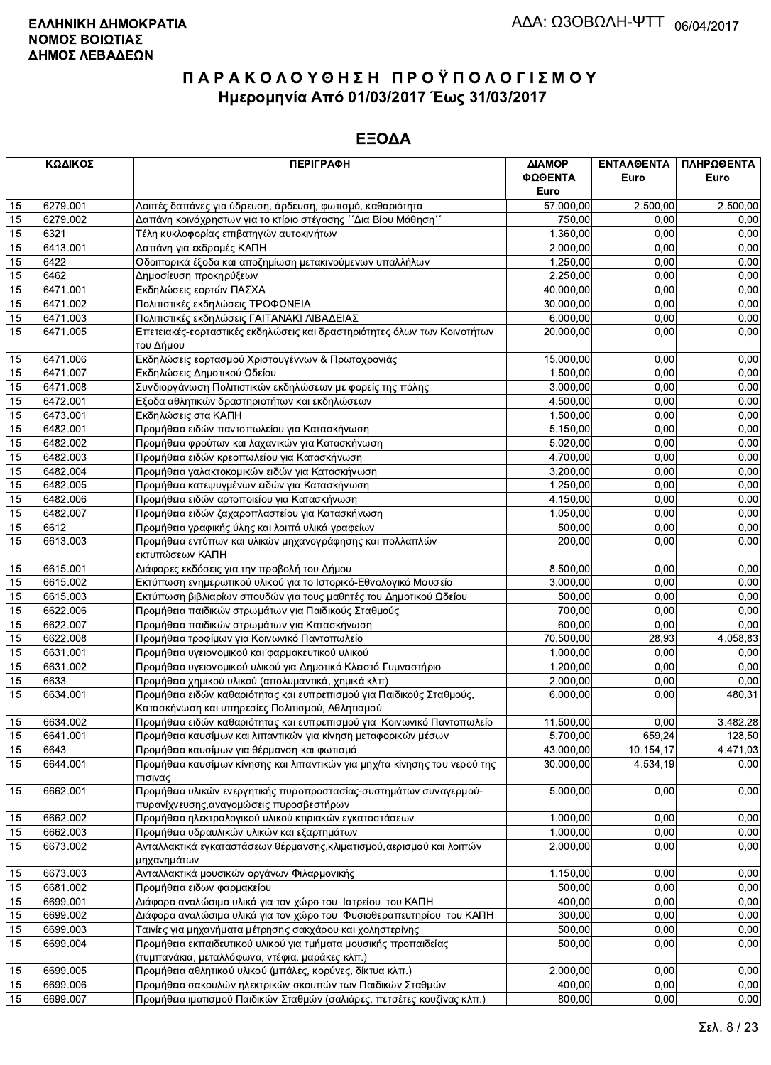**ΕΛΛΗΝΙΚΗ ΔΗΜΟΚΡΑΤΙΑ**
**ΝΟΜΟΣ ΒΟΙΩΤΙΑΣ**
**ΔΗΜΟΣ ΛΕΒΑΔΕΩΝ**

ΑΔΑ: Ω3ΟΒΩΛΗ-ΨΤΤ 06/04/2017

# ΠΑΡΑΚΟΛΟΥΘΗΣΗ ΠΡΟΫΠΟΛΟΓΙΣΜΟΥ

## Ημερομηνία Από 01/03/2017 Έως 31/03/2017

## ΕΞΟΔΑ

| ΚΩΔΙΚΟΣ | | ΠΕΡΙΓΡΑΦΗ | ΔΙΑΜΟΡΦΩΘΕΝΤΑ Euro | ΕΝΤΑΛΘΕΝΤΑ Euro | ΠΛΗΡΩΘΕΝΤΑ Euro |
|---|---|---|---|---|---|
| 15 | 6279.001 | Λοιπές δαπάνες για ύδρευση, άρδευση, φωτισμό, καθαριότητα | 57.000,00 | 2.500,00 | 2.500,00 |
| 15 | 6279.002 | Δαπάνη κοινόχρηστων για το κτίριο στέγασης ΄΄Δια Βίου Μάθηση΄΄ | 750,00 | 0,00 | 0,00 |
| 15 | 6321 | Τέλη κυκλοφορίας επιβατηγών αυτοκινήτων | 1.360,00 | 0,00 | 0,00 |
| 15 | 6413.001 | Δαπάνη για εκδρομές ΚΑΠΗ | 2.000,00 | 0,00 | 0,00 |
| 15 | 6422 | Οδοιπορικά έξοδα και αποζημίωση μετακινούμενων υπαλλήλων | 1.250,00 | 0,00 | 0,00 |
| 15 | 6462 | Δημοσίευση προκηρύξεων | 2.250,00 | 0,00 | 0,00 |
| 15 | 6471.001 | Εκδηλώσεις εορτών ΠΑΣΧΑ | 40.000,00 | 0,00 | 0,00 |
| 15 | 6471.002 | Πολιτιστικές εκδηλώσεις ΤΡΟΦΩΝΕΙΑ | 30.000,00 | 0,00 | 0,00 |
| 15 | 6471.003 | Πολιτιστικές εκδηλώσεις ΓΑΙΤΑΝΑΚΙ ΛΙΒΑΔΕΙΑΣ | 6.000,00 | 0,00 | 0,00 |
| 15 | 6471.005 | Επετειακές-εορταστικές εκδηλώσεις και δραστηριότητες όλων των Κοινοτήτων του Δήμου | 20.000,00 | 0,00 | 0,00 |
| 15 | 6471.006 | Εκδηλώσεις εορτασμού Χριστουγέννων & Πρωτοχρονιάς | 15.000,00 | 0,00 | 0,00 |
| 15 | 6471.007 | Εκδηλώσεις Δημοτικού Ωδείου | 1.500,00 | 0,00 | 0,00 |
| 15 | 6471.008 | Συνδιοργάνωση Πολιτιστικών εκδηλώσεων με φορείς της πόλης | 3.000,00 | 0,00 | 0,00 |
| 15 | 6472.001 | Εξοδα αθλητικών δραστηριοτήτων και εκδηλώσεων | 4.500,00 | 0,00 | 0,00 |
| 15 | 6473.001 | Εκδηλώσεις στα ΚΑΠΗ | 1.500,00 | 0,00 | 0,00 |
| 15 | 6482.001 | Προμήθεια ειδών παντοπωλείου για Κατασκήνωση | 5.150,00 | 0,00 | 0,00 |
| 15 | 6482.002 | Προμήθεια φρούτων και λαχανικών για Κατασκήνωση | 5.020,00 | 0,00 | 0,00 |
| 15 | 6482.003 | Προμήθεια ειδών κρεοπωλείου για Κατασκήνωση | 4.700,00 | 0,00 | 0,00 |
| 15 | 6482.004 | Προμήθεια γαλακτοκομικών ειδών για Κατασκήνωση | 3.200,00 | 0,00 | 0,00 |
| 15 | 6482.005 | Προμήθεια κατεψυγμένων ειδών για Κατασκήνωση | 1.250,00 | 0,00 | 0,00 |
| 15 | 6482.006 | Προμήθεια ειδών αρτοποιείου για Κατασκήνωση | 4.150,00 | 0,00 | 0,00 |
| 15 | 6482.007 | Προμήθεια ειδών ζαχαροπλαστείου για Κατασκήνωση | 1.050,00 | 0,00 | 0,00 |
| 15 | 6612 | Προμήθεια γραφικής ύλης και λοιπά υλικά γραφείων | 500,00 | 0,00 | 0,00 |
| 15 | 6613.003 | Προμήθεια εντύπων και υλικών μηχανογράφησης και πολλαπλών εκτυπώσεων ΚΑΠΗ | 200,00 | 0,00 | 0,00 |
| 15 | 6615.001 | Διάφορες εκδόσεις για την προβολή του Δήμου | 8.500,00 | 0,00 | 0,00 |
| 15 | 6615.002 | Εκτύπωση ενημερωτικού υλικού για το Ιστορικό-Εθνολογικό Μουσείο | 3.000,00 | 0,00 | 0,00 |
| 15 | 6615.003 | Εκτύπωση βιβλιαρίων σπουδών για τους μαθητές του Δημοτικού Ωδείου | 500,00 | 0,00 | 0,00 |
| 15 | 6622.006 | Προμήθεια παιδικών στρωμάτων για Παιδικούς Σταθμούς | 700,00 | 0,00 | 0,00 |
| 15 | 6622.007 | Προμήθεια παιδικών στρωμάτων για Κατασκήνωση | 600,00 | 0,00 | 0,00 |
| 15 | 6622.008 | Προμήθεια τροφίμων για Κοινωνικό Παντοπωλείο | 70.500,00 | 28,93 | 4.058,83 |
| 15 | 6631.001 | Προμήθεια υγειονομικού και φαρμακευτικού υλικού | 1.000,00 | 0,00 | 0,00 |
| 15 | 6631.002 | Προμήθεια υγειονομικού υλικού για Δημοτικό Κλειστό Γυμναστήριο | 1.200,00 | 0,00 | 0,00 |
| 15 | 6633 | Προμήθεια χημικού υλικού (απολυμαντικά, χημικά κλπ) | 2.000,00 | 0,00 | 0,00 |
| 15 | 6634.001 | Προμήθεια ειδών καθαριότητας και ευπρεπισμού για Παιδικούς Σταθμούς, Κατασκήνωση και υπηρεσίες Πολιτισμού, Αθλητισμού | 6.000,00 | 0,00 | 480,31 |
| 15 | 6634.002 | Προμήθεια ειδών καθαριότητας και ευπρεπισμού για Κοινωνικό Παντοπωλείο | 11.500,00 | 0,00 | 3.482,28 |
| 15 | 6641.001 | Προμήθεια καυσίμων και λιπαντικών για κίνηση μεταφορικών μέσων | 5.700,00 | 659,24 | 128,50 |
| 15 | 6643 | Προμήθεια καυσίμων για θέρμανση και φωτισμό | 43.000,00 | 10.154,17 | 4.471,03 |
| 15 | 6644.001 | Προμήθεια καυσίμων κίνησης και λιπαντικών για μηχ/τα κίνησης του νερού της πισινας | 30.000,00 | 4.534,19 | 0,00 |
| 15 | 6662.001 | Προμήθεια υλικών ενεργητικής πυροπροστασίας-συστημάτων συναγερμού-πυρανίχνευσης,αναγομώσεις πυροσβεστήρων | 5.000,00 | 0,00 | 0,00 |
| 15 | 6662.002 | Προμήθεια ηλεκτρολογικού υλικού κτιριακών εγκαταστάσεων | 1.000,00 | 0,00 | 0,00 |
| 15 | 6662.003 | Προμήθεια υδραυλικών υλικών και εξαρτημάτων | 1.000,00 | 0,00 | 0,00 |
| 15 | 6673.002 | Ανταλλακτικά εγκαταστάσεων θέρμανσης,κλιματισμού,αερισμού και λοιπών μηχανημάτων | 2.000,00 | 0,00 | 0,00 |
| 15 | 6673.003 | Ανταλλακτικά μουσικών οργάνων Φιλαρμονικής | 1.150,00 | 0,00 | 0,00 |
| 15 | 6681.002 | Προμήθεια ειδων φαρμακείου | 500,00 | 0,00 | 0,00 |
| 15 | 6699.001 | Διάφορα αναλώσιμα υλικά για τον χώρο του Ιατρείου του ΚΑΠΗ | 400,00 | 0,00 | 0,00 |
| 15 | 6699.002 | Διάφορα αναλώσιμα υλικά για τον χώρο του Φυσιοθεραπευτηρίου του ΚΑΠΗ | 300,00 | 0,00 | 0,00 |
| 15 | 6699.003 | Ταινίες για μηχανήματα μέτρησης σακχάρου και χοληστερίνης | 500,00 | 0,00 | 0,00 |
| 15 | 6699.004 | Προμήθεια εκπαιδευτικού υλικού για τμήματα μουσικής προπαιδείας (τυμπανάκια, μεταλλόφωνα, ντέφια, μαράκες κλπ.) | 500,00 | 0,00 | 0,00 |
| 15 | 6699.005 | Προμήθεια αθλητικού υλικού (μπάλες, κορύνες, δίκτυα κλπ.) | 2.000,00 | 0,00 | 0,00 |
| 15 | 6699.006 | Προμήθεια σακουλών ηλεκτρικών σκουπών των Παιδικών Σταθμών | 400,00 | 0,00 | 0,00 |
| 15 | 6699.007 | Προμήθεια ιματισμού Παιδικών Σταθμών (σαλιάρες, πετσέτες κουζίνας κλπ.) | 800,00 | 0,00 | 0,00 |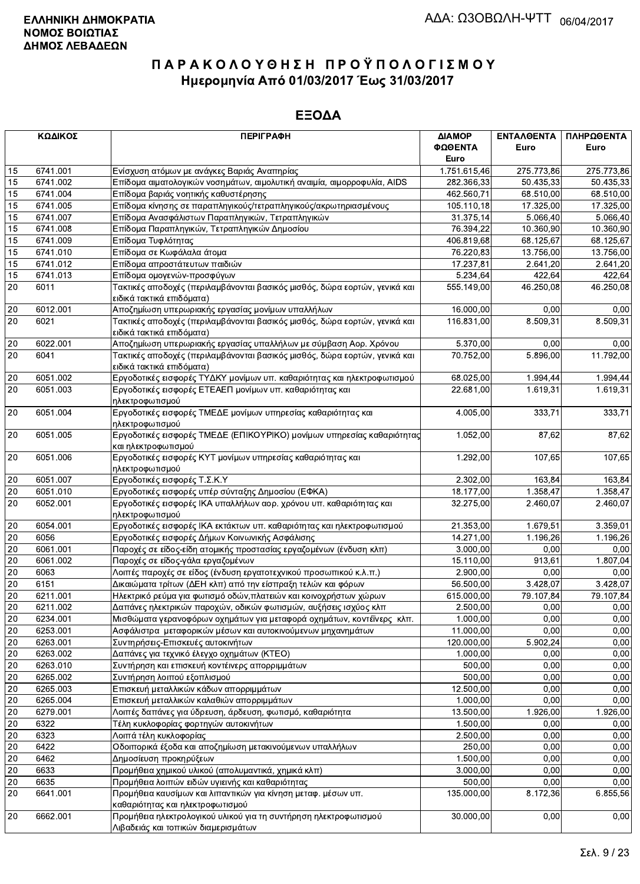**ΕΛΛΗΝΙΚΗ ΔΗΜΟΚΡΑΤΙΑ**
**ΝΟΜΟΣ ΒΟΙΩΤΙΑΣ**
**ΔΗΜΟΣ ΛΕΒΑΔΕΩΝ**

ΑΔΑ: ΩΖΟΒΩΛΗ-ΨΤΤ 06/04/2017

# ΠΑΡΑΚΟΛΟΥΘΗΣΗ ΠΡΟΫΠΟΛΟΓΙΣΜΟΥ

## Ημερομηνία Από 01/03/2017 Έως 31/03/2017

## ΕΞΟΔΑ

| | ΚΩΔΙΚΟΣ | ΠΕΡΙΓΡΑΦΗ | ΔΙΑΜΟΡ ΦΩΘΕΝΤΑ Euro | ΕΝΤΑΛΘΕΝΤΑ Euro | ΠΛΗΡΩΘΕΝΤΑ Euro |
|---|---|---|---|---|---|
| 15 | 6741.001 | Ενίσχυση ατόμων με ανάγκες Βαριάς Αναπηρίας | 1.751.615,46 | 275.773,86 | 275.773,86 |
| 15 | 6741.002 | Επίδομα αιματολογικών νοσημάτων, αιμολυτική αναιμία, αιμορροφυλία, AIDS | 282.366,33 | 50.435,33 | 50.435,33 |
| 15 | 6741.004 | Επίδομα βαριάς νοητικής καθυστέρησης | 462.560,71 | 68.510,00 | 68.510,00 |
| 15 | 6741.005 | Επίδομα κίνησης σε παραπληγικούς/τετραπληγικούς/ακρωτηριασμένους | 105.110,18 | 17.325,00 | 17.325,00 |
| 15 | 6741.007 | Επίδομα Ανασφάλιστων Παραπληγικών, Τετραπληγικών | 31.375,14 | 5.066,40 | 5.066,40 |
| 15 | 6741.008 | Επίδομα Παραπληγικών, Τετραπληγικών Δημοσίου | 76.394,22 | 10.360,90 | 10.360,90 |
| 15 | 6741.009 | Επίδομα Τυφλότητας | 406.819,68 | 68.125,67 | 68.125,67 |
| 15 | 6741.010 | Επίδομα σε Κωφάλαλα άτομα | 76.220,83 | 13.756,00 | 13.756,00 |
| 15 | 6741.012 | Επίδομα απροστάτευτων παιδιών | 17.237,81 | 2.641,20 | 2.641,20 |
| 15 | 6741.013 | Επίδομα ομογενών-προσφύγων | 5.234,64 | 422,64 | 422,64 |
| 20 | 6011 | Τακτικές αποδοχές (περιλαμβάνονται βασικός μισθός, δώρα εορτών, γενικά και ειδικά τακτικά επιδόματα) | 555.149,00 | 46.250,08 | 46.250,08 |
| 20 | 6012.001 | Αποζημίωση υπερωριακής εργασίας μονίμων υπαλλήλων | 16.000,00 | 0,00 | 0,00 |
| 20 | 6021 | Τακτικές αποδοχές (περιλαμβάνονται βασικός μισθός, δώρα εορτών, γενικά και ειδικά τακτικά επιδόματα) | 116.831,00 | 8.509,31 | 8.509,31 |
| 20 | 6022.001 | Αποζημίωση υπερωριακής εργασίας υπαλλήλων με σύμβαση Αορ. Χρόνου | 5.370,00 | 0,00 | 0,00 |
| 20 | 6041 | Τακτικές αποδοχές (περιλαμβάνονται βασικός μισθός, δώρα εορτών, γενικά και ειδικά τακτικά επιδόματα) | 70.752,00 | 5.896,00 | 11.792,00 |
| 20 | 6051.002 | Εργοδοτικές εισφορές ΤΥΔΚΥ μονίμων υπ. καθαριότητας και ηλεκτροφωτισμού | 68.025,00 | 1.994,44 | 1.994,44 |
| 20 | 6051.003 | Εργοδοτικές εισφορές ΕΤΕΑΕΠ μονίμων υπ. καθαριότητας και ηλεκτροφωτισμού | 22.681,00 | 1.619,31 | 1.619,31 |
| 20 | 6051.004 | Εργοδοτικές εισφορές ΤΜΕΔΕ μονίμων υπηρεσίας καθαριότητας και ηλεκτροφωτισμού | 4.005,00 | 333,71 | 333,71 |
| 20 | 6051.005 | Εργοδοτικές εισφορές ΤΜΕΔΕ (ΕΠΙΚΟΥΡΙΚΟ) μονίμων υπηρεσίας καθαριότητας και ηλεκτροφωτισμού | 1.052,00 | 87,62 | 87,62 |
| 20 | 6051.006 | Εργοδοτικές εισφορές ΚΥΤ μονίμων υπηρεσίας καθαριότητας και ηλεκτροφωτισμού | 1.292,00 | 107,65 | 107,65 |
| 20 | 6051.007 | Εργοδοτικές εισφορές Τ.Σ.Κ.Υ | 2.302,00 | 163,84 | 163,84 |
| 20 | 6051.010 | Εργοδοτικές εισφορές υπέρ σύνταξης Δημοσίου (ΕΦΚΑ) | 18.177,00 | 1.358,47 | 1.358,47 |
| 20 | 6052.001 | Εργοδοτικές εισφορές ΙΚΑ υπαλλήλων αορ. χρόνου υπ. καθαριότητας και ηλεκτροφωτισμού | 32.275,00 | 2.460,07 | 2.460,07 |
| 20 | 6054.001 | Εργοδοτικές εισφορές ΙΚΑ εκτάκτων υπ. καθαριότητας και ηλεκτροφωτισμού | 21.353,00 | 1.679,51 | 3.359,01 |
| 20 | 6056 | Εργοδοτικές εισφορές Δήμων Κοινωνικής Ασφάλισης | 14.271,00 | 1.196,26 | 1.196,26 |
| 20 | 6061.001 | Παροχές σε είδος-είδη ατομικής προστασίας εργαζομένων (ένδυση κλπ) | 3.000,00 | 0,00 | 0,00 |
| 20 | 6061.002 | Παροχές σε είδος-γάλα εργαζομένων | 15.110,00 | 913,61 | 1.807,04 |
| 20 | 6063 | Λοιπές παροχές σε είδος (ένδυση εργατοτεχνικού προσωπικού κ.λ.π.) | 2.900,00 | 0,00 | 0,00 |
| 20 | 6151 | Δικαιώματα τρίτων (ΔΕΗ κλπ) από την είσπραξη τελών και φόρων | 56.500,00 | 3.428,07 | 3.428,07 |
| 20 | 6211.001 | Ηλεκτρικό ρεύμα για φωτισμό οδών,πλατειών και κοινοχρήστων χώρων | 615.000,00 | 79.107,84 | 79.107,84 |
| 20 | 6211.002 | Δαπάνες ηλεκτρικών παροχών, οδικών φωτισμών, αυξήσεις ισχύος κλπ | 2.500,00 | 0,00 | 0,00 |
| 20 | 6234.001 | Μισθώματα γερανοφόρων οχημάτων για μεταφορά οχημάτων, κοντέϊνερς κλπ. | 1.000,00 | 0,00 | 0,00 |
| 20 | 6253.001 | Ασφάλιστρα μεταφορικών μέσων και αυτοκινούμενων μηχανημάτων | 11.000,00 | 0,00 | 0,00 |
| 20 | 6263.001 | Συντηρήσεις-Επισκευές αυτοκινήτων | 120.000,00 | 5.902,24 | 0,00 |
| 20 | 6263.002 | Δαπάνες για τεχνικό έλεγχο οχημάτων (ΚΤΕΟ) | 1.000,00 | 0,00 | 0,00 |
| 20 | 6263.010 | Συντήρηση και επισκευή κοντέινερς απορριμμάτων | 500,00 | 0,00 | 0,00 |
| 20 | 6265.002 | Συντήρηση λοιπού εξοπλισμού | 500,00 | 0,00 | 0,00 |
| 20 | 6265.003 | Επισκευή μεταλλικών κάδων απορριμμάτων | 12.500,00 | 0,00 | 0,00 |
| 20 | 6265.004 | Επισκευή μεταλλικών καλαθιών απορριμμάτων | 1.000,00 | 0,00 | 0,00 |
| 20 | 6279.001 | Λοιπές δαπάνες για ύδρευση, άρδευση, φωτισμό, καθαριότητα | 13.500,00 | 1.926,00 | 1.926,00 |
| 20 | 6322 | Τέλη κυκλοφορίας φορτηγών αυτοκινήτων | 1.500,00 | 0,00 | 0,00 |
| 20 | 6323 | Λοιπά τέλη κυκλοφορίας | 2.500,00 | 0,00 | 0,00 |
| 20 | 6422 | Οδοιπορικά έξοδα και αποζημίωση μετακινούμενων υπαλλήλων | 250,00 | 0,00 | 0,00 |
| 20 | 6462 | Δημοσίευση προκηρύξεων | 1.500,00 | 0,00 | 0,00 |
| 20 | 6633 | Προμήθεια χημικού υλικού (απολυμαντικά, χημικά κλπ) | 3.000,00 | 0,00 | 0,00 |
| 20 | 6635 | Προμήθεια λοιπών ειδών υγιεινής και καθαριότητας | 500,00 | 0,00 | 0,00 |
| 20 | 6641.001 | Προμήθεια καυσίμων και λιπαντικών για κίνηση μεταφ. μέσων υπ. καθαριότητας και ηλεκτροφωτισμού | 135.000,00 | 8.172,36 | 6.855,56 |
| 20 | 6662.001 | Προμήθεια ηλεκτρολογικού υλικού για τη συντήρηση ηλεκτροφωτισμού Λιβαδειάς και τοπικών διαμερισμάτων | 30.000,00 | 0,00 | 0,00 |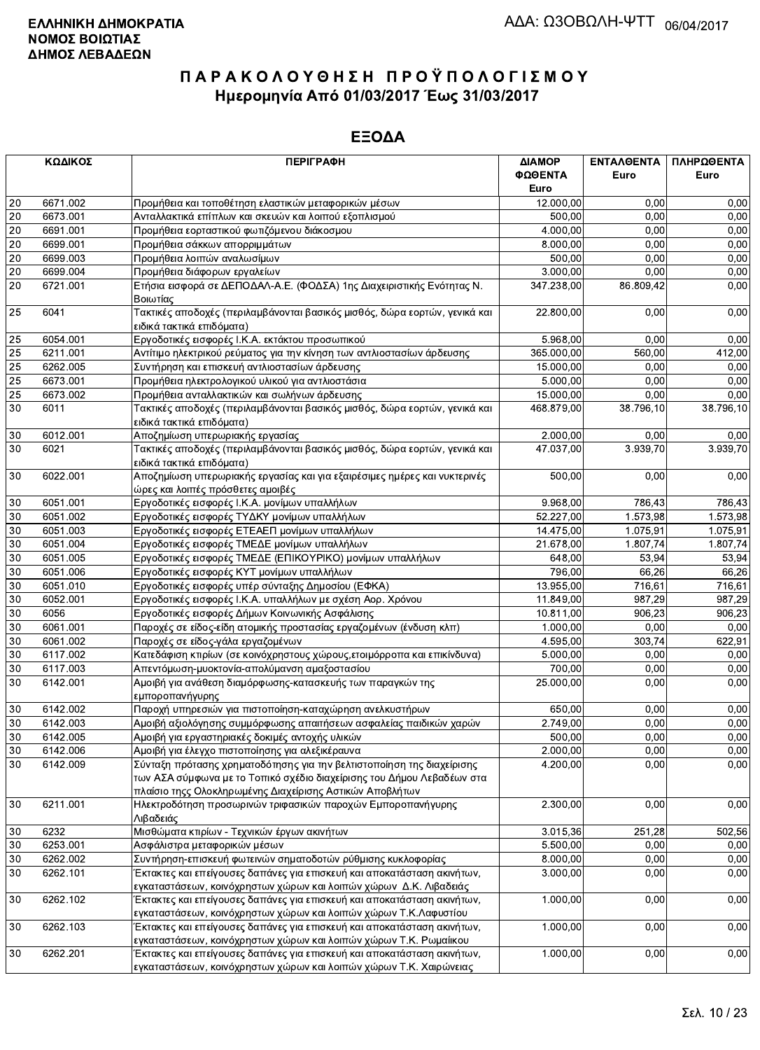**ΕΛΛΗΝΙΚΗ ΔΗΜΟΚΡΑΤΙΑ**
**ΝΟΜΟΣ ΒΟΙΩΤΙΑΣ**
**ΔΗΜΟΣ ΛΕΒΑΔΕΩΝ**

ΑΔΑ: ΩΣΟΒΩΛΗ-ΨΤΤ 06/04/2017

# ΠΑΡΑΚΟΛΟΥΘΗΣΗ ΠΡΟΫΠΟΛΟΓΙΣΜΟΥ
## Ημερομηνία Από 01/03/2017 Έως 31/03/2017

## ΕΞΟΔΑ

| ΚΩΔΙΚΟΣ | | ΠΕΡΙΓΡΑΦΗ | ΔΙΑΜΟΡΦΩΘΕΝΤΑ Euro | ΕΝΤΑΛΘΕΝΤΑ Euro | ΠΛΗΡΩΘΕΝΤΑ Euro |
|---|---|---|---|---|---|
| 20 | 6671.002 | Προμήθεια και τοποθέτηση ελαστικών μεταφορικών μέσων | 12.000,00 | 0,00 | 0,00 |
| 20 | 6673.001 | Ανταλλακτικά επίπλων και σκευών και λοιπού εξοπλισμού | 500,00 | 0,00 | 0,00 |
| 20 | 6691.001 | Προμήθεια εορταστικού φωτιζόμενου διάκοσμου | 4.000,00 | 0,00 | 0,00 |
| 20 | 6699.001 | Προμήθεια σάκκων απορριμμάτων | 8.000,00 | 0,00 | 0,00 |
| 20 | 6699.003 | Προμήθεια λοιπών αναλωσίμων | 500,00 | 0,00 | 0,00 |
| 20 | 6699.004 | Προμήθεια διάφορων εργαλείων | 3.000,00 | 0,00 | 0,00 |
| 20 | 6721.001 | Ετήσια εισφορά σε ΔΕΠΟΔΑΛ-Α.Ε. (ΦΟΔΣΑ) 1ης Διαχειριστικής Ενότητας Ν. Βοιωτίας | 347.238,00 | 86.809,42 | 0,00 |
| 25 | 6041 | Τακτικές αποδοχές (περιλαμβάνονται βασικός μισθός, δώρα εορτών, γενικά και ειδικά τακτικά επιδόματα) | 22.800,00 | 0,00 | 0,00 |
| 25 | 6054.001 | Εργοδοτικές εισφορές Ι.Κ.Α. εκτάκτου προσωπικού | 5.968,00 | 0,00 | 0,00 |
| 25 | 6211.001 | Αντίτιμο ηλεκτρικού ρεύματος για την κίνηση των αντλιοστασίων άρδευσης | 365.000,00 | 560,00 | 412,00 |
| 25 | 6262.005 | Συντήρηση και επισκευή αντλιοστασίων άρδευσης | 15.000,00 | 0,00 | 0,00 |
| 25 | 6673.001 | Προμήθεια ηλεκτρολογικού υλικού για αντλιοστάσια | 5.000,00 | 0,00 | 0,00 |
| 25 | 6673.002 | Προμήθεια ανταλλακτικών και σωλήνων άρδευσης | 15.000,00 | 0,00 | 0,00 |
| 30 | 6011 | Τακτικές αποδοχές (περιλαμβάνονται βασικός μισθός, δώρα εορτών, γενικά και ειδικά τακτικά επιδόματα) | 468.879,00 | 38.796,10 | 38.796,10 |
| 30 | 6012.001 | Αποζημίωση υπερωριακής εργασίας | 2.000,00 | 0,00 | 0,00 |
| 30 | 6021 | Τακτικές αποδοχές (περιλαμβάνονται βασικός μισθός, δώρα εορτών, γενικά και ειδικά τακτικά επιδόματα) | 47.037,00 | 3.939,70 | 3.939,70 |
| 30 | 6022.001 | Αποζημίωση υπερωριακής εργασίας και για εξαιρέσιμες ημέρες και νυκτερινές ώρες και λοιπές πρόσθετες αμοιβές | 500,00 | 0,00 | 0,00 |
| 30 | 6051.001 | Εργοδοτικές εισφορές Ι.Κ.Α. μονίμων υπαλλήλων | 9.968,00 | 786,43 | 786,43 |
| 30 | 6051.002 | Εργοδοτικές εισφορές ΤΥΔΚΥ μονίμων υπαλλήλων | 52.227,00 | 1.573,98 | 1.573,98 |
| 30 | 6051.003 | Εργοδοτικές εισφορές ΕΤΕΑΕΠ μονίμων υπαλλήλων | 14.475,00 | 1.075,91 | 1.075,91 |
| 30 | 6051.004 | Εργοδοτικές εισφορές ΤΜΕΔΕ μονίμων υπαλλήλων | 21.678,00 | 1.807,74 | 1.807,74 |
| 30 | 6051.005 | Εργοδοτικές εισφορές ΤΜΕΔΕ (ΕΠΙΚΟΥΡΙΚΟ) μονίμων υπαλλήλων | 648,00 | 53,94 | 53,94 |
| 30 | 6051.006 | Εργοδοτικές εισφορές ΚΥΤ μονίμων υπαλλήλων | 796,00 | 66,26 | 66,26 |
| 30 | 6051.010 | Εργοδοτικές εισφορές υπέρ σύνταξης Δημοσίου (ΕΦΚΑ) | 13.955,00 | 716,61 | 716,61 |
| 30 | 6052.001 | Εργοδοτικές εισφορές Ι.Κ.Α. υπαλλήλων με σχέση Αορ. Χρόνου | 11.849,00 | 987,29 | 987,29 |
| 30 | 6056 | Εργοδοτικές εισφορές Δήμων Κοινωνικής Ασφάλισης | 10.811,00 | 906,23 | 906,23 |
| 30 | 6061.001 | Παροχές σε είδος-είδη ατομικής προστασίας εργαζομένων (ένδυση κλπ) | 1.000,00 | 0,00 | 0,00 |
| 30 | 6061.002 | Παροχές σε είδος-γάλα εργαζομένων | 4.595,00 | 303,74 | 622,91 |
| 30 | 6117.002 | Κατεδάφιση κτιρίων (σε κοινόχρηστους χώρους,ετοιμόρροπα και επικίνδυνα) | 5.000,00 | 0,00 | 0,00 |
| 30 | 6117.003 | Απεντόμωση-μυοκτονία-απολύμανση αμαξοστασίου | 700,00 | 0,00 | 0,00 |
| 30 | 6142.001 | Αμοιβή για ανάθεση διαμόρφωσης-κατασκευής των παραγκών της εμποροπανήγυρης | 25.000,00 | 0,00 | 0,00 |
| 30 | 6142.002 | Παροχή υπηρεσιών για πιστοποίηση-καταχώρηση ανελκυστήρων | 650,00 | 0,00 | 0,00 |
| 30 | 6142.003 | Αμοιβή αξιολόγησης συμμόρφωσης απαιτήσεων ασφαλείας παιδικών χαρών | 2.749,00 | 0,00 | 0,00 |
| 30 | 6142.005 | Αμοιβή για εργαστηριακές δοκιμές αντοχής υλικών | 500,00 | 0,00 | 0,00 |
| 30 | 6142.006 | Αμοιβή για έλεγχο πιστοποίησης για αλεξικέραυνα | 2.000,00 | 0,00 | 0,00 |
| 30 | 6142.009 | Σύνταξη πρότασης χρηματοδότησης για την βελτιστοποίηση της διαχείρισης των ΑΣΑ σύμφωνα με το Τοπικό σχέδιο διαχείρισης του Δήμου Λεβαδέων στα πλαίσιο τηςς Ολοκληρωμένης Διαχείρισης Αστικών Αποβλήτων | 4.200,00 | 0,00 | 0,00 |
| 30 | 6211.001 | Ηλεκτροδότηση προσωρινών τριφασικών παροχών Εμποροπανήγυρης Λιβαδειάς | 2.300,00 | 0,00 | 0,00 |
| 30 | 6232 | Μισθώματα κτιρίων - Τεχνικών έργων ακινήτων | 3.015,36 | 251,28 | 502,56 |
| 30 | 6253.001 | Ασφάλιστρα μεταφορικών μέσων | 5.500,00 | 0,00 | 0,00 |
| 30 | 6262.002 | Συντήρηση-επισκευή φωτεινών σηματοδοτών ρύθμισης κυκλοφορίας | 8.000,00 | 0,00 | 0,00 |
| 30 | 6262.101 | Έκτακτες και επείγουσες δαπάνες για επισκευή και αποκατάσταση ακινήτων, εγκαταστάσεων, κοινόχρηστων χώρων και λοιπών χώρων Δ.Κ. Λιβαδειάς | 3.000,00 | 0,00 | 0,00 |
| 30 | 6262.102 | Έκτακτες και επείγουσες δαπάνες για επισκευή και αποκατάσταση ακινήτων, εγκαταστάσεων, κοινόχρηστων χώρων και λοιπών χώρων Τ.Κ.Λαφυστίου | 1.000,00 | 0,00 | 0,00 |
| 30 | 6262.103 | Έκτακτες και επείγουσες δαπάνες για επισκευή και αποκατάσταση ακινήτων, εγκαταστάσεων, κοινόχρηστων χώρων και λοιπών χώρων Τ.Κ. Ρωμαίικου | 1.000,00 | 0,00 | 0,00 |
| 30 | 6262.201 | Έκτακτες και επείγουσες δαπάνες για επισκευή και αποκατάσταση ακινήτων, εγκαταστάσεων, κοινόχρηστων χώρων και λοιπών χώρων Τ.Κ. Χαιρώνειας | 1.000,00 | 0,00 | 0,00 |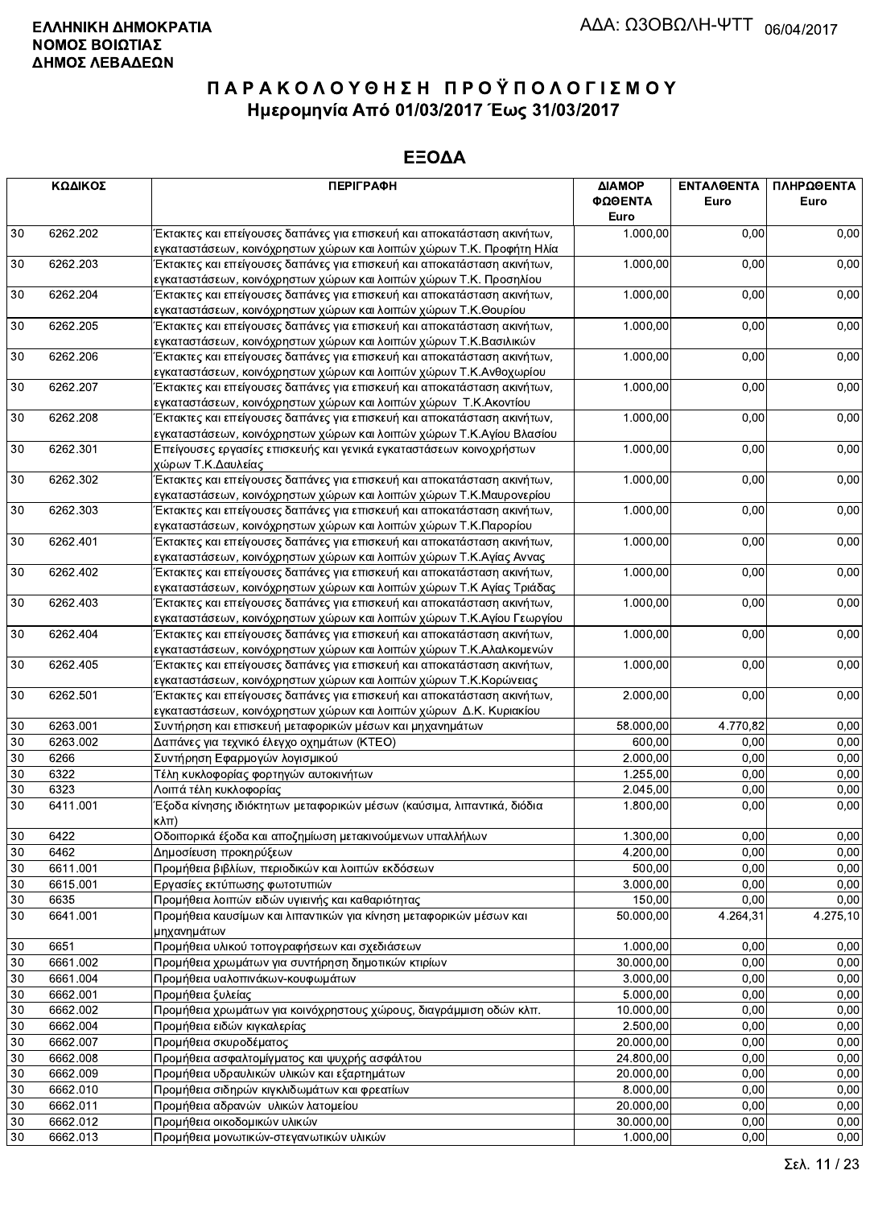**ΕΛΛΗΝΙΚΗ ΔΗΜΟΚΡΑΤΙΑ**
**ΝΟΜΟΣ ΒΟΙΩΤΙΑΣ**
**ΔΗΜΟΣ ΛΕΒΑΔΕΩΝ**

ΑΔΑ: ΩΣΟΒΩΛΗ-ΨΤΤ 06/04/2017

# ΠΑΡΑΚΟΛΟΥΘΗΣΗ ΠΡΟΫΠΟΛΟΓΙΣΜΟΥ
## Ημερομηνία Από 01/03/2017 Έως 31/03/2017

## ΕΞΟΔΑ

| ΚΩΔΙΚΟΣ | | ΠΕΡΙΓΡΑΦΗ | ΔΙΑΜΟΡ ΦΩΘΕΝΤΑ Euro | ΕΝΤΑΛΘΕΝΤΑ Euro | ΠΛΗΡΩΘΕΝΤΑ Euro |
|---|---|---|---|---|---|
| 30 | 6262.202 | Έκτακτες και επείγουσες δαπάνες για επισκευή και αποκατάσταση ακινήτων, εγκαταστάσεων, κοινόχρηστων χώρων και λοιπών χώρων Τ.Κ. Προφήτη Ηλία | 1.000,00 | 0,00 | 0,00 |
| 30 | 6262.203 | Έκτακτες και επείγουσες δαπάνες για επισκευή και αποκατάσταση ακινήτων, εγκαταστάσεων, κοινόχρηστων χώρων και λοιπών χώρων Τ.Κ. Προσηλίου | 1.000,00 | 0,00 | 0,00 |
| 30 | 6262.204 | Έκτακτες και επείγουσες δαπάνες για επισκευή και αποκατάσταση ακινήτων, εγκαταστάσεων, κοινόχρηστων χώρων και λοιπών χώρων Τ.Κ.Θουρίου | 1.000,00 | 0,00 | 0,00 |
| 30 | 6262.205 | Έκτακτες και επείγουσες δαπάνες για επισκευή και αποκατάσταση ακινήτων, εγκαταστάσεων, κοινόχρηστων χώρων και λοιπών χώρων Τ.Κ.Βασιλικών | 1.000,00 | 0,00 | 0,00 |
| 30 | 6262.206 | Έκτακτες και επείγουσες δαπάνες για επισκευή και αποκατάσταση ακινήτων, εγκαταστάσεων, κοινόχρηστων χώρων και λοιπών χώρων Τ.Κ.Ανθοχωρίου | 1.000,00 | 0,00 | 0,00 |
| 30 | 6262.207 | Έκτακτες και επείγουσες δαπάνες για επισκευή και αποκατάσταση ακινήτων, εγκαταστάσεων, κοινόχρηστων χώρων και λοιπών χώρων Τ.Κ.Ακοντίου | 1.000,00 | 0,00 | 0,00 |
| 30 | 6262.208 | Έκτακτες και επείγουσες δαπάνες για επισκευή και αποκατάσταση ακινήτων, εγκαταστάσεων, κοινόχρηστων χώρων και λοιπών χώρων Τ.Κ.Αγίου Βλασίου | 1.000,00 | 0,00 | 0,00 |
| 30 | 6262.301 | Επείγουσες εργασίες επισκευής και γενικά εγκαταστάσεων κοινοχρήστων χώρων Τ.Κ.Δαυλείας | 1.000,00 | 0,00 | 0,00 |
| 30 | 6262.302 | Έκτακτες και επείγουσες δαπάνες για επισκευή και αποκατάσταση ακινήτων, εγκαταστάσεων, κοινόχρηστων χώρων και λοιπών χώρων Τ.Κ.Μαυρονερίου | 1.000,00 | 0,00 | 0,00 |
| 30 | 6262.303 | Έκτακτες και επείγουσες δαπάνες για επισκευή και αποκατάσταση ακινήτων, εγκαταστάσεων, κοινόχρηστων χώρων και λοιπών χώρων Τ.Κ.Παρορίου | 1.000,00 | 0,00 | 0,00 |
| 30 | 6262.401 | Έκτακτες και επείγουσες δαπάνες για επισκευή και αποκατάσταση ακινήτων, εγκαταστάσεων, κοινόχρηστων χώρων και λοιπών χώρων Τ.Κ.Αγίας Αννας | 1.000,00 | 0,00 | 0,00 |
| 30 | 6262.402 | Έκτακτες και επείγουσες δαπάνες για επισκευή και αποκατάσταση ακινήτων, εγκαταστάσεων, κοινόχρηστων χώρων και λοιπών χώρων Τ.Κ Αγίας Τριάδας | 1.000,00 | 0,00 | 0,00 |
| 30 | 6262.403 | Έκτακτες και επείγουσες δαπάνες για επισκευή και αποκατάσταση ακινήτων, εγκαταστάσεων, κοινόχρηστων χώρων και λοιπών χώρων Τ.Κ.Αγίου Γεωργίου | 1.000,00 | 0,00 | 0,00 |
| 30 | 6262.404 | Έκτακτες και επείγουσες δαπάνες για επισκευή και αποκατάσταση ακινήτων, εγκαταστάσεων, κοινόχρηστων χώρων και λοιπών χώρων Τ.Κ.Αλαλκομενών | 1.000,00 | 0,00 | 0,00 |
| 30 | 6262.405 | Έκτακτες και επείγουσες δαπάνες για επισκευή και αποκατάσταση ακινήτων, εγκαταστάσεων, κοινόχρηστων χώρων και λοιπών χώρων Τ.Κ.Κορώνειας | 1.000,00 | 0,00 | 0,00 |
| 30 | 6262.501 | Έκτακτες και επείγουσες δαπάνες για επισκευή και αποκατάσταση ακινήτων, εγκαταστάσεων, κοινόχρηστων χώρων και λοιπών χώρων Δ.Κ. Κυριακίου | 2.000,00 | 0,00 | 0,00 |
| 30 | 6263.001 | Συντήρηση και επισκευή μεταφορικών μέσων και μηχανημάτων | 58.000,00 | 4.770,82 | 0,00 |
| 30 | 6263.002 | Δαπάνες για τεχνικό έλεγχο οχημάτων (ΚΤΕΟ) | 600,00 | 0,00 | 0,00 |
| 30 | 6266 | Συντήρηση Εφαρμογών λογισμικού | 2.000,00 | 0,00 | 0,00 |
| 30 | 6322 | Τέλη κυκλοφορίας φορτηγών αυτοκινήτων | 1.255,00 | 0,00 | 0,00 |
| 30 | 6323 | Λοιπά τέλη κυκλοφορίας | 2.045,00 | 0,00 | 0,00 |
| 30 | 6411.001 | Έξοδα κίνησης ιδιόκτητων μεταφορικών μέσων (καύσιμα, λιπαντικά, διόδια κλπ) | 1.800,00 | 0,00 | 0,00 |
| 30 | 6422 | Οδοιπορικά έξοδα και αποζημίωση μετακινούμενων υπαλλήλων | 1.300,00 | 0,00 | 0,00 |
| 30 | 6462 | Δημοσίευση προκηρύξεων | 4.200,00 | 0,00 | 0,00 |
| 30 | 6611.001 | Προμήθεια βιβλίων, περιοδικών και λοιπών εκδόσεων | 500,00 | 0,00 | 0,00 |
| 30 | 6615.001 | Εργασίες εκτύπωσης φωτοτυπιών | 3.000,00 | 0,00 | 0,00 |
| 30 | 6635 | Προμήθεια λοιπών ειδών υγιεινής και καθαριότητας | 150,00 | 0,00 | 0,00 |
| 30 | 6641.001 | Προμήθεια καυσίμων και λιπαντικών για κίνηση μεταφορικών μέσων και μηχανημάτων | 50.000,00 | 4.264,31 | 4.275,10 |
| 30 | 6651 | Προμήθεια υλικού τοπογραφήσεων και σχεδιάσεων | 1.000,00 | 0,00 | 0,00 |
| 30 | 6661.002 | Προμήθεια χρωμάτων για συντήρηση δημοτικών κτιρίων | 30.000,00 | 0,00 | 0,00 |
| 30 | 6661.004 | Προμήθεια υαλοπινάκων-κουφωμάτων | 3.000,00 | 0,00 | 0,00 |
| 30 | 6662.001 | Προμήθεια ξυλείας | 5.000,00 | 0,00 | 0,00 |
| 30 | 6662.002 | Προμήθεια χρωμάτων για κοινόχρηστους χώρους, διαγράμμιση οδών κλπ. | 10.000,00 | 0,00 | 0,00 |
| 30 | 6662.004 | Προμήθεια ειδών κιγκαλερίας | 2.500,00 | 0,00 | 0,00 |
| 30 | 6662.007 | Προμήθεια σκυροδέματος | 20.000,00 | 0,00 | 0,00 |
| 30 | 6662.008 | Προμήθεια ασφαλτομίγματος και ψυχρής ασφάλτου | 24.800,00 | 0,00 | 0,00 |
| 30 | 6662.009 | Προμήθεια υδραυλικών υλικών και εξαρτημάτων | 20.000,00 | 0,00 | 0,00 |
| 30 | 6662.010 | Προμήθεια σιδηρών κιγκλιδωμάτων και φρεατίων | 8.000,00 | 0,00 | 0,00 |
| 30 | 6662.011 | Προμήθεια αδρανών υλικών λατομείου | 20.000,00 | 0,00 | 0,00 |
| 30 | 6662.012 | Προμήθεια οικοδομικών υλικών | 30.000,00 | 0,00 | 0,00 |
| 30 | 6662.013 | Προμήθεια μονωτικών-στεγανωτικών υλικών | 1.000,00 | 0,00 | 0,00 |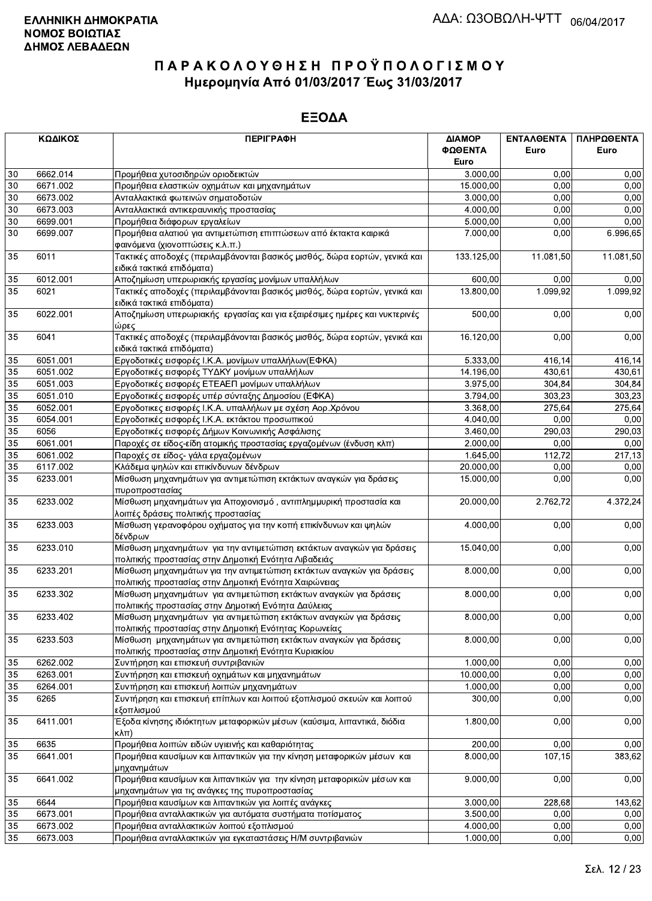**ΕΛΛΗΝΙΚΗ ΔΗΜΟΚΡΑΤΙΑ**
**ΝΟΜΟΣ ΒΟΙΩΤΙΑΣ**
**ΔΗΜΟΣ ΛΕΒΑΔΕΩΝ**

ΑΔΑ: ΩΖΟΒΩΛΗ-ΨΤΤ 06/04/2017

# ΠΑΡΑΚΟΛΟΥΘΗΣΗ ΠΡΟΫΠΟΛΟΓΙΣΜΟΥ
## Ημερομηνία Από 01/03/2017 Έως 31/03/2017

## ΕΞΟΔΑ

| ΚΩΔΙΚΟΣ | | ΠΕΡΙΓΡΑΦΗ | ΔΙΑΜΟΡΦΩΘΕΝΤΑ Euro | ΕΝΤΑΛΘΕΝΤΑ Euro | ΠΛΗΡΩΘΕΝΤΑ Euro |
|---|---|---|---|---|---|
| 30 | 6662.014 | Προμήθεια χυτοσιδηρών οριοδεικτών | 3.000,00 | 0,00 | 0,00 |
| 30 | 6671.002 | Προμήθεια ελαστικών οχημάτων και μηχανημάτων | 15.000,00 | 0,00 | 0,00 |
| 30 | 6673.002 | Ανταλλακτικά φωτεινών σηματοδοτών | 3.000,00 | 0,00 | 0,00 |
| 30 | 6673.003 | Ανταλλακτικά αντικεραυνικής προστασίας | 4.000,00 | 0,00 | 0,00 |
| 30 | 6699.001 | Προμήθεια διάφορων εργαλείων | 5.000,00 | 0,00 | 0,00 |
| 30 | 6699.007 | Προμήθεια αλατιού για αντιμετώπιση επιπτώσεων από έκτακτα καιρικά φαινόμενα (χιονοπτώσεις κ.λ.π.) | 7.000,00 | 0,00 | 6.996,65 |
| 35 | 6011 | Τακτικές αποδοχές (περιλαμβάνονται βασικός μισθός, δώρα εορτών, γενικά και ειδικά τακτικά επιδόματα) | 133.125,00 | 11.081,50 | 11.081,50 |
| 35 | 6012.001 | Αποζημίωση υπερωριακής εργασίας μονίμων υπαλλήλων | 600,00 | 0,00 | 0,00 |
| 35 | 6021 | Τακτικές αποδοχές (περιλαμβάνονται βασικός μισθός, δώρα εορτών, γενικά και ειδικά τακτικά επιδόματα) | 13.800,00 | 1.099,92 | 1.099,92 |
| 35 | 6022.001 | Αποζημίωση υπερωριακής εργασίας και για εξαιρέσιμες ημέρες και νυκτερινές ώρες | 500,00 | 0,00 | 0,00 |
| 35 | 6041 | Τακτικές αποδοχές (περιλαμβάνονται βασικός μισθός, δώρα εορτών, γενικά και ειδικά τακτικά επιδόματα) | 16.120,00 | 0,00 | 0,00 |
| 35 | 6051.001 | Εργοδοτικές εισφορές Ι.Κ.Α. μονίμων υπαλλήλων(ΕΦΚΑ) | 5.333,00 | 416,14 | 416,14 |
| 35 | 6051.002 | Εργοδοτικές εισφορές ΤΥΔΚΥ μονίμων υπαλλήλων | 14.196,00 | 430,61 | 430,61 |
| 35 | 6051.003 | Εργοδοτικές εισφορές ΕΤΕΑΕΠ μονίμων υπαλλήλων | 3.975,00 | 304,84 | 304,84 |
| 35 | 6051.010 | Εργοδοτικές εισφορές υπέρ σύνταξης Δημοσίου (ΕΦΚΑ) | 3.794,00 | 303,23 | 303,23 |
| 35 | 6052.001 | Εργοδοτικές εισφορές Ι.Κ.Α. υπαλλήλων με σχέση Αορ.Χρόνου | 3.368,00 | 275,64 | 275,64 |
| 35 | 6054.001 | Εργοδοτικές εισφορές Ι.Κ.Α. εκτάκτου προσωπικού | 4.040,00 | 0,00 | 0,00 |
| 35 | 6056 | Εργοδοτικές εισφορές Δήμων Κοινωνικής Ασφάλισης | 3.460,00 | 290,03 | 290,03 |
| 35 | 6061.001 | Παροχές σε είδος-είδη ατομικής προστασίας εργαζομένων (ένδυση κλπ) | 2.000,00 | 0,00 | 0,00 |
| 35 | 6061.002 | Παροχές σε είδος- γάλα εργαζομένων | 1.645,00 | 112,72 | 217,13 |
| 35 | 6117.002 | Κλάδεμα ψηλών και επικίνδυνων δένδρων | 20.000,00 | 0,00 | 0,00 |
| 35 | 6233.001 | Μίσθωση μηχανημάτων για αντιμετώπιση εκτάκτων αναγκών για δράσεις πυροπροστασίας | 15.000,00 | 0,00 | 0,00 |
| 35 | 6233.002 | Μίσθωση μηχανημάτων για Αποχιονισμό , αντιπλημμυρική προστασία και λοιπές δράσεις πολιτικής προστασίας | 20.000,00 | 2.762,72 | 4.372,24 |
| 35 | 6233.003 | Μίσθωση γερανοφόρου οχήματος για την κοπή επικίνδυνων και ψηλών δένδρων | 4.000,00 | 0,00 | 0,00 |
| 35 | 6233.010 | Μίσθωση μηχανημάτων για την αντιμετώπιση εκτάκτων αναγκών για δράσεις πολιτικής προστασίας στην Δημοτική Ενότητα Λιβαδειάς | 15.040,00 | 0,00 | 0,00 |
| 35 | 6233.201 | Μίσθωση μηχανημάτων για την αντιμετώπιση εκτάκτων αναγκών για δράσεις πολιτικής προστασίας στην Δημοτική Ενότητα Χαιρώνειας | 8.000,00 | 0,00 | 0,00 |
| 35 | 6233.302 | Μίσθωση μηχανημάτων για αντιμετώπιση εκτάκτων αναγκών για δράσεις πολιτιικής προστασίας στην Δημοτική Ενότητα Δαύλειας | 8.000,00 | 0,00 | 0,00 |
| 35 | 6233.402 | Μίσθωση μηχανημάτων για αντιμετώπιση εκτάκτων αναγκών για δράσεις πολιτικής προστασίας στην Δημοτική Ενότητας Κορωνείας | 8.000,00 | 0,00 | 0,00 |
| 35 | 6233.503 | Μίσθωση μηχανημάτων για αντιμετώπιση εκτάκτων αναγκών για δράσεις πολιτικής προστασίας στην Δημοτική Ενότητα Κυριακίου | 8.000,00 | 0,00 | 0,00 |
| 35 | 6262.002 | Συντήρηση και επισκευή συντριβανιών | 1.000,00 | 0,00 | 0,00 |
| 35 | 6263.001 | Συντήρηση και επισκευή οχημάτων και μηχανημάτων | 10.000,00 | 0,00 | 0,00 |
| 35 | 6264.001 | Συντήρηση και επισκευή λοιπών μηχανημάτων | 1.000,00 | 0,00 | 0,00 |
| 35 | 6265 | Συντήρηση και επισκευή επίπλων και λοιπού εξοπλισμού σκευών και λοιπού εξοπλισμού | 300,00 | 0,00 | 0,00 |
| 35 | 6411.001 | Έξοδα κίνησης ιδιόκτητων μεταφορικών μέσων (καύσιμα, λιπαντικά, διόδια κλπ) | 1.800,00 | 0,00 | 0,00 |
| 35 | 6635 | Προμήθεια λοιπών ειδών υγιεινής και καθαριότητας | 200,00 | 0,00 | 0,00 |
| 35 | 6641.001 | Προμήθεια καυσίμων και λιπαντικών για την κίνηση μεταφορικών μέσων και μηχανημάτων | 8.000,00 | 107,15 | 383,62 |
| 35 | 6641.002 | Προμήθεια καυσίμων και λιπαντικών για την κίνηση μεταφορικών μέσων και μηχανημάτων για τις ανάγκες της πυροπροστασίας | 9.000,00 | 0,00 | 0,00 |
| 35 | 6644 | Προμήθεια καυσίμων και λιπαντικών για λοιπές ανάγκες | 3.000,00 | 228,68 | 143,62 |
| 35 | 6673.001 | Προμήθεια ανταλλακτικών για αυτόματα συστήματα ποτίσματος | 3.500,00 | 0,00 | 0,00 |
| 35 | 6673.002 | Προμήθεια ανταλλακτικών λοιπού εξοπλισμού | 4.000,00 | 0,00 | 0,00 |
| 35 | 6673.003 | Προμήθεια ανταλλακτικών για εγκαταστάσεις Η/Μ συντριβανιών | 1.000,00 | 0,00 | 0,00 |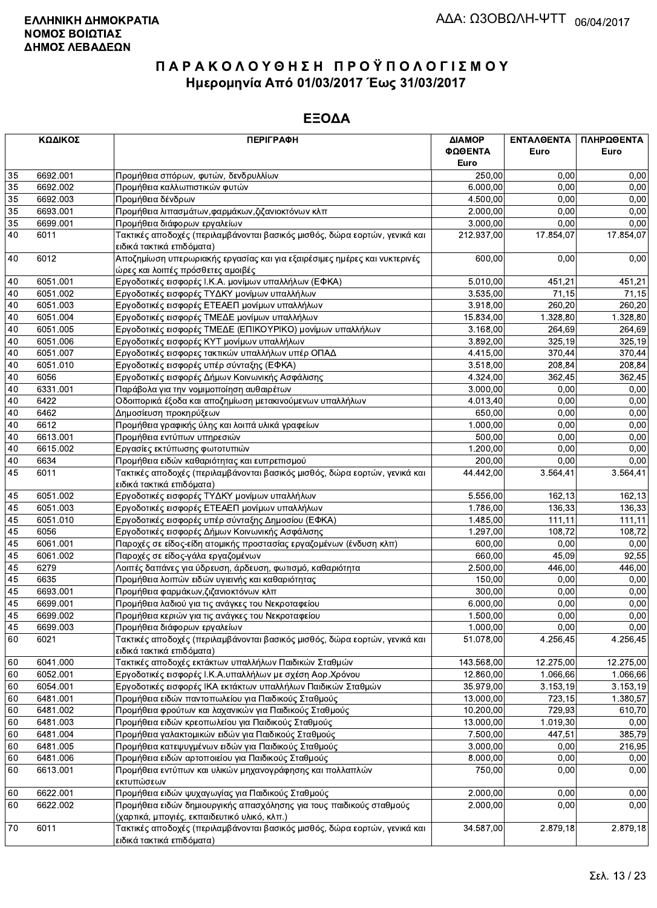**ΕΛΛΗΝΙΚΗ ΔΗΜΟΚΡΑΤΙΑ**
**ΝΟΜΟΣ ΒΟΙΩΤΙΑΣ**
**ΔΗΜΟΣ ΛΕΒΑΔΕΩΝ**

ΑΔΑ: Ω3ΟΒΩΛΗ-ΨΤΤ 06/04/2017

# ΠΑΡΑΚΟΛΟΥΘΗΣΗ ΠΡΟΫΠΟΛΟΓΙΣΜΟΥ
## Ημερομηνία Από 01/03/2017 Έως 31/03/2017

## ΕΞΟΔΑ

| ΚΩΔΙΚΟΣ | | ΠΕΡΙΓΡΑΦΗ | ΔΙΑΜΟΡ ΦΩΘΕΝΤΑ Euro | ΕΝΤΑΛΘΕΝΤΑ Euro | ΠΛΗΡΩΘΕΝΤΑ Euro |
|---|---|---|---|---|---|
| 35 | 6692.001 | Προμήθεια σπόρων, φυτών, δενδρυλλίων | 250,00 | 0,00 | 0,00 |
| 35 | 6692.002 | Προμήθεια καλλωπιστικών φυτών | 6.000,00 | 0,00 | 0,00 |
| 35 | 6692.003 | Προμήθεια δένδρων | 4.500,00 | 0,00 | 0,00 |
| 35 | 6693.001 | Προμήθεια λιπασμάτων,φαρμάκων,ζιζανιοκτόνων κλπ | 2.000,00 | 0,00 | 0,00 |
| 35 | 6699.001 | Προμήθεια διάφορων εργαλείων | 3.000,00 | 0,00 | 0,00 |
| 40 | 6011 | Τακτικές αποδοχές (περιλαμβάνονται βασικός μισθός, δώρα εορτών, γενικά και ειδικά τακτικά επιδόματα) | 212.937,00 | 17.854,07 | 17.854,07 |
| 40 | 6012 | Αποζημίωση υπερωριακής εργασίας και για εξαιρέσιμες ημέρες και νυκτερινές ώρες και λοιπές πρόσθετες αμοιβές | 600,00 | 0,00 | 0,00 |
| 40 | 6051.001 | Εργοδοτικές εισφορές Ι.Κ.Α. μονίμων υπαλλήλων (ΕΦΚΑ) | 5.010,00 | 451,21 | 451,21 |
| 40 | 6051.002 | Εργοδοτικές εισφορές ΤΥΔΚΥ μονίμων υπαλλήλων | 3.535,00 | 71,15 | 71,15 |
| 40 | 6051.003 | Εργοδοτικές εισφορές ΕΤΕΑΕΠ μονίμων υπαλλήλων | 3.918,00 | 260,20 | 260,20 |
| 40 | 6051.004 | Εργοδοτικές εισφορές ΤΜΕΔΕ μονίμων υπαλλήλων | 15.834,00 | 1.328,80 | 1.328,80 |
| 40 | 6051.005 | Εργοδοτικές εισφορές ΤΜΕΔΕ (ΕΠΙΚΟΥΡΙΚΟ) μονίμων υπαλλήλων | 3.168,00 | 264,69 | 264,69 |
| 40 | 6051.006 | Εργοδοτικές εισφορές ΚΥΤ μονίμων υπαλλήλων | 3.892,00 | 325,19 | 325,19 |
| 40 | 6051.007 | Εργοδοτικές εισφορές τακτικών υπαλλήλων υπέρ ΟΠΑΔ | 4.415,00 | 370,44 | 370,44 |
| 40 | 6051.010 | Εργοδοτικές εισφορές υπέρ σύνταξης (ΕΦΚΑ) | 3.518,00 | 208,84 | 208,84 |
| 40 | 6056 | Εργοδοτικές εισφορές Δήμων Κοινωνικής Ασφάλισης | 4.324,00 | 362,45 | 362,45 |
| 40 | 6331.001 | Παράβολα για την νομιμοποίηση αυθαιρέτων | 3.000,00 | 0,00 | 0,00 |
| 40 | 6422 | Οδοιπορικά έξοδα και αποζημίωση μετακινούμενων υπαλλήλων | 4.013,40 | 0,00 | 0,00 |
| 40 | 6462 | Δημοσίευση προκηρύξεων | 650,00 | 0,00 | 0,00 |
| 40 | 6612 | Προμήθεια γραφικής ύλης και λοιπά υλικά γραφείων | 1.000,00 | 0,00 | 0,00 |
| 40 | 6613.001 | Προμήθεια εντύπων υπηρεσιών | 500,00 | 0,00 | 0,00 |
| 40 | 6615.002 | Εργασίες εκτύπωσης φωτοτυπιών | 1.200,00 | 0,00 | 0,00 |
| 40 | 6634 | Προμήθεια ειδών καθαριότητας και ευπρεπισμού | 200,00 | 0,00 | 0,00 |
| 45 | 6011 | Τακτικές αποδοχές (περιλαμβάνονται βασικός μισθός, δώρα εορτών, γενικά και ειδικά τακτικά επιδόματα) | 44.442,00 | 3.564,41 | 3.564,41 |
| 45 | 6051.002 | Εργοδοτικές εισφορές ΤΥΔΚΥ μονίμων υπαλλήλων | 5.556,00 | 162,13 | 162,13 |
| 45 | 6051.003 | Εργοδοτικές εισφορές ΕΤΕΑΕΠ μονίμων υπαλλήλων | 1.786,00 | 136,33 | 136,33 |
| 45 | 6051.010 | Εργοδοτικές εισφορές υπέρ σύνταξης Δημοσίου (ΕΦΚΑ) | 1.485,00 | 111,11 | 111,11 |
| 45 | 6056 | Εργοδοτικές εισφορές Δήμων Κοινωνικής Ασφάλισης | 1.297,00 | 108,72 | 108,72 |
| 45 | 6061.001 | Παροχές σε είδος-είδη ατομικής προστασίας εργαζομένων (ένδυση κλπ) | 600,00 | 0,00 | 0,00 |
| 45 | 6061.002 | Παροχές σε είδος-γάλα εργαζομένων | 660,00 | 45,09 | 92,55 |
| 45 | 6279 | Λοιπές δαπάνες για ύδρευση, άρδευση, φωτισμό, καθαριότητα | 2.500,00 | 446,00 | 446,00 |
| 45 | 6635 | Προμήθεια λοιπών ειδών υγιεινής και καθαριότητας | 150,00 | 0,00 | 0,00 |
| 45 | 6693.001 | Προμήθεια φαρμάκων,ζιζανιοκτόνων κλπ | 300,00 | 0,00 | 0,00 |
| 45 | 6699.001 | Προμήθεια λαδιού για τις ανάγκες του Νεκροταφείου | 6.000,00 | 0,00 | 0,00 |
| 45 | 6699.002 | Προμήθεια κεριών για τις ανάγκες του Νεκροταφείου | 1.500,00 | 0,00 | 0,00 |
| 45 | 6699.003 | Προμήθεια διάφορων εργαλείων | 1.000,00 | 0,00 | 0,00 |
| 60 | 6021 | Τακτικές αποδοχές (περιλαμβάνονται βασικός μισθός, δώρα εορτών, γενικά και ειδικά τακτικά επιδόματα) | 51.078,00 | 4.256,45 | 4.256,45 |
| 60 | 6041.000 | Τακτικές αποδοχές εκτάκτων υπαλλήλων Παιδικών Σταθμών | 143.568,00 | 12.275,00 | 12.275,00 |
| 60 | 6052.001 | Εργοδοτικές εισφορές Ι.Κ.Α.υπαλλήλων με σχέση Αορ.Χρόνου | 12.860,00 | 1.066,66 | 1.066,66 |
| 60 | 6054.001 | Εργοδοτικές εισφορές ΙΚΑ εκτάκτων υπαλλήλων Παιδικών Σταθμών | 35.979,00 | 3.153,19 | 3.153,19 |
| 60 | 6481.001 | Προμήθεια ειδών παντοπωλείου για Παιδικούς Σταθμούς | 13.000,00 | 723,15 | 1.380,57 |
| 60 | 6481.002 | Προμήθεια φρούτων και λαχανικών για Παιδικούς Σταθμούς | 10.200,00 | 729,93 | 610,70 |
| 60 | 6481.003 | Προμήθεια ειδών κρεοπωλείου για Παιδικούς Σταθμούς | 13.000,00 | 1.019,30 | 0,00 |
| 60 | 6481.004 | Προμήθεια γαλακτομικών ειδών για Παιδικούς Σταθμούς | 7.500,00 | 447,51 | 385,79 |
| 60 | 6481.005 | Προμήθεια κατεψυγμένων ειδών για Παιδικούς Σταθμούς | 3.000,00 | 0,00 | 216,95 |
| 60 | 6481.006 | Προμήθεια ειδών αρτοποιείου για Παιδικούς Σταθμούς | 8.000,00 | 0,00 | 0,00 |
| 60 | 6613.001 | Προμήθεια εντύπων και υλικών μηχανογράφησης και πολλαπλών εκτυπώσεων | 750,00 | 0,00 | 0,00 |
| 60 | 6622.001 | Προμήθεια ειδών ψυχαγωγίας για Παιδικούς Σταθμούς | 2.000,00 | 0,00 | 0,00 |
| 60 | 6622.002 | Προμήθεια ειδών δημιουργικής απασχόλησης για τους παιδικούς σταθμούς (χαρτικά, μπογιές, εκπαιδευτικό υλικό, κλπ.) | 2.000,00 | 0,00 | 0,00 |
| 70 | 6011 | Τακτικές αποδοχές (περιλαμβάνονται βασικός μισθός, δώρα εορτών, γενικά και ειδικά τακτικά επιδόματα) | 34.587,00 | 2.879,18 | 2.879,18 |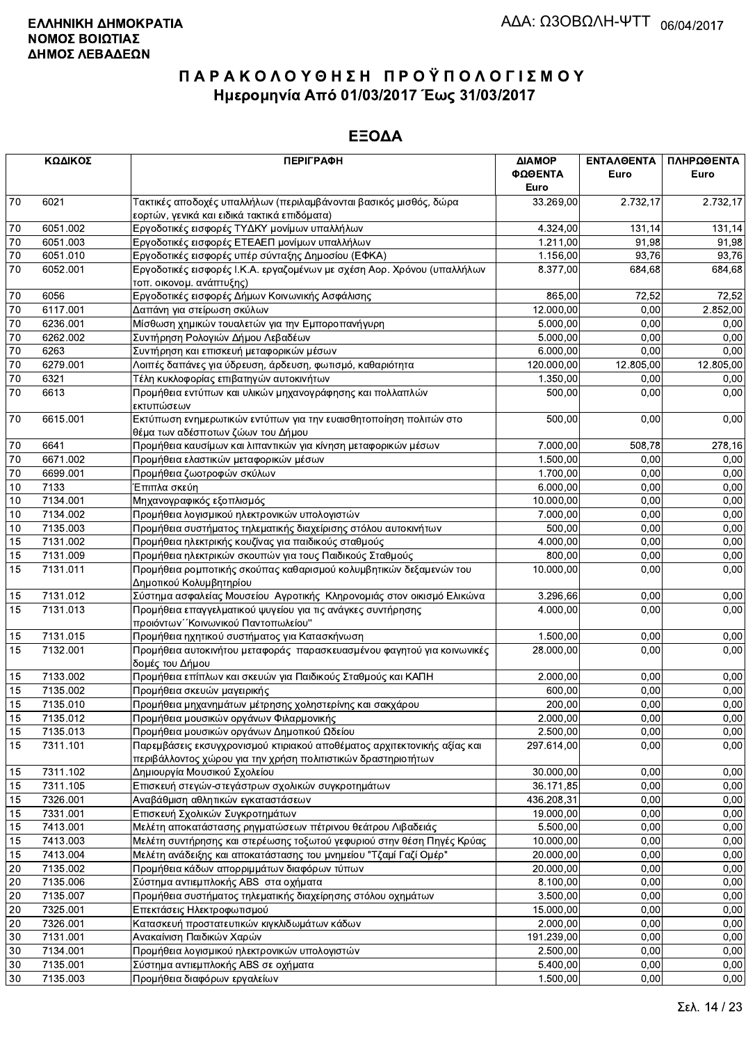**ΕΛΛΗΝΙΚΗ ΔΗΜΟΚΡΑΤΙΑ**
**ΝΟΜΟΣ ΒΟΙΩΤΙΑΣ**
**ΔΗΜΟΣ ΛΕΒΑΔΕΩΝ**

ΑΔΑ: ΩΖΟΒΩΛΗ-ΨΤΤ 06/04/2017

# ΠΑΡΑΚΟΛΟΥΘΗΣΗ ΠΡΟΫΠΟΛΟΓΙΣΜΟΥ

## Ημερομηνία Από 01/03/2017 Έως 31/03/2017

## ΕΞΟΔΑ

| ΚΩΔΙΚΟΣ | | ΠΕΡΙΓΡΑΦΗ | ΔΙΑΜΟΡ ΦΩΘΕΝΤΑ Euro | ΕΝΤΑΛΘΕΝΤΑ Euro | ΠΛΗΡΩΘΕΝΤΑ Euro |
|---|---|---|---|---|---|
| 70 | 6021 | Τακτικές αποδοχές υπαλλήλων (περιλαμβάνονται βασικός μισθός, δώρα εορτών, γενικά και ειδικά τακτικά επιδόματα) | 33.269,00 | 2.732,17 | 2.732,17 |
| 70 | 6051.002 | Εργοδοτικές εισφορές ΤΥΔΚΥ μονίμων υπαλλήλων | 4.324,00 | 131,14 | 131,14 |
| 70 | 6051.003 | Εργοδοτικές εισφορές ΕΤΕΑΕΠ μονίμων υπαλλήλων | 1.211,00 | 91,98 | 91,98 |
| 70 | 6051.010 | Εργοδοτικές εισφορές υπέρ σύνταξης Δημοσίου (ΕΦΚΑ) | 1.156,00 | 93,76 | 93,76 |
| 70 | 6052.001 | Εργοδοτικές εισφορές Ι.Κ.Α. εργαζομένων με σχέση Αορ. Χρόνου (υπαλλήλων τοπ. οικονομ. ανάπτυξης) | 8.377,00 | 684,68 | 684,68 |
| 70 | 6056 | Εργοδοτικές εισφορές Δήμων Κοινωνικής Ασφάλισης | 865,00 | 72,52 | 72,52 |
| 70 | 6117.001 | Δαπάνη για στείρωση σκύλων | 12.000,00 | 0,00 | 2.852,00 |
| 70 | 6236.001 | Μίσθωση χημικών τουαλετών για την Εμποροπανήγυρη | 5.000,00 | 0,00 | 0,00 |
| 70 | 6262.002 | Συντήρηση Ρολογιών Δήμου Λεβαδέων | 5.000,00 | 0,00 | 0,00 |
| 70 | 6263 | Συντήρηση και επισκευή μεταφορικών μέσων | 6.000,00 | 0,00 | 0,00 |
| 70 | 6279.001 | Λοιπές δαπάνες για ύδρευση, άρδευση, φωτισμό, καθαριότητα | 120.000,00 | 12.805,00 | 12.805,00 |
| 70 | 6321 | Τέλη κυκλοφορίας επιβατηγών αυτοκινήτων | 1.350,00 | 0,00 | 0,00 |
| 70 | 6613 | Προμήθεια εντύπων και υλικών μηχανογράφησης και πολλαπλών εκτυπώσεων | 500,00 | 0,00 | 0,00 |
| 70 | 6615.001 | Εκτύπωση ενημερωτικών εντύπων για την ευαισθητοποίηση πολιτών στο θέμα των αδέσποτων ζώων του Δήμου | 500,00 | 0,00 | 0,00 |
| 70 | 6641 | Προμήθεια καυσίμων και λιπαντικών για κίνηση μεταφορικών μέσων | 7.000,00 | 508,78 | 278,16 |
| 70 | 6671.002 | Προμήθεια ελαστικών μεταφορικών μέσων | 1.500,00 | 0,00 | 0,00 |
| 70 | 6699.001 | Προμήθεια ζωοτροφών σκύλων | 1.700,00 | 0,00 | 0,00 |
| 10 | 7133 | Έπιπλα σκεύη | 6.000,00 | 0,00 | 0,00 |
| 10 | 7134.001 | Μηχανογραφικός εξοπλισμός | 10.000,00 | 0,00 | 0,00 |
| 10 | 7134.002 | Προμήθεια λογισμικού ηλεκτρονικών υπολογιστών | 7.000,00 | 0,00 | 0,00 |
| 10 | 7135.003 | Προμήθεια συστήματος τηλεματικής διαχείρισης στόλου αυτοκινήτων | 500,00 | 0,00 | 0,00 |
| 15 | 7131.002 | Προμήθεια ηλεκτρικής κουζίνας για παιδικούς σταθμούς | 4.000,00 | 0,00 | 0,00 |
| 15 | 7131.009 | Προμήθεια ηλεκτρικών σκουπών για τους Παιδικούς Σταθμούς | 800,00 | 0,00 | 0,00 |
| 15 | 7131.011 | Προμήθεια ρομποτικής σκούπας καθαρισμού κολυμβητικών δεξαμενών του Δημοτικού Κολυμβητηρίου | 10.000,00 | 0,00 | 0,00 |
| 15 | 7131.012 | Σύστημα ασφαλείας Μουσείου Αγροτικής Κληρονομιάς στον οικισμό Ελικώνα | 3.296,66 | 0,00 | 0,00 |
| 15 | 7131.013 | Προμήθεια επαγγελματικού ψυγείου για τις ανάγκες συντήρησης προιόντων΄΄Κοινωνικού Παντοπωλείου" | 4.000,00 | 0,00 | 0,00 |
| 15 | 7131.015 | Προμήθεια ηχητικού συστήματος για Κατασκήνωση | 1.500,00 | 0,00 | 0,00 |
| 15 | 7132.001 | Προμήθεια αυτοκινήτου μεταφοράς παρασκευασμένου φαγητού για κοινωνικές δομές του Δήμου | 28.000,00 | 0,00 | 0,00 |
| 15 | 7133.002 | Προμήθεια επίπλων και σκευών για Παιδικούς Σταθμούς και ΚΑΠΗ | 2.000,00 | 0,00 | 0,00 |
| 15 | 7135.002 | Προμήθεια σκευών μαγειρικής | 600,00 | 0,00 | 0,00 |
| 15 | 7135.010 | Προμήθεια μηχανημάτων μέτρησης χοληστερίνης και σακχάρου | 200,00 | 0,00 | 0,00 |
| 15 | 7135.012 | Προμήθεια μουσικών οργάνων Φιλαρμονικής | 2.000,00 | 0,00 | 0,00 |
| 15 | 7135.013 | Προμήθεια μουσικών οργάνων Δημοτικού Ωδείου | 2.500,00 | 0,00 | 0,00 |
| 15 | 7311.101 | Παρεμβάσεις εκσυγχρονισμού κτιριακού αποθέματος αρχιτεκτονικής αξίας και περιβάλλοντος χώρου για την χρήση πολιτιστικών δραστηριοτήτων | 297.614,00 | 0,00 | 0,00 |
| 15 | 7311.102 | Δημιουργία Μουσικού Σχολείου | 30.000,00 | 0,00 | 0,00 |
| 15 | 7311.105 | Επισκευή στεγών-στεγάστρων σχολικών συγκροτημάτων | 36.171,85 | 0,00 | 0,00 |
| 15 | 7326.001 | Αναβάθμιση αθλητικών εγκαταστάσεων | 436.208,31 | 0,00 | 0,00 |
| 15 | 7331.001 | Επισκευή Σχολικών Συγκροτημάτων | 19.000,00 | 0,00 | 0,00 |
| 15 | 7413.001 | Μελέτη αποκατάστασης ρηγματώσεων πέτρινου θεάτρου Λιβαδειάς | 5.500,00 | 0,00 | 0,00 |
| 15 | 7413.003 | Μελέτη συντήρησης και στερέωσης τοξωτού γεφυριού στην θέση Πηγές Κρύας | 10.000,00 | 0,00 | 0,00 |
| 15 | 7413.004 | Μελέτη ανάδειξης και αποκατάστασης του μνημείου "Τζαμί Γαζί Ομέρ" | 20.000,00 | 0,00 | 0,00 |
| 20 | 7135.002 | Προμήθεια κάδων απορριμμάτων διαφόρων τύπων | 20.000,00 | 0,00 | 0,00 |
| 20 | 7135.006 | Σύστημα αντιεμπλοκής ABS στα οχήματα | 8.100,00 | 0,00 | 0,00 |
| 20 | 7135.007 | Προμήθεια συστήματος τηλεματικής διαχείησης στόλου οχημάτων | 3.500,00 | 0,00 | 0,00 |
| 20 | 7325.001 | Επεκτάσεις Ηλεκτροφωτισμού | 15.000,00 | 0,00 | 0,00 |
| 20 | 7326.001 | Κατασκευή προστατευτικών κιγκλιδωμάτων κάδων | 2.000,00 | 0,00 | 0,00 |
| 30 | 7131.001 | Ανακαίνιση Παιδικών Χαρών | 191.239,00 | 0,00 | 0,00 |
| 30 | 7134.001 | Προμήθεια λογισμικού ηλεκτρονικών υπολογιστών | 2.500,00 | 0,00 | 0,00 |
| 30 | 7135.001 | Σύστημα αντιεμπλοκής ABS σε οχήματα | 5.400,00 | 0,00 | 0,00 |
| 30 | 7135.003 | Προμήθεια διαφόρων εργαλείων | 1.500,00 | 0,00 | 0,00 |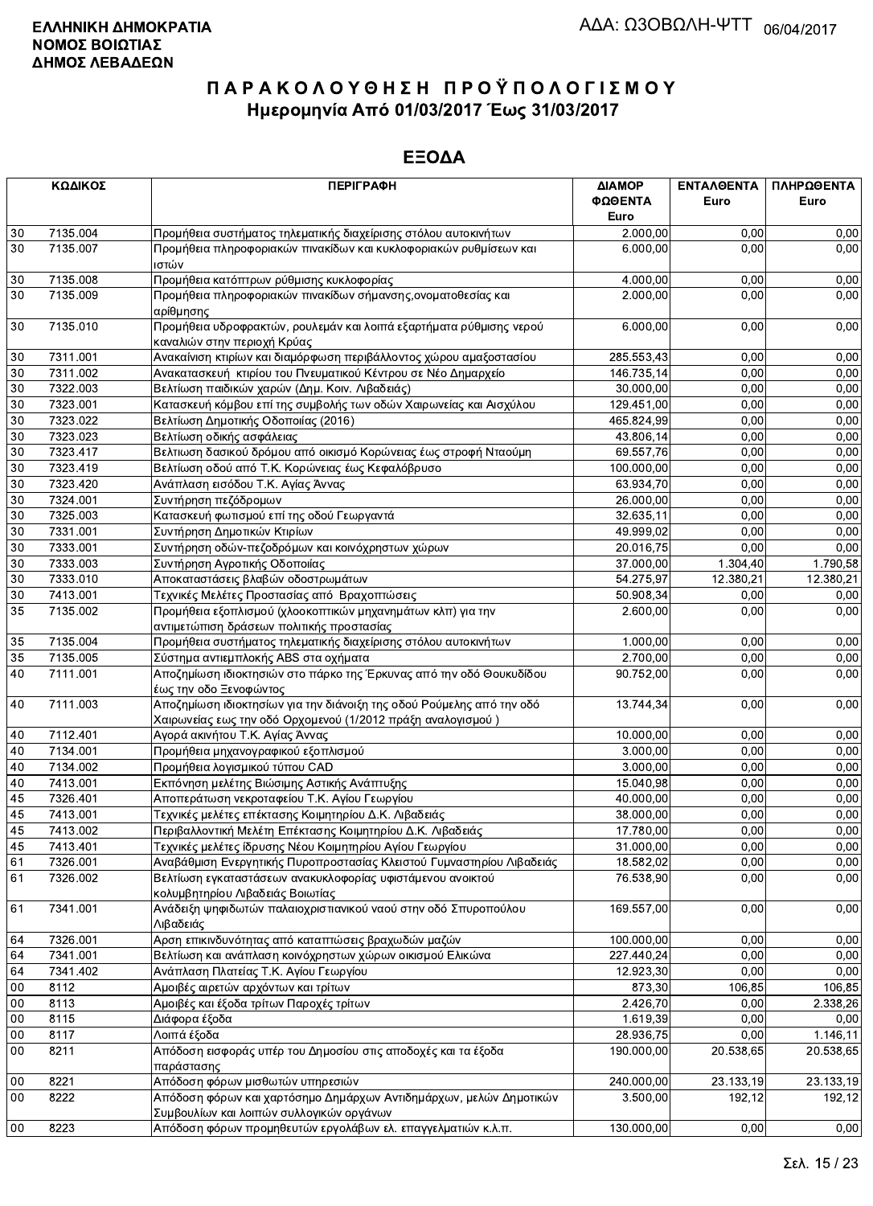**ΕΛΛΗΝΙΚΗ ΔΗΜΟΚΡΑΤΙΑ**
**ΝΟΜΟΣ ΒΟΙΩΤΙΑΣ**
**ΔΗΜΟΣ ΛΕΒΑΔΕΩΝ**

ΑΔΑ: Ω3ΟΒΩΛΗ-ΨΤΤ 06/04/2017

# ΠΑΡΑΚΟΛΟΥΘΗΣΗ ΠΡΟΫΠΟΛΟΓΙΣΜΟΥ
## Ημερομηνία Από 01/03/2017 Έως 31/03/2017

## ΕΞΟΔΑ

| ΚΩΔΙΚΟΣ | | ΠΕΡΙΓΡΑΦΗ | ΔΙΑΜΟΡΦΩΘΕΝΤΑ Euro | ΕΝΤΑΛΘΕΝΤΑ Euro | ΠΛΗΡΩΘΕΝΤΑ Euro |
|---|---|---|---|---|---|
| 30 | 7135.004 | Προμήθεια συστήματος τηλεματικής διαχείρισης στόλου αυτοκινήτων | 2.000,00 | 0,00 | 0,00 |
| 30 | 7135.007 | Προμήθεια πληροφοριακών πινακίδων και κυκλοφοριακών ρυθμίσεων και ιστών | 6.000,00 | 0,00 | 0,00 |
| 30 | 7135.008 | Προμήθεια κατόπτρων ρύθμισης κυκλοφορίας | 4.000,00 | 0,00 | 0,00 |
| 30 | 7135.009 | Προμήθεια πληροφοριακών πινακίδων σήμανσης,ονοματοθεσίας και αρίθμησης | 2.000,00 | 0,00 | 0,00 |
| 30 | 7135.010 | Προμήθεια υδροφρακτών, ρουλεμάν και λοιπά εξαρτήματα ρύθμισης νερού καναλιών στην περιοχή Κρύας | 6.000,00 | 0,00 | 0,00 |
| 30 | 7311.001 | Ανακαίνιση κτιρίων και διαμόρφωση περιβάλλοντος χώρου αμαξοστασίου | 285.553,43 | 0,00 | 0,00 |
| 30 | 7311.002 | Ανακατασκευή κτιρίου του Πνευματικού Κέντρου σε Νέο Δημαρχείο | 146.735,14 | 0,00 | 0,00 |
| 30 | 7322.003 | Βελτίωση παιδικών χαρών (Δημ. Κοιν. Λιβαδειάς) | 30.000,00 | 0,00 | 0,00 |
| 30 | 7323.001 | Κατασκευή κόμβου επί της συμβολής των οδών Χαιρωνείας και Αισχύλου | 129.451,00 | 0,00 | 0,00 |
| 30 | 7323.022 | Βελτίωση Δημοτικής Οδοποιίας (2016) | 465.824,99 | 0,00 | 0,00 |
| 30 | 7323.023 | Βελτίωση οδικής ασφάλειας | 43.806,14 | 0,00 | 0,00 |
| 30 | 7323.417 | Βελτιωση δασικού δρόμου από οικισμό Κορώνειας έως στροφή Νταούμη | 69.557,76 | 0,00 | 0,00 |
| 30 | 7323.419 | Βελτίωση οδού από Τ.Κ. Κορώνειας έως Κεφαλόβρυσο | 100.000,00 | 0,00 | 0,00 |
| 30 | 7323.420 | Ανάπλαση εισόδου Τ.Κ. Αγίας Άννας | 63.934,70 | 0,00 | 0,00 |
| 30 | 7324.001 | Συντήρηση πεζόδρομων | 26.000,00 | 0,00 | 0,00 |
| 30 | 7325.003 | Κατασκευή φωτισμού επί της οδού Γεωργαντά | 32.635,11 | 0,00 | 0,00 |
| 30 | 7331.001 | Συντήρηση Δημοτικών Κτιρίων | 49.999,02 | 0,00 | 0,00 |
| 30 | 7333.001 | Συντήρηση οδών-πεζοδρόμων και κοινόχρηστων χώρων | 20.016,75 | 0,00 | 0,00 |
| 30 | 7333.003 | Συντήρηση Αγροτικής Οδοποιίας | 37.000,00 | 1.304,40 | 1.790,58 |
| 30 | 7333.010 | Αποκαταστάσεις βλαβών οδοστρωμάτων | 54.275,97 | 12.380,21 | 12.380,21 |
| 30 | 7413.001 | Τεχνικές Μελέτες Προστασίας από Βραχοπτώσεις | 50.908,34 | 0,00 | 0,00 |
| 35 | 7135.002 | Προμήθεια εξοπλισμού (χλοοκοπτικών μηχανημάτων κλπ) για την αντιμετώπιση δράσεων πολιτικής προστασίας | 2.600,00 | 0,00 | 0,00 |
| 35 | 7135.004 | Προμήθεια συστήματος τηλεματικής διαχείρισης στόλου αυτοκινήτων | 1.000,00 | 0,00 | 0,00 |
| 35 | 7135.005 | Σύστημα αντιεμπλοκής ABS στα οχήματα | 2.700,00 | 0,00 | 0,00 |
| 40 | 7111.001 | Αποζημίωση ιδιοκτησιών στο πάρκο της Έρκυνας από την οδό Θουκυδίδου έως την οδο Ξενοφώντος | 90.752,00 | 0,00 | 0,00 |
| 40 | 7111.003 | Αποζημίωση ιδιοκτησίων για την διάνοιξη της οδού Ρούμελης από την οδό Χαιρωνείας εως την οδό Ορχομενού (1/2012 πράξη αναλογισμού ) | 13.744,34 | 0,00 | 0,00 |
| 40 | 7112.401 | Αγορά ακινήτου Τ.Κ. Αγίας Άννας | 10.000,00 | 0,00 | 0,00 |
| 40 | 7134.001 | Προμήθεια μηχανογραφικού εξοπλισμού | 3.000,00 | 0,00 | 0,00 |
| 40 | 7134.002 | Προμήθεια λογισμικού τύπου CAD | 3.000,00 | 0,00 | 0,00 |
| 40 | 7413.001 | Εκπόνηση μελέτης Βιώσιμης Αστικής Ανάπτυξης | 15.040,98 | 0,00 | 0,00 |
| 45 | 7326.401 | Αποπεράτωση νεκροταφείου Τ.Κ. Αγίου Γεωργίου | 40.000,00 | 0,00 | 0,00 |
| 45 | 7413.001 | Τεχνικές μελέτες επέκτασης Κοιμητηρίου Δ.Κ. Λιβαδειάς | 38.000,00 | 0,00 | 0,00 |
| 45 | 7413.002 | Περιβαλλοντική Μελέτη Επέκτασης Κοιμητηρίου Δ.Κ. Λιβαδειάς | 17.780,00 | 0,00 | 0,00 |
| 45 | 7413.401 | Τεχνικές μελέτες ίδρυσης Νέου Κοιμητηρίου Αγίου Γεωργίου | 31.000,00 | 0,00 | 0,00 |
| 61 | 7326.001 | Αναβάθμιση Ενεργητικής Πυροπροστασίας Κλειστού Γυμναστηρίου Λιβαδειάς | 18.582,02 | 0,00 | 0,00 |
| 61 | 7326.002 | Βελτίωση εγκαταστάσεων ανακυκλοφορίας υφιστάμενου ανοικτού κολυμβητηρίου Λιβαδειάς Βοιωτίας | 76.538,90 | 0,00 | 0,00 |
| 61 | 7341.001 | Ανάδειξη ψηφιδωτών παλαιοχριστιανικού ναού στην οδό Σπυροπούλου Λιβαδειάς | 169.557,00 | 0,00 | 0,00 |
| 64 | 7326.001 | Αρση επικινδυνότητας από καταπτώσεις βραχωδών μαζών | 100.000,00 | 0,00 | 0,00 |
| 64 | 7341.001 | Βελτίωση και ανάπλαση κοινόχρηστων χώρων οικισμού Ελικώνα | 227.440,24 | 0,00 | 0,00 |
| 64 | 7341.402 | Ανάπλαση Πλατείας Τ.Κ. Αγίου Γεωργίου | 12.923,30 | 0,00 | 0,00 |
| 00 | 8112 | Αμοιβές αιρετών αρχόντων και τρίτων | 873,30 | 106,85 | 106,85 |
| 00 | 8113 | Αμοιβές και έξοδα τρίτων Παροχές τρίτων | 2.426,70 | 0,00 | 2.338,26 |
| 00 | 8115 | Διάφορα έξοδα | 1.619,39 | 0,00 | 0,00 |
| 00 | 8117 | Λοιπά έξοδα | 28.936,75 | 0,00 | 1.146,11 |
| 00 | 8211 | Απόδοση εισφοράς υπέρ του Δημοσίου στις αποδοχές και τα έξοδα παράστασης | 190.000,00 | 20.538,65 | 20.538,65 |
| 00 | 8221 | Απόδοση φόρων μισθωτών υπηρεσιών | 240.000,00 | 23.133,19 | 23.133,19 |
| 00 | 8222 | Απόδοση φόρων και χαρτόσημο Δημάρχων Αντιδημάρχων, μελών Δημοτικών Συμβουλίων και λοιπών συλλογικών οργάνων | 3.500,00 | 192,12 | 192,12 |
| 00 | 8223 | Απόδοση φόρων προμηθευτών εργολάβων ελ. επαγγελματιών κ.λ.π. | 130.000,00 | 0,00 | 0,00 |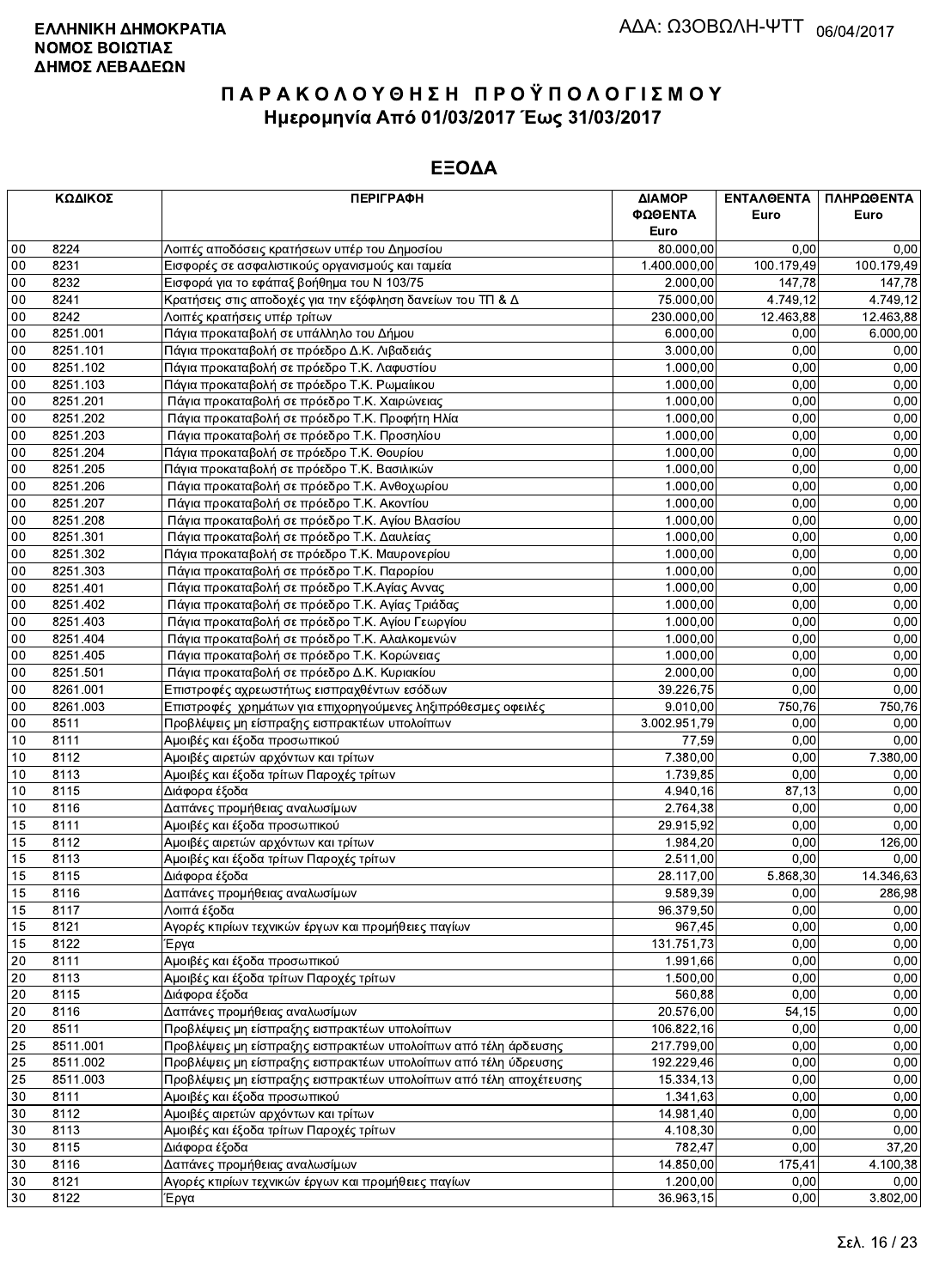**ΕΛΛΗΝΙΚΗ ΔΗΜΟΚΡΑΤΙΑ**
**ΝΟΜΟΣ ΒΟΙΩΤΙΑΣ**
**ΔΗΜΟΣ ΛΕΒΑΔΕΩΝ**

ΑΔΑ: Ω3ΟΒΩΛΗ-ΨΤΤ 06/04/2017

# ΠΑΡΑΚΟΛΟΥΘΗΣΗ ΠΡΟΫΠΟΛΟΓΙΣΜΟΥ
## Ημερομηνία Από 01/03/2017 Έως 31/03/2017

## ΕΞΟΔΑ

| ΚΩΔΙΚΟΣ | | ΠΕΡΙΓΡΑΦΗ | ΔΙΑΜΟΡ ΦΩΘΕΝΤΑ Euro | ΕΝΤΑΛΘΕΝΤΑ Euro | ΠΛΗΡΩΘΕΝΤΑ Euro |
|---|---|---|---|---|---|
| 00 | 8224 | Λοιπές αποδόσεις κρατήσεων υπέρ του Δημοσίου | 80.000,00 | 0,00 | 0,00 |
| 00 | 8231 | Εισφορές σε ασφαλιστικούς οργανισμούς και ταμεία | 1.400.000,00 | 100.179,49 | 100.179,49 |
| 00 | 8232 | Εισφορά για το εφάπαξ βοήθημα του Ν 103/75 | 2.000,00 | 147,78 | 147,78 |
| 00 | 8241 | Κρατήσεις στις αποδοχές για την εξόφληση δανείων του ΤΠ & Δ | 75.000,00 | 4.749,12 | 4.749,12 |
| 00 | 8242 | Λοιπές κρατήσεις υπέρ τρίτων | 230.000,00 | 12.463,88 | 12.463,88 |
| 00 | 8251.001 | Πάγια προκαταβολή σε υπάλληλο του Δήμου | 6.000,00 | 0,00 | 6.000,00 |
| 00 | 8251.101 | Πάγια προκαταβολή σε πρόεδρο Δ.Κ. Λιβαδειάς | 3.000,00 | 0,00 | 0,00 |
| 00 | 8251.102 | Πάγια προκαταβολή σε πρόεδρο Τ.Κ. Λαφυστίου | 1.000,00 | 0,00 | 0,00 |
| 00 | 8251.103 | Πάγια προκαταβολή σε πρόεδρο Τ.Κ. Ρωμαίικου | 1.000,00 | 0,00 | 0,00 |
| 00 | 8251.201 | Πάγια προκαταβολή σε πρόεδρο Τ.Κ. Χαιρώνειας | 1.000,00 | 0,00 | 0,00 |
| 00 | 8251.202 | Πάγια προκαταβολή σε πρόεδρο Τ.Κ. Προφήτη Ηλία | 1.000,00 | 0,00 | 0,00 |
| 00 | 8251.203 | Πάγια προκαταβολή σε πρόεδρο Τ.Κ. Προσηλίου | 1.000,00 | 0,00 | 0,00 |
| 00 | 8251.204 | Πάγια προκαταβολή σε πρόεδρο Τ.Κ. Θουρίου | 1.000,00 | 0,00 | 0,00 |
| 00 | 8251.205 | Πάγια προκαταβολή σε πρόεδρο Τ.Κ. Βασιλικών | 1.000,00 | 0,00 | 0,00 |
| 00 | 8251.206 | Πάγια προκαταβολή σε πρόεδρο Τ.Κ. Ανθοχωρίου | 1.000,00 | 0,00 | 0,00 |
| 00 | 8251.207 | Πάγια προκαταβολή σε πρόεδρο Τ.Κ. Ακοντίου | 1.000,00 | 0,00 | 0,00 |
| 00 | 8251.208 | Πάγια προκαταβολή σε πρόεδρο Τ.Κ. Αγίου Βλασίου | 1.000,00 | 0,00 | 0,00 |
| 00 | 8251.301 | Πάγια προκαταβολή σε πρόεδρο Τ.Κ. Δαυλείας | 1.000,00 | 0,00 | 0,00 |
| 00 | 8251.302 | Πάγια προκαταβολή σε πρόεδρο Τ.Κ. Μαυρονερίου | 1.000,00 | 0,00 | 0,00 |
| 00 | 8251.303 | Πάγια προκαταβολή σε πρόεδρο Τ.Κ. Παρορίου | 1.000,00 | 0,00 | 0,00 |
| 00 | 8251.401 | Πάγια προκαταβολή σε πρόεδρο Τ.Κ.Αγίας Αννας | 1.000,00 | 0,00 | 0,00 |
| 00 | 8251.402 | Πάγια προκαταβολή σε πρόεδρο Τ.Κ. Αγίας Τριάδας | 1.000,00 | 0,00 | 0,00 |
| 00 | 8251.403 | Πάγια προκαταβολή σε πρόεδρο Τ.Κ. Αγίου Γεωργίου | 1.000,00 | 0,00 | 0,00 |
| 00 | 8251.404 | Πάγια προκαταβολή σε πρόεδρο Τ.Κ. Αλαλκομενών | 1.000,00 | 0,00 | 0,00 |
| 00 | 8251.405 | Πάγια προκαταβολή σε πρόεδρο Τ.Κ. Κορώνειας | 1.000,00 | 0,00 | 0,00 |
| 00 | 8251.501 | Πάγια προκαταβολή σε πρόεδρο Δ.Κ. Κυριακίου | 2.000,00 | 0,00 | 0,00 |
| 00 | 8261.001 | Επιστροφές αχρεωστήτως εισπραχθέντων εσόδων | 39.226,75 | 0,00 | 0,00 |
| 00 | 8261.003 | Επιστροφές χρημάτων για επιχορηγούμενες ληξιπρόθεσμες οφειλές | 9.010,00 | 750,76 | 750,76 |
| 00 | 8511 | Προβλέψεις μη είσπραξης εισπρακτέων υπολοίπων | 3.002.951,79 | 0,00 | 0,00 |
| 10 | 8111 | Αμοιβές και έξοδα προσωπικού | 77,59 | 0,00 | 0,00 |
| 10 | 8112 | Αμοιβές αιρετών αρχόντων και τρίτων | 7.380,00 | 0,00 | 7.380,00 |
| 10 | 8113 | Αμοιβές και έξοδα τρίτων Παροχές τρίτων | 1.739,85 | 0,00 | 0,00 |
| 10 | 8115 | Διάφορα έξοδα | 4.940,16 | 87,13 | 0,00 |
| 10 | 8116 | Δαπάνες προμήθειας αναλωσίμων | 2.764,38 | 0,00 | 0,00 |
| 15 | 8111 | Αμοιβές και έξοδα προσωπικού | 29.915,92 | 0,00 | 0,00 |
| 15 | 8112 | Αμοιβές αιρετών αρχόντων και τρίτων | 1.984,20 | 0,00 | 126,00 |
| 15 | 8113 | Αμοιβές και έξοδα τρίτων Παροχές τρίτων | 2.511,00 | 0,00 | 0,00 |
| 15 | 8115 | Διάφορα έξοδα | 28.117,00 | 5.868,30 | 14.346,63 |
| 15 | 8116 | Δαπάνες προμήθειας αναλωσίμων | 9.589,39 | 0,00 | 286,98 |
| 15 | 8117 | Λοιπά έξοδα | 96.379,50 | 0,00 | 0,00 |
| 15 | 8121 | Αγορές κτιρίων τεχνικών έργων και προμήθειες παγίων | 967,45 | 0,00 | 0,00 |
| 15 | 8122 | Έργα | 131.751,73 | 0,00 | 0,00 |
| 20 | 8111 | Αμοιβές και έξοδα προσωπικού | 1.991,66 | 0,00 | 0,00 |
| 20 | 8113 | Αμοιβές και έξοδα τρίτων Παροχές τρίτων | 1.500,00 | 0,00 | 0,00 |
| 20 | 8115 | Διάφορα έξοδα | 560,88 | 0,00 | 0,00 |
| 20 | 8116 | Δαπάνες προμήθειας αναλωσίμων | 20.576,00 | 54,15 | 0,00 |
| 20 | 8511 | Προβλέψεις μη είσπραξης εισπρακτέων υπολοίπων | 106.822,16 | 0,00 | 0,00 |
| 25 | 8511.001 | Προβλέψεις μη είσπραξης εισπρακτέων υπολοίπων από τέλη άρδευσης | 217.799,00 | 0,00 | 0,00 |
| 25 | 8511.002 | Προβλέψεις μη είσπραξης εισπρακτέων υπολοίπων από τέλη ύδρευσης | 192.229,46 | 0,00 | 0,00 |
| 25 | 8511.003 | Προβλέψεις μη είσπραξης εισπρακτέων υπολοίπων από τέλη αποχέτευσης | 15.334,13 | 0,00 | 0,00 |
| 30 | 8111 | Αμοιβές και έξοδα προσωπικού | 1.341,63 | 0,00 | 0,00 |
| 30 | 8112 | Αμοιβές αιρετών αρχόντων και τρίτων | 14.981,40 | 0,00 | 0,00 |
| 30 | 8113 | Αμοιβές και έξοδα τρίτων Παροχές τρίτων | 4.108,30 | 0,00 | 0,00 |
| 30 | 8115 | Διάφορα έξοδα | 782,47 | 0,00 | 37,20 |
| 30 | 8116 | Δαπάνες προμήθειας αναλωσίμων | 14.850,00 | 175,41 | 4.100,38 |
| 30 | 8121 | Αγορές κτιρίων τεχνικών έργων και προμήθειες παγίων | 1.200,00 | 0,00 | 0,00 |
| 30 | 8122 | Έργα | 36.963,15 | 0,00 | 3.802,00 |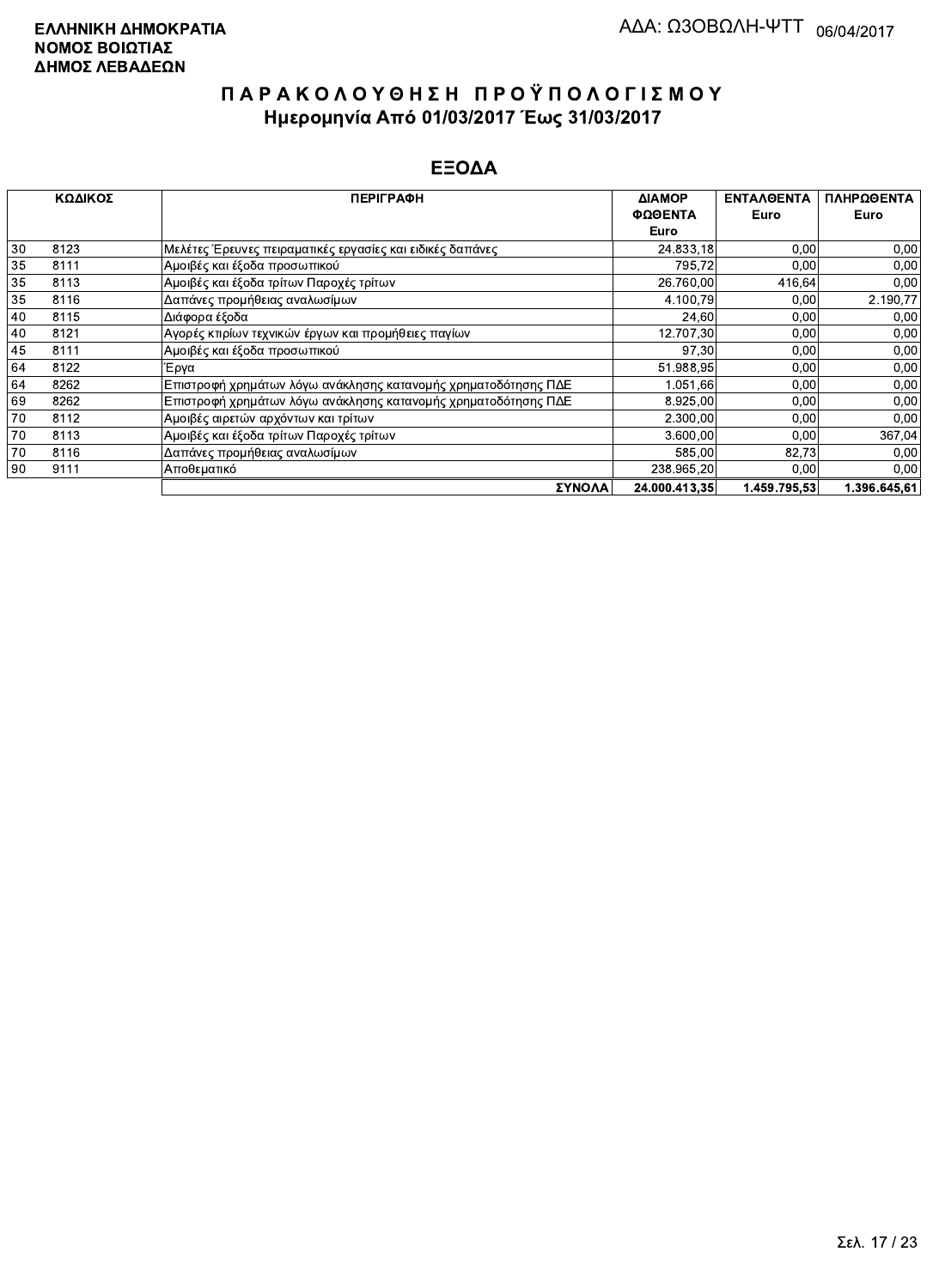**ΕΛΛΗΝΙΚΗ ΔΗΜΟΚΡΑΤΙΑ**
**ΝΟΜΟΣ ΒΟΙΩΤΙΑΣ**
**ΔΗΜΟΣ ΛΕΒΑΔΕΩΝ**

ΑΔΑ: ΩΣΟΒΩΛΗ-ΨΤΤ 06/04/2017

# ΠΑΡΑΚΟΛΟΥΘΗΣΗ ΠΡΟΫΠΟΛΟΓΙΣΜΟΥ

## Ημερομηνία Από 01/03/2017 Έως 31/03/2017

## ΕΞΟΔΑ

| ΚΩΔΙΚΟΣ | | ΠΕΡΙΓΡΑΦΗ | ΔΙΑΜΟΡ ΦΩΘΕΝΤΑ Euro | ΕΝΤΑΛΘΕΝΤΑ Euro | ΠΛΗΡΩΘΕΝΤΑ Euro |
|---|---|---|---|---|---|
| 30 | 8123 | Μελέτες Έρευνες πειραματικές εργασίες και ειδικές δαπάνες | 24.833,18 | 0,00 | 0,00 |
| 35 | 8111 | Αμοιβές και έξοδα προσωπικού | 795,72 | 0,00 | 0,00 |
| 35 | 8113 | Αμοιβές και έξοδα τρίτων Παροχές τρίτων | 26.760,00 | 416,64 | 0,00 |
| 35 | 8116 | Δαπάνες προμήθειας αναλωσίμων | 4.100,79 | 0,00 | 2.190,77 |
| 40 | 8115 | Διάφορα έξοδα | 24,60 | 0,00 | 0,00 |
| 40 | 8121 | Αγορές κτιρίων τεχνικών έργων και προμήθειες παγίων | 12.707,30 | 0,00 | 0,00 |
| 45 | 8111 | Αμοιβές και έξοδα προσωπικού | 97,30 | 0,00 | 0,00 |
| 64 | 8122 | Έργα | 51.988,95 | 0,00 | 0,00 |
| 64 | 8262 | Επιστροφή χρημάτων λόγω ανάκλησης κατανομής χρηματοδότησης ΠΔΕ | 1.051,66 | 0,00 | 0,00 |
| 69 | 8262 | Επιστροφή χρημάτων λόγω ανάκλησης κατανομής χρηματοδότησης ΠΔΕ | 8.925,00 | 0,00 | 0,00 |
| 70 | 8112 | Αμοιβές αιρετών αρχόντων και τρίτων | 2.300,00 | 0,00 | 0,00 |
| 70 | 8113 | Αμοιβές και έξοδα τρίτων Παροχές τρίτων | 3.600,00 | 0,00 | 367,04 |
| 70 | 8116 | Δαπάνες προμήθειας αναλωσίμων | 585,00 | 82,73 | 0,00 |
| 90 | 9111 | Αποθεματικό | 238.965,20 | 0,00 | 0,00 |
| | | **ΣΥΝΟΛΑ** | **24.000.413,35** | **1.459.795,53** | **1.396.645,61** |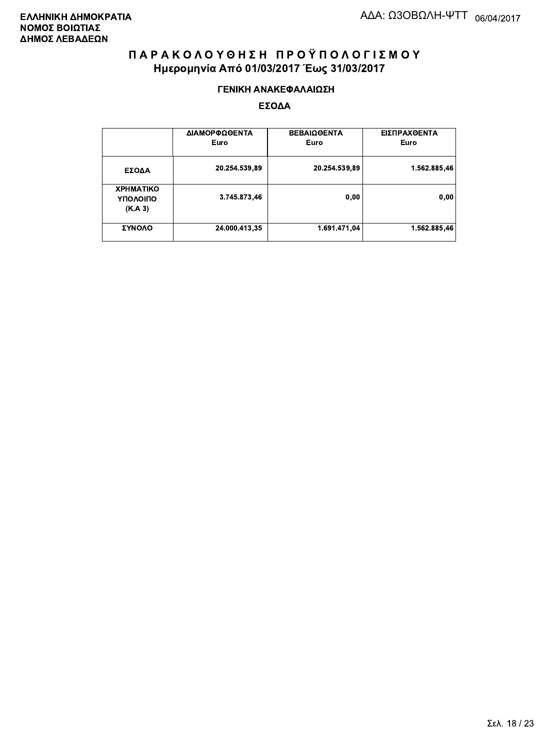**ΕΛΛΗΝΙΚΗ ΔΗΜΟΚΡΑΤΙΑ**
**ΝΟΜΟΣ ΒΟΙΩΤΙΑΣ**
**ΔΗΜΟΣ ΛΕΒΑΔΕΩΝ**

ΑΔΑ: ΩΖΟΒΩΛΗ-ΨΤΤ 06/04/2017

# Π Α Ρ Α Κ Ο Λ Ο Υ Θ Η Σ Η   Π Ρ Ο Ϋ Π Ο Λ Ο Γ Ι Σ Μ Ο Υ

## Ημερομηνία Από 01/03/2017 Έως 31/03/2017

### ΓΕΝΙΚΗ ΑΝΑΚΕΦΑΛΑΙΩΣΗ

### ΕΣΟΔΑ

| | ΔΙΑΜΟΡΦΩΘΕΝΤΑ Euro | ΒΕΒΑΙΩΘΕΝΤΑ Euro | ΕΙΣΠΡΑΧΘΕΝΤΑ Euro |
|---|---|---|---|
| ΕΣΟΔΑ | 20.254.539,89 | 20.254.539,89 | 1.562.885,46 |
| ΧΡΗΜΑΤΙΚΟ ΥΠΟΛΟΙΠΟ (Κ.Α 3) | 3.745.873,46 | 0,00 | 0,00 |
| ΣΥΝΟΛΟ | 24.000.413,35 | 1.691.471,04 | 1.562.885,46 |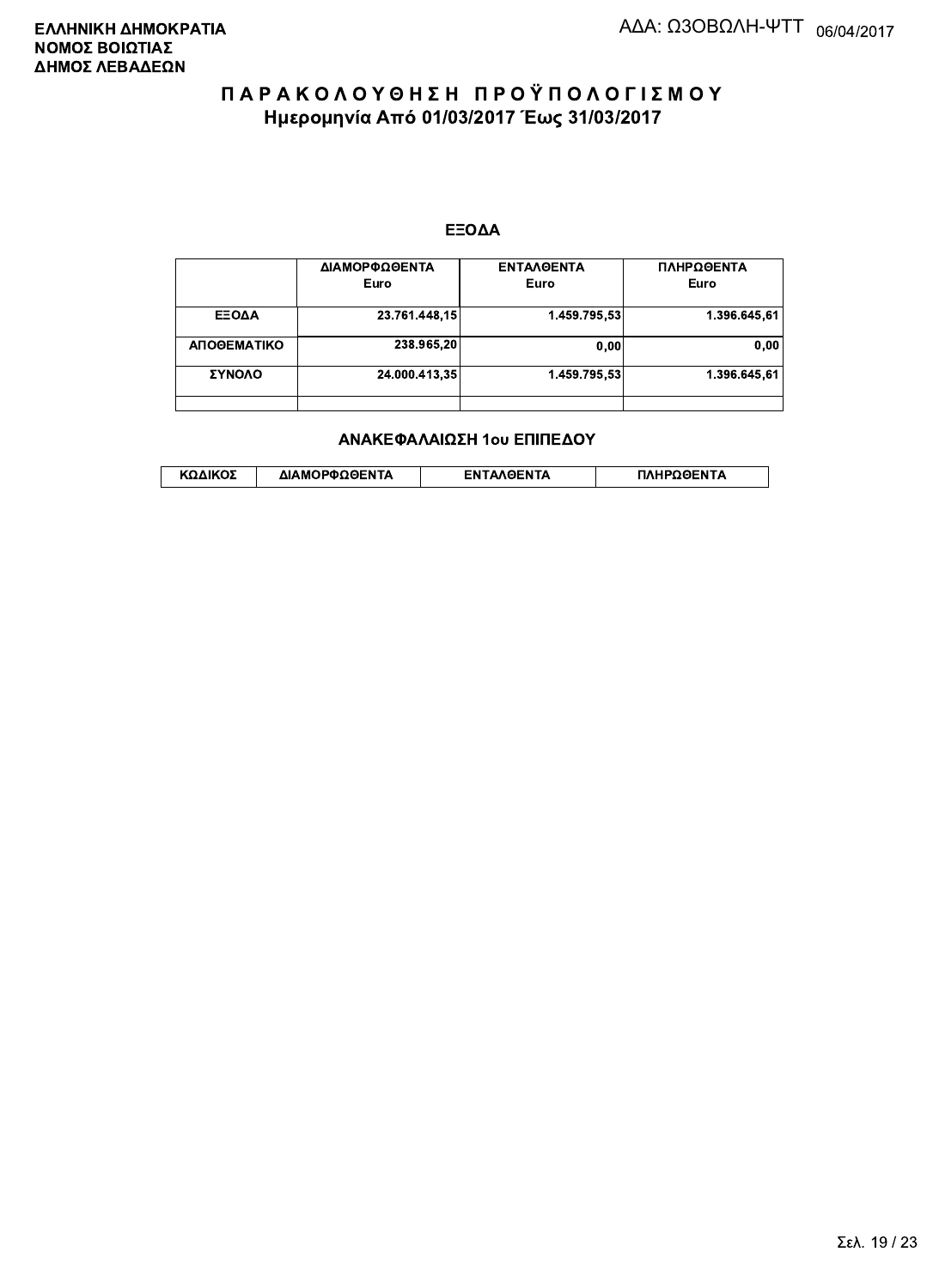**ΕΛΛΗΝΙΚΗ ΔΗΜΟΚΡΑΤΙΑ**
**ΝΟΜΟΣ ΒΟΙΩΤΙΑΣ**
**ΔΗΜΟΣ ΛΕΒΑΔΕΩΝ**

ΑΔΑ: Ω3ΟΒΩΛΗ-ΨΤΤ 06/04/2017

# ΠΑΡΑΚΟΛΟΥΘΗΣΗ ΠΡΟΫΠΟΛΟΓΙΣΜΟΥ

## Ημερομηνία Από 01/03/2017 Έως 31/03/2017

### ΕΞΟΔΑ

| | ΔΙΑΜΟΡΦΩΘΕΝΤΑ Euro | ΕΝΤΑΛΘΕΝΤΑ Euro | ΠΛΗΡΩΘΕΝΤΑ Euro |
|---|---|---|---|
| ΕΞΟΔΑ | 23.761.448,15 | 1.459.795,53 | 1.396.645,61 |
| ΑΠΟΘΕΜΑΤΙΚΟ | 238.965,20 | 0,00 | 0,00 |
| ΣΥΝΟΛΟ | 24.000.413,35 | 1.459.795,53 | 1.396.645,61 |
| | | | |

### ΑΝΑΚΕΦΑΛΑΙΩΣΗ 1ου ΕΠΙΠΕΔΟΥ

| ΚΩΔΙΚΟΣ | ΔΙΑΜΟΡΦΩΘΕΝΤΑ | ΕΝΤΑΛΘΕΝΤΑ | ΠΛΗΡΩΘΕΝΤΑ |
|---|---|---|---|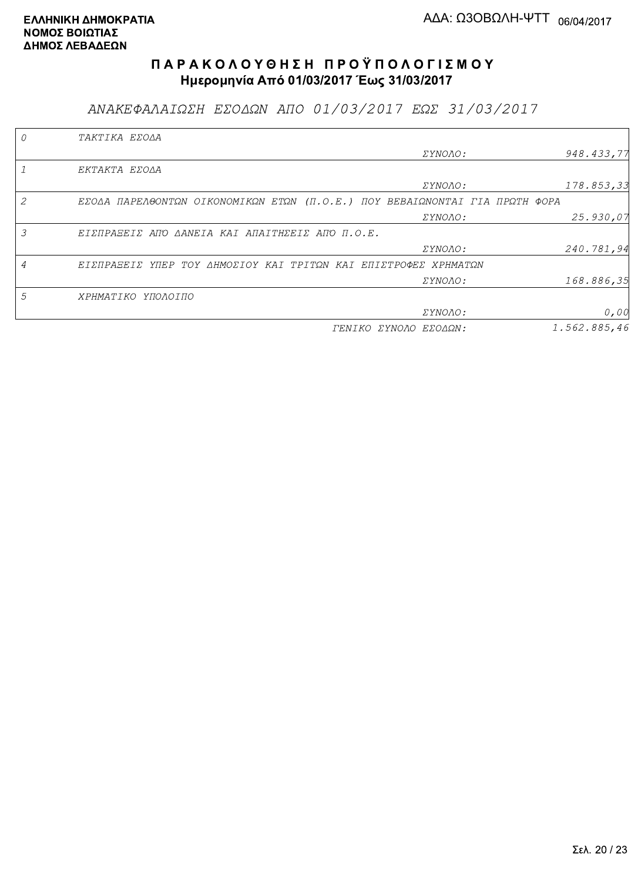**ΕΛΛΗΝΙΚΗ ΔΗΜΟΚΡΑΤΙΑ**
**ΝΟΜΟΣ ΒΟΙΩΤΙΑΣ**
**ΔΗΜΟΣ ΛΕΒΑΔΕΩΝ**

ΑΔΑ: Ω3ΟΒΩΛΗ-ΨΤΤ 06/04/2017

## ΠΑΡΑΚΟΛΟΥΘΗΣΗ ΠΡΟΫΠΟΛΟΓΙΣΜΟΥ
### Ημερομηνία Από 01/03/2017 Έως 31/03/2017

*ΑΝΑΚΕΦΑΛΑΙΩΣΗ ΕΣΟΔΩΝ ΑΠΟ 01/03/2017 ΕΩΣ 31/03/2017*

| Κωδ. | Περιγραφή | | Ποσό |
|---|---|---|---|
| 0 | ΤΑΚΤΙΚΑ ΕΣΟΔΑ | | |
| | | ΣΥΝΟΛΟ: | 948.433,77 |
| 1 | ΕΚΤΑΚΤΑ ΕΣΟΔΑ | | |
| | | ΣΥΝΟΛΟ: | 178.853,33 |
| 2 | ΕΣΟΔΑ ΠΑΡΕΛΘΟΝΤΩΝ ΟΙΚΟΝΟΜΙΚΩΝ ΕΤΩΝ (Π.Ο.Ε.) ΠΟΥ ΒΕΒΑΙΩΝΟΝΤΑΙ ΓΙΑ ΠΡΩΤΗ ΦΟΡΑ | | |
| | | ΣΥΝΟΛΟ: | 25.930,07 |
| 3 | ΕΙΣΠΡΑΞΕΙΣ ΑΠΌ ΔΑΝΕΙΑ ΚΑΙ ΑΠΑΙΤΗΣΕΙΣ ΑΠΌ Π.Ο.Ε. | | |
| | | ΣΥΝΟΛΟ: | 240.781,94 |
| 4 | ΕΙΣΠΡΑΞΕΙΣ ΥΠΕΡ ΤΟΥ ΔΗΜΟΣΙΟΥ ΚΑΙ ΤΡΙΤΩΝ ΚΑΙ ΕΠΙΣΤΡΟΦΕΣ ΧΡΗΜΑΤΩΝ | | |
| | | ΣΥΝΟΛΟ: | 168.886,35 |
| 5 | ΧΡΗΜΑΤΙΚΟ ΥΠΟΛΟΙΠΟ | | |
| | | ΣΥΝΟΛΟ: | 0,00 |
| | | ΓΕΝΙΚΟ ΣΥΝΟΛΟ ΕΣΟΔΩΝ: | 1.562.885,46 |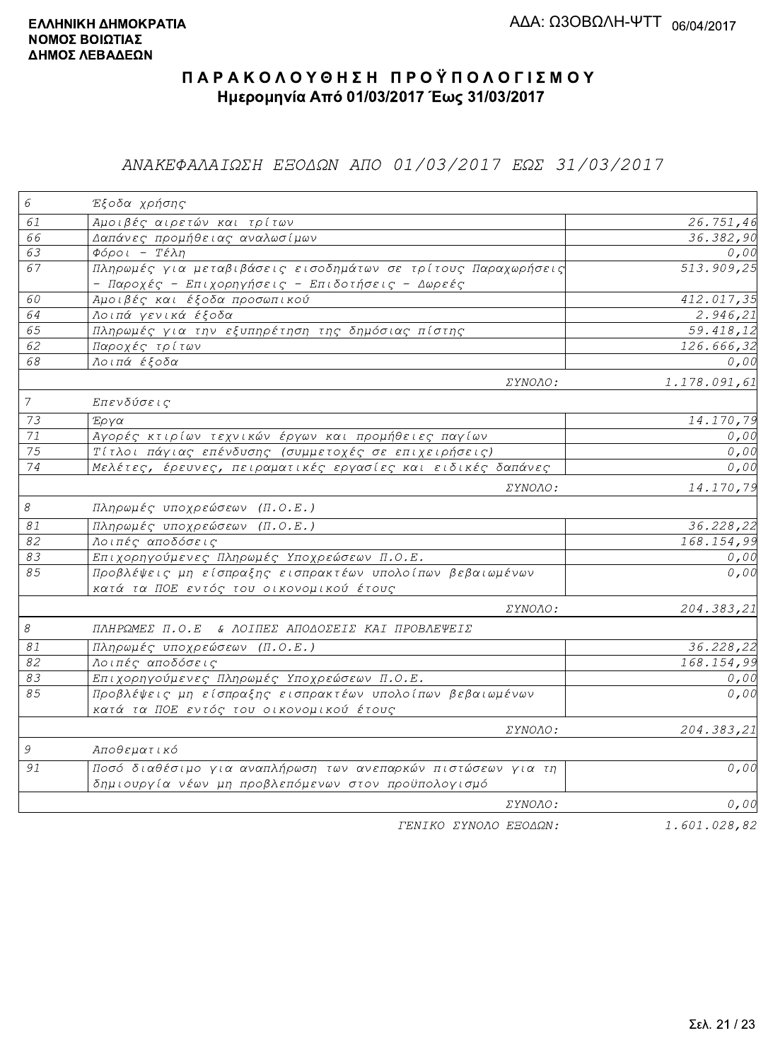**ΕΛΛΗΝΙΚΗ ΔΗΜΟΚΡΑΤΙΑ**
**ΝΟΜΟΣ ΒΟΙΩΤΙΑΣ**
**ΔΗΜΟΣ ΛΕΒΑΔΕΩΝ**

ΑΔΑ: Ω3ΟΒΩΛΗ-ΨΤΤ 06/04/2017

# ΠΑΡΑΚΟΛΟΥΘΗΣΗ ΠΡΟΫΠΟΛΟΓΙΣΜΟΥ

**Ημερομηνία Από 01/03/2017 Έως 31/03/2017**

## ΑΝΑΚΕΦΑΛΑΙΩΣΗ ΕΞΟΔΩΝ ΑΠΟ 01/03/2017 ΕΩΣ 31/03/2017

| Κωδ. | Περιγραφή | Ποσό |
|---|---|---|
| 6 | Έξοδα χρήσης | |
| 61 | Αμοιβές αιρετών και τρίτων | 26.751,46 |
| 66 | Δαπάνες προμήθειας αναλωσίμων | 36.382,90 |
| 63 | Φόροι - Τέλη | 0,00 |
| 67 | Πληρωμές για μεταβιβάσεις εισοδημάτων σε τρίτους Παραχωρήσεις - Παροχές - Επιχορηγήσεις - Επιδοτήσεις - Δωρεές | 513.909,25 |
| 60 | Αμοιβές και έξοδα προσωπικού | 412.017,35 |
| 64 | Λοιπά γενικά έξοδα | 2.946,21 |
| 65 | Πληρωμές για την εξυπηρέτηση της δημόσιας πίστης | 59.418,12 |
| 62 | Παροχές τρίτων | 126.666,32 |
| 68 | Λοιπά έξοδα | 0,00 |
| | ΣΥΝΟΛΟ: | 1.178.091,61 |
| 7 | Επενδύσεις | |
| 73 | Έργα | 14.170,79 |
| 71 | Αγορές κτιρίων τεχνικών έργων και προμήθειες παγίων | 0,00 |
| 75 | Τίτλοι πάγιας επένδυσης (συμμετοχές σε επιχειρήσεις) | 0,00 |
| 74 | Μελέτες, έρευνες, πειραματικές εργασίες και ειδικές δαπάνες | 0,00 |
| | ΣΥΝΟΛΟ: | 14.170,79 |
| 8 | Πληρωμές υποχρεώσεων (Π.Ο.Ε.) | |
| 81 | Πληρωμές υποχρεώσεων (Π.Ο.Ε.) | 36.228,22 |
| 82 | Λοιπές αποδόσεις | 168.154,99 |
| 83 | Επιχορηγούμενες Πληρωμές Υποχρεώσεων Π.Ο.Ε. | 0,00 |
| 85 | Προβλέψεις μη είσπραξης εισπρακτέων υπολοίπων βεβαιωμένων κατά τα ΠΟΕ εντός του οικονομικού έτους | 0,00 |
| | ΣΥΝΟΛΟ: | 204.383,21 |
| 8 | ΠΛΗΡΩΜΕΣ Π.Ο.Ε & ΛΟΙΠΕΣ ΑΠΟΔΟΣΕΙΣ ΚΑΙ ΠΡΟΒΛΕΨΕΙΣ | |
| 81 | Πληρωμές υποχρεώσεων (Π.Ο.Ε.) | 36.228,22 |
| 82 | Λοιπές αποδόσεις | 168.154,99 |
| 83 | Επιχορηγούμενες Πληρωμές Υποχρεώσεων Π.Ο.Ε. | 0,00 |
| 85 | Προβλέψεις μη είσπραξης εισπρακτέων υπολοίπων βεβαιωμένων κατά τα ΠΟΕ εντός του οικονομικού έτους | 0,00 |
| | ΣΥΝΟΛΟ: | 204.383,21 |
| 9 | Αποθεματικό | |
| 91 | Ποσό διαθέσιμο για αναπλήρωση των ανεπαρκών πιστώσεων για τη δημιουργία νέων μη προβλεπόμενων στον προϋπολογισμό | 0,00 |
| | ΣΥΝΟΛΟ: | 0,00 |
| | ΓΕΝΙΚΟ ΣΥΝΟΛΟ ΕΞΟΔΩΝ: | 1.601.028,82 |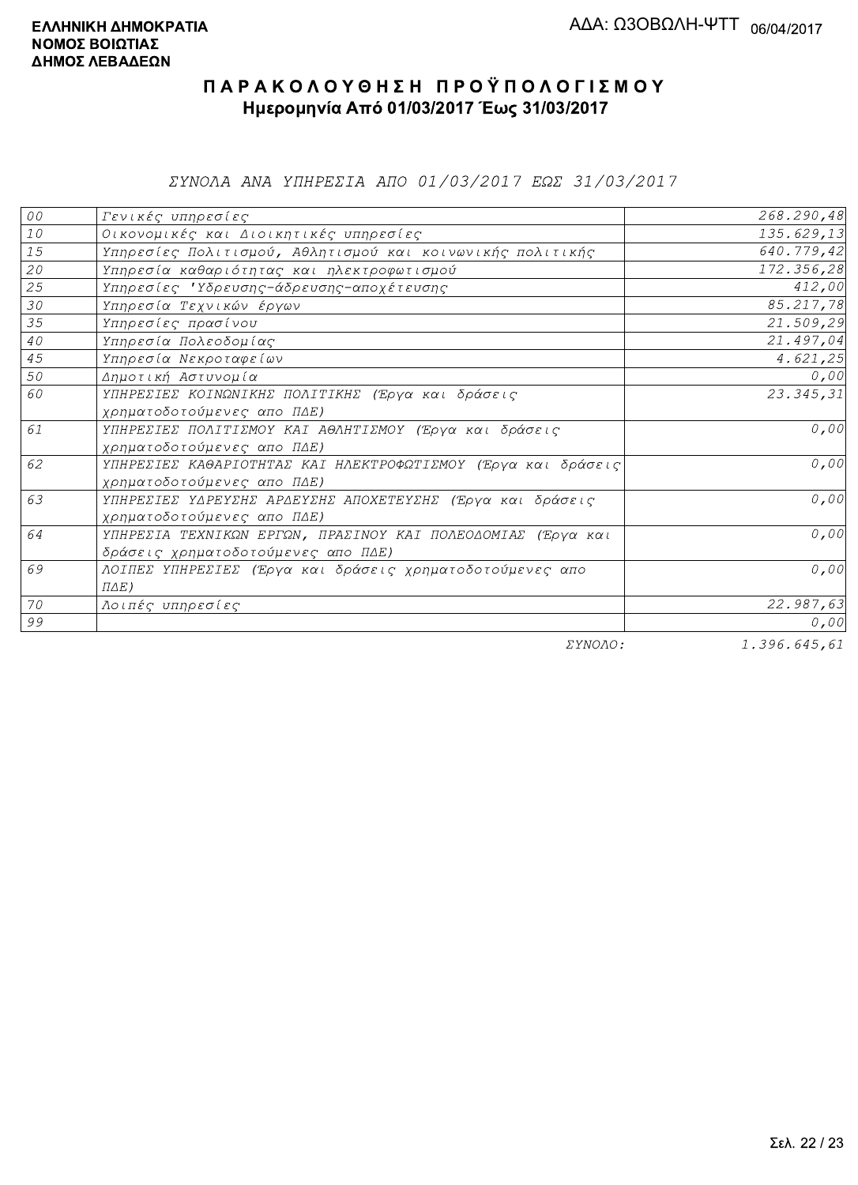**ΕΛΛΗΝΙΚΗ ΔΗΜΟΚΡΑΤΙΑ**
**ΝΟΜΟΣ ΒΟΙΩΤΙΑΣ**
**ΔΗΜΟΣ ΛΕΒΑΔΕΩΝ**

ΑΔΑ: Ω3ΟΒΩΛΗ-ΨΤΤ 06/04/2017

# ΠΑΡΑΚΟΛΟΥΘΗΣΗ ΠΡΟΫΠΟΛΟΓΙΣΜΟΥ

**Ημερομηνία Από 01/03/2017 Έως 31/03/2017**

*ΣΥΝΟΛΑ ΑΝΑ ΥΠΗΡΕΣΙΑ ΑΠΟ 01/03/2017 ΕΩΣ 31/03/2017*

| Κωδ. | Υπηρεσία | Ποσό |
|---|---|---|
| 00 | Γενικές υπηρεσίες | 268.290,48 |
| 10 | Οικονομικές και Διοικητικές υπηρεσίες | 135.629,13 |
| 15 | Υπηρεσίες Πολιτισμού, Αθλητισμού και κοινωνικής πολιτικής | 640.779,42 |
| 20 | Υπηρεσία καθαριότητας και ηλεκτροφωτισμού | 172.356,28 |
| 25 | Υπηρεσίες 'Υδρευσης-άδρευσης-αποχέτευσης | 412,00 |
| 30 | Υπηρεσία Τεχνικών έργων | 85.217,78 |
| 35 | Υπηρεσίες πρασίνου | 21.509,29 |
| 40 | Υπηρεσία Πολεοδομίας | 21.497,04 |
| 45 | Υπηρεσία Νεκροταφείων | 4.621,25 |
| 50 | Δημοτική Αστυνομία | 0,00 |
| 60 | ΥΠΗΡΕΣΙΕΣ ΚΟΙΝΩΝΙΚΗΣ ΠΟΛΙΤΙΚΗΣ (Έργα και δράσεις χρηματοδοτούμενες απο ΠΔΕ) | 23.345,31 |
| 61 | ΥΠΗΡΕΣΙΕΣ ΠΟΛΙΤΙΣΜΟΥ ΚΑΙ ΑΘΛΗΤΙΣΜΟΥ (Έργα και δράσεις χρηματοδοτούμενες απο ΠΔΕ) | 0,00 |
| 62 | ΥΠΗΡΕΣΙΕΣ ΚΑΘΑΡΙΟΤΗΤΑΣ ΚΑΙ ΗΛΕΚΤΡΟΦΩΤΙΣΜΟΥ (Έργα και δράσεις χρηματοδοτούμενες απο ΠΔΕ) | 0,00 |
| 63 | ΥΠΗΡΕΣΙΕΣ ΥΔΡΕΥΣΗΣ ΑΡΔΕΥΣΗΣ ΑΠΟΧΕΤΕΥΣΗΣ (Έργα και δράσεις χρηματοδοτούμενες απο ΠΔΕ) | 0,00 |
| 64 | ΥΠΗΡΕΣΙΑ ΤΕΧΝΙΚΩΝ ΕΡΓΩΝ, ΠΡΑΣΙΝΟΥ ΚΑΙ ΠΟΛΕΟΔΟΜΙΑΣ (Έργα και δράσεις χρηματοδοτούμενες απο ΠΔΕ) | 0,00 |
| 69 | ΛΟΙΠΕΣ ΥΠΗΡΕΣΙΕΣ (Έργα και δράσεις χρηματοδοτούμενες απο ΠΔΕ) | 0,00 |
| 70 | Λοιπές υπηρεσίες | 22.987,63 |
| 99 | | 0,00 |
| | ΣΥΝΟΛΟ: | 1.396.645,61 |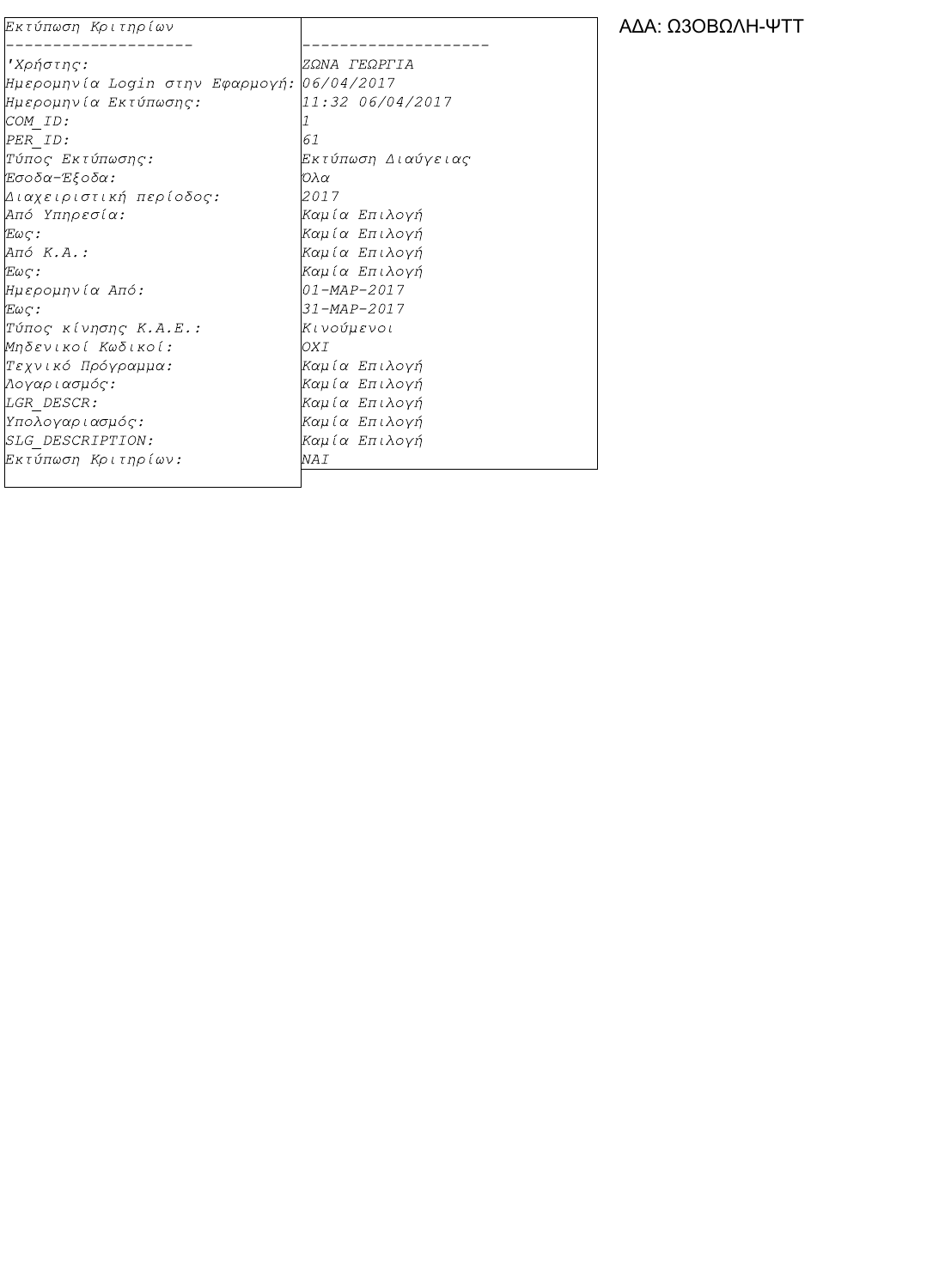ΑΔΑ: ΩΖΟΒΩΛΗ-ΨΤΤ

| Εκτύπωση Κριτηρίων | |
|---|---|
| 'Χρήστης: | ΖΩΝΑ ΓΕΩΡΓΙΑ |
| Ημερομηνία Login στην Εφαρμογή: | 06/04/2017 |
| Ημερομηνία Εκτύπωσης: | 11:32 06/04/2017 |
| COM_ID: | 1 |
| PER_ID: | 61 |
| Τύπος Εκτύπωσης: | Εκτύπωση Διαύγειας |
| Έσοδα-Έξοδα: | Όλα |
| Διαχειριστική περίοδος: | 2017 |
| Από Υπηρεσία: | Καμία Επιλογή |
| Έως: | Καμία Επιλογή |
| Από Κ.Α.: | Καμία Επιλογή |
| Έως: | Καμία Επιλογή |
| Ημερομηνία Από: | 01-MAP-2017 |
| Έως: | 31-MAP-2017 |
| Τύπος κίνησης Κ.Α.Ε.: | Κινούμενοι |
| Μηδενικοί Κωδικοί: | ΟΧΙ |
| Τεχνικό Πρόγραμμα: | Καμία Επιλογή |
| Λογαριασμός: | Καμία Επιλογή |
| LGR_DESCR: | Καμία Επιλογή |
| Υπολογαριασμός: | Καμία Επιλογή |
| SLG_DESCRIPTION: | Καμία Επιλογή |
| Εκτύπωση Κριτηρίων: | ΝΑΙ |